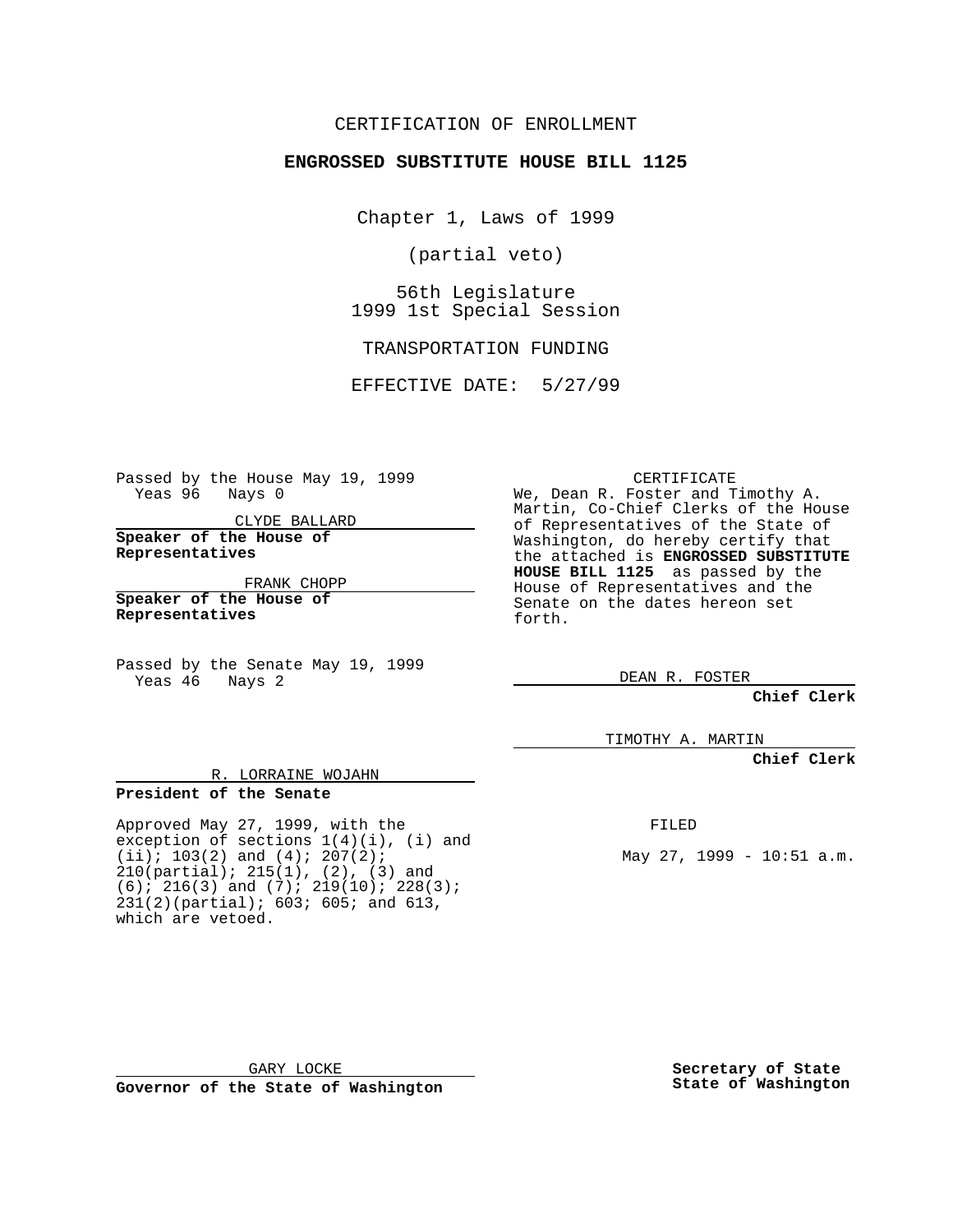CERTIFICATION OF ENROLLMENT

**ENGROSSED SUBSTITUTE HOUSE BILL 1125**

Chapter 1, Laws of 1999

(partial veto)

56th Legislature
1999 1st Special Session

TRANSPORTATION FUNDING

EFFECTIVE DATE: 5/27/99

Passed by the House May 19, 1999
Yeas 96 Nays 0

CLYDE BALLARD
**Speaker of the House of Representatives**

FRANK CHOPP
**Speaker of the House of Representatives**

Passed by the Senate May 19, 1999
Yeas 46 Nays 2

R. LORRAINE WOJAHN
**President of the Senate**

Approved May 27, 1999, with the exception of sections 1(4)(i), (i) and (ii); 103(2) and (4); 207(2); 210(partial); 215(1), (2), (3) and (6); 216(3) and (7); 219(10); 228(3); 231(2)(partial); 603; 605; and 613, which are vetoed.

GARY LOCKE
**Governor of the State of Washington**

CERTIFICATE

We, Dean R. Foster and Timothy A. Martin, Co-Chief Clerks of the House of Representatives of the State of Washington, do hereby certify that the attached is **ENGROSSED SUBSTITUTE HOUSE BILL 1125** as passed by the House of Representatives and the Senate on the dates hereon set forth.

DEAN R. FOSTER
**Chief Clerk**

TIMOTHY A. MARTIN
**Chief Clerk**

FILED

May 27, 1999 - 10:51 a.m.

**Secretary of State**
**State of Washington**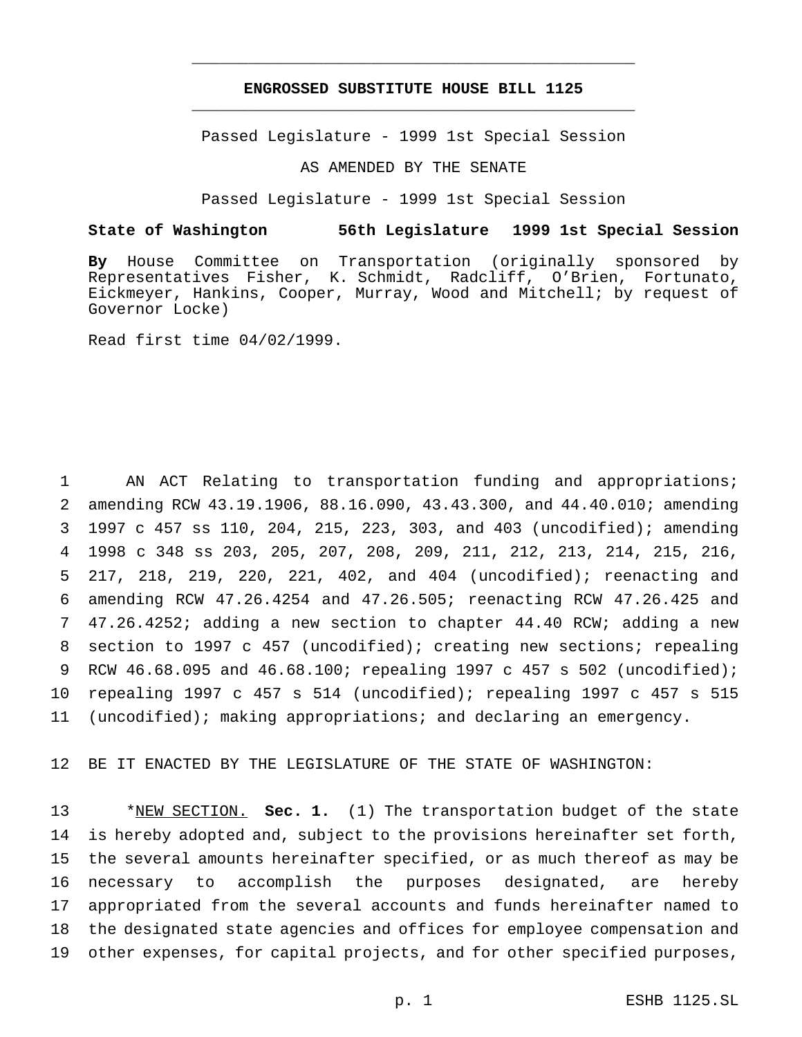# ENGROSSED SUBSTITUTE HOUSE BILL 1125

Passed Legislature - 1999 1st Special Session

AS AMENDED BY THE SENATE

Passed Legislature - 1999 1st Special Session

**State of Washington 56th Legislature 1999 1st Special Session**

**By** House Committee on Transportation (originally sponsored by Representatives Fisher, K. Schmidt, Radcliff, O'Brien, Fortunato, Eickmeyer, Hankins, Cooper, Murray, Wood and Mitchell; by request of Governor Locke)

Read first time 04/02/1999.

AN ACT Relating to transportation funding and appropriations; amending RCW 43.19.1906, 88.16.090, 43.43.300, and 44.40.010; amending 1997 c 457 ss 110, 204, 215, 223, 303, and 403 (uncodified); amending 1998 c 348 ss 203, 205, 207, 208, 209, 211, 212, 213, 214, 215, 216, 217, 218, 219, 220, 221, 402, and 404 (uncodified); reenacting and amending RCW 47.26.4254 and 47.26.505; reenacting RCW 47.26.425 and 47.26.4252; adding a new section to chapter 44.40 RCW; adding a new section to 1997 c 457 (uncodified); creating new sections; repealing RCW 46.68.095 and 46.68.100; repealing 1997 c 457 s 502 (uncodified); repealing 1997 c 457 s 514 (uncodified); repealing 1997 c 457 s 515 (uncodified); making appropriations; and declaring an emergency.

BE IT ENACTED BY THE LEGISLATURE OF THE STATE OF WASHINGTON:

*NEW SECTION. **Sec. 1.** (1) The transportation budget of the state is hereby adopted and, subject to the provisions hereinafter set forth, the several amounts hereinafter specified, or as much thereof as may be necessary to accomplish the purposes designated, are hereby appropriated from the several accounts and funds hereinafter named to the designated state agencies and offices for employee compensation and other expenses, for capital projects, and for other specified purposes,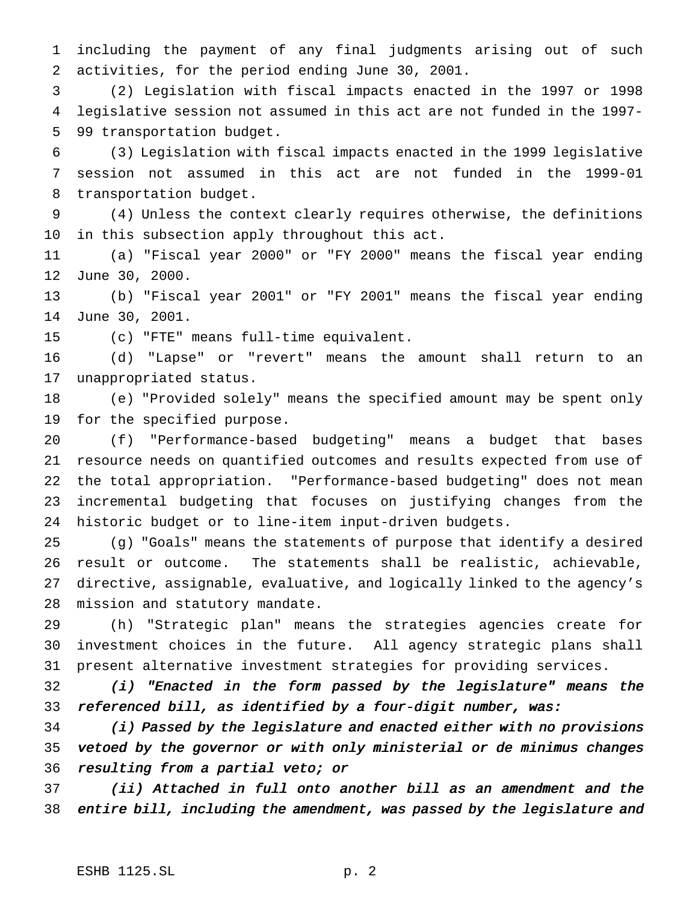including the payment of any final judgments arising out of such activities, for the period ending June 30, 2001.

(2) Legislation with fiscal impacts enacted in the 1997 or 1998 legislative session not assumed in this act are not funded in the 1997-99 transportation budget.

(3) Legislation with fiscal impacts enacted in the 1999 legislative session not assumed in this act are not funded in the 1999-01 transportation budget.

(4) Unless the context clearly requires otherwise, the definitions in this subsection apply throughout this act.

(a) "Fiscal year 2000" or "FY 2000" means the fiscal year ending June 30, 2000.

(b) "Fiscal year 2001" or "FY 2001" means the fiscal year ending June 30, 2001.

(c) "FTE" means full-time equivalent.

(d) "Lapse" or "revert" means the amount shall return to an unappropriated status.

(e) "Provided solely" means the specified amount may be spent only for the specified purpose.

(f) "Performance-based budgeting" means a budget that bases resource needs on quantified outcomes and results expected from use of the total appropriation. "Performance-based budgeting" does not mean incremental budgeting that focuses on justifying changes from the historic budget or to line-item input-driven budgets.

(g) "Goals" means the statements of purpose that identify a desired result or outcome. The statements shall be realistic, achievable, directive, assignable, evaluative, and logically linked to the agency's mission and statutory mandate.

(h) "Strategic plan" means the strategies agencies create for investment choices in the future. All agency strategic plans shall present alternative investment strategies for providing services.

*(i) "Enacted in the form passed by the legislature" means the referenced bill, as identified by a four-digit number, was:*

*(i) Passed by the legislature and enacted either with no provisions vetoed by the governor or with only ministerial or de minimus changes resulting from a partial veto; or*

*(ii) Attached in full onto another bill as an amendment and the entire bill, including the amendment, was passed by the legislature and*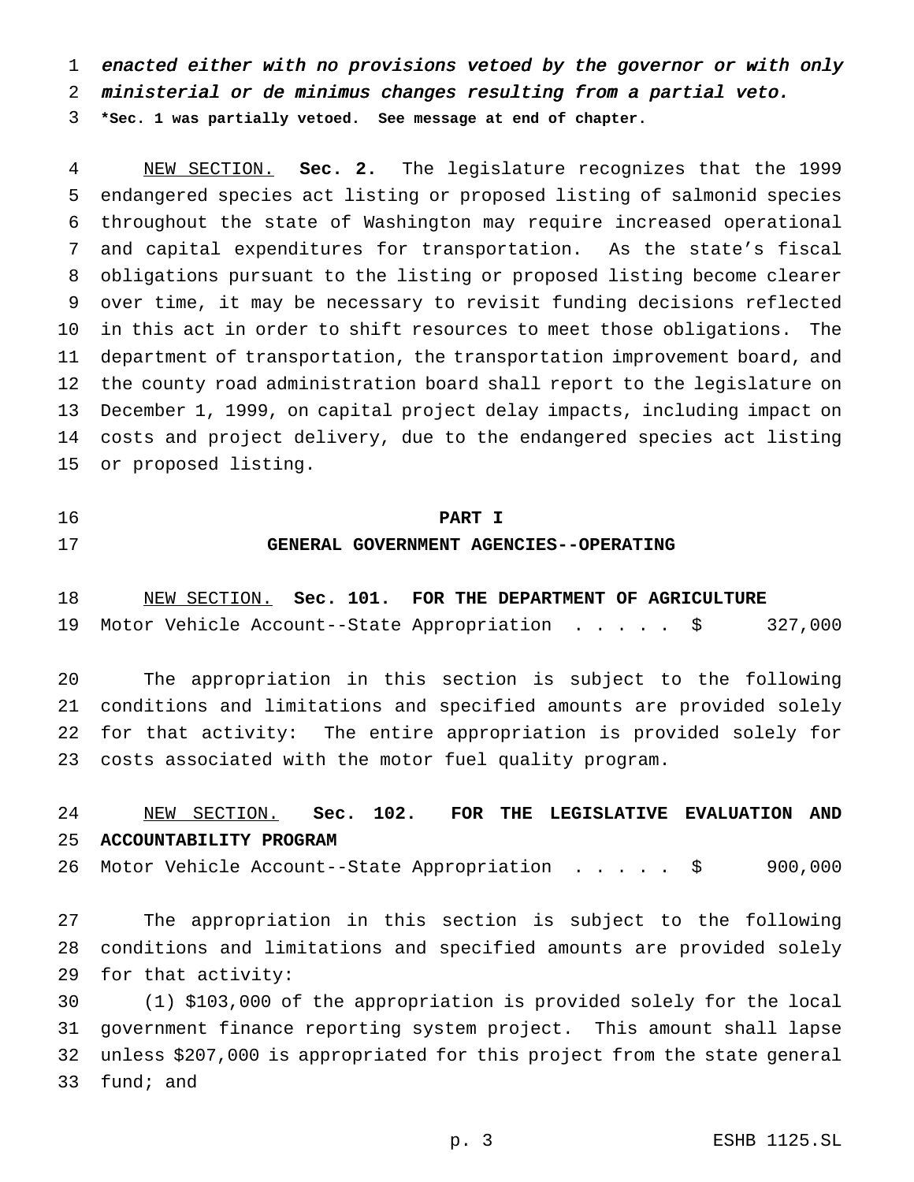*enacted either with no provisions vetoed by the governor or with only ministerial or de minimus changes resulting from a partial veto.*

**\*Sec. 1 was partially vetoed. See message at end of chapter.**

NEW SECTION. **Sec. 2.** The legislature recognizes that the 1999 endangered species act listing or proposed listing of salmonid species throughout the state of Washington may require increased operational and capital expenditures for transportation. As the state's fiscal obligations pursuant to the listing or proposed listing become clearer over time, it may be necessary to revisit funding decisions reflected in this act in order to shift resources to meet those obligations. The department of transportation, the transportation improvement board, and the county road administration board shall report to the legislature on December 1, 1999, on capital project delay impacts, including impact on costs and project delivery, due to the endangered species act listing or proposed listing.

## PART I
## GENERAL GOVERNMENT AGENCIES--OPERATING

NEW SECTION. **Sec. 101. FOR THE DEPARTMENT OF AGRICULTURE**

Motor Vehicle Account--State Appropriation . . . . . $ 327,000

The appropriation in this section is subject to the following conditions and limitations and specified amounts are provided solely for that activity: The entire appropriation is provided solely for costs associated with the motor fuel quality program.

NEW SECTION. **Sec. 102. FOR THE LEGISLATIVE EVALUATION AND ACCOUNTABILITY PROGRAM**

Motor Vehicle Account--State Appropriation . . . . . $ 900,000

The appropriation in this section is subject to the following conditions and limitations and specified amounts are provided solely for that activity:

(1) $103,000 of the appropriation is provided solely for the local government finance reporting system project. This amount shall lapse unless $207,000 is appropriated for this project from the state general fund; and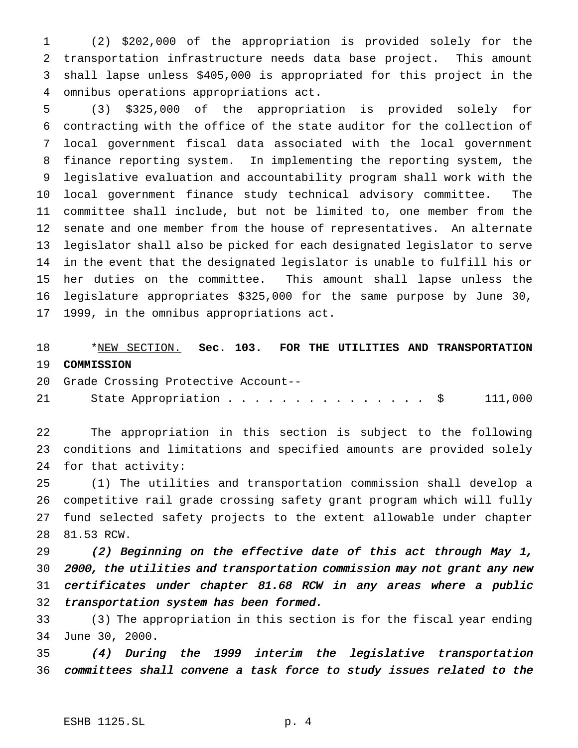(2) $202,000 of the appropriation is provided solely for the transportation infrastructure needs data base project. This amount shall lapse unless $405,000 is appropriated for this project in the omnibus operations appropriations act.

(3) $325,000 of the appropriation is provided solely for contracting with the office of the state auditor for the collection of local government fiscal data associated with the local government finance reporting system. In implementing the reporting system, the legislative evaluation and accountability program shall work with the local government finance study technical advisory committee. The committee shall include, but not be limited to, one member from the senate and one member from the house of representatives. An alternate legislator shall also be picked for each designated legislator to serve in the event that the designated legislator is unable to fulfill his or her duties on the committee. This amount shall lapse unless the legislature appropriates $325,000 for the same purpose by June 30, 1999, in the omnibus appropriations act.

*NEW SECTION. **Sec. 103. FOR THE UTILITIES AND TRANSPORTATION COMMISSION**

Grade Crossing Protective Account--
State Appropriation . . . . . . . . . . . . . . . . $ 111,000

The appropriation in this section is subject to the following conditions and limitations and specified amounts are provided solely for that activity:

(1) The utilities and transportation commission shall develop a competitive rail grade crossing safety grant program which will fully fund selected safety projects to the extent allowable under chapter 81.53 RCW.

*(2) Beginning on the effective date of this act through May 1, 2000, the utilities and transportation commission may not grant any new certificates under chapter 81.68 RCW in any areas where a public transportation system has been formed.*

(3) The appropriation in this section is for the fiscal year ending June 30, 2000.

*(4) During the 1999 interim the legislative transportation committees shall convene a task force to study issues related to the*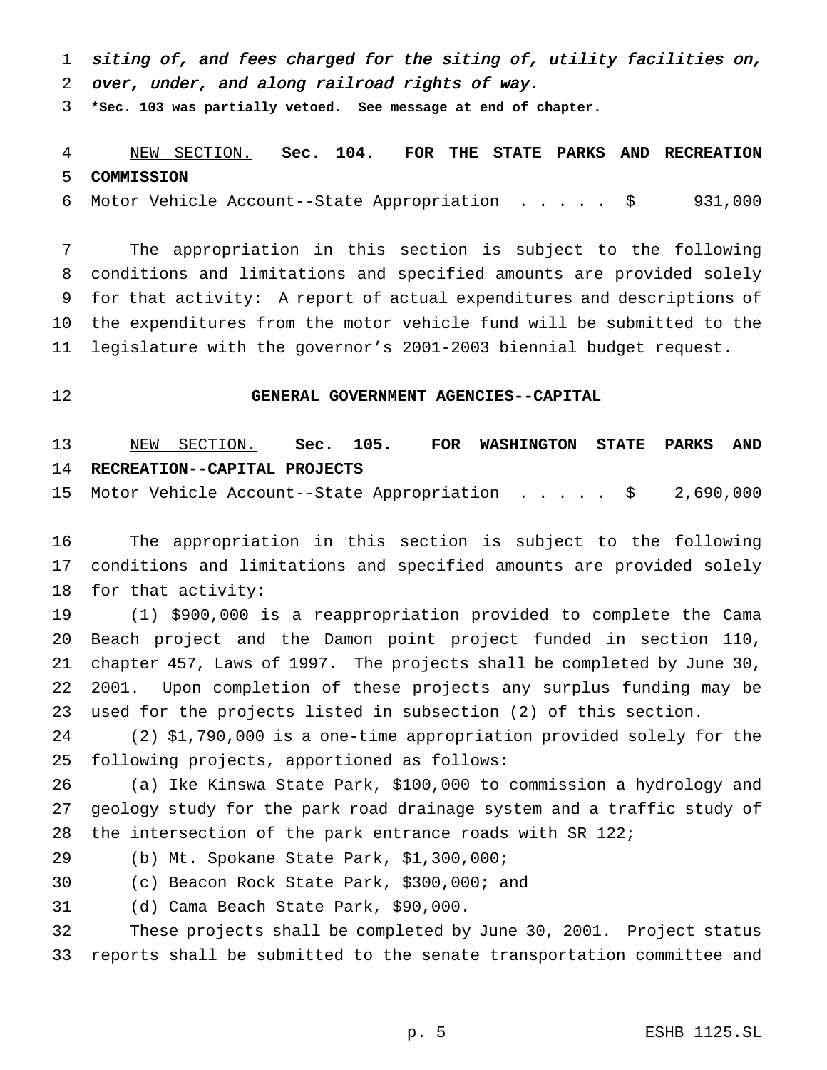*siting of, and fees charged for the siting of, utility facilities on, over, under, and along railroad rights of way.*

**\*Sec. 103 was partially vetoed. See message at end of chapter.**

NEW SECTION. **Sec. 104. FOR THE STATE PARKS AND RECREATION COMMISSION**

Motor Vehicle Account--State Appropriation . . . . . $ 931,000

The appropriation in this section is subject to the following conditions and limitations and specified amounts are provided solely for that activity: A report of actual expenditures and descriptions of the expenditures from the motor vehicle fund will be submitted to the legislature with the governor's 2001-2003 biennial budget request.

**GENERAL GOVERNMENT AGENCIES--CAPITAL**

NEW SECTION. **Sec. 105. FOR WASHINGTON STATE PARKS AND RECREATION--CAPITAL PROJECTS**

Motor Vehicle Account--State Appropriation . . . . . $ 2,690,000

The appropriation in this section is subject to the following conditions and limitations and specified amounts are provided solely for that activity:

(1) $900,000 is a reappropriation provided to complete the Cama Beach project and the Damon point project funded in section 110, chapter 457, Laws of 1997. The projects shall be completed by June 30, 2001. Upon completion of these projects any surplus funding may be used for the projects listed in subsection (2) of this section.

(2) $1,790,000 is a one-time appropriation provided solely for the following projects, apportioned as follows:

(a) Ike Kinswa State Park, $100,000 to commission a hydrology and geology study for the park road drainage system and a traffic study of the intersection of the park entrance roads with SR 122;

(b) Mt. Spokane State Park, $1,300,000;

(c) Beacon Rock State Park, $300,000; and

(d) Cama Beach State Park, $90,000.

These projects shall be completed by June 30, 2001. Project status reports shall be submitted to the senate transportation committee and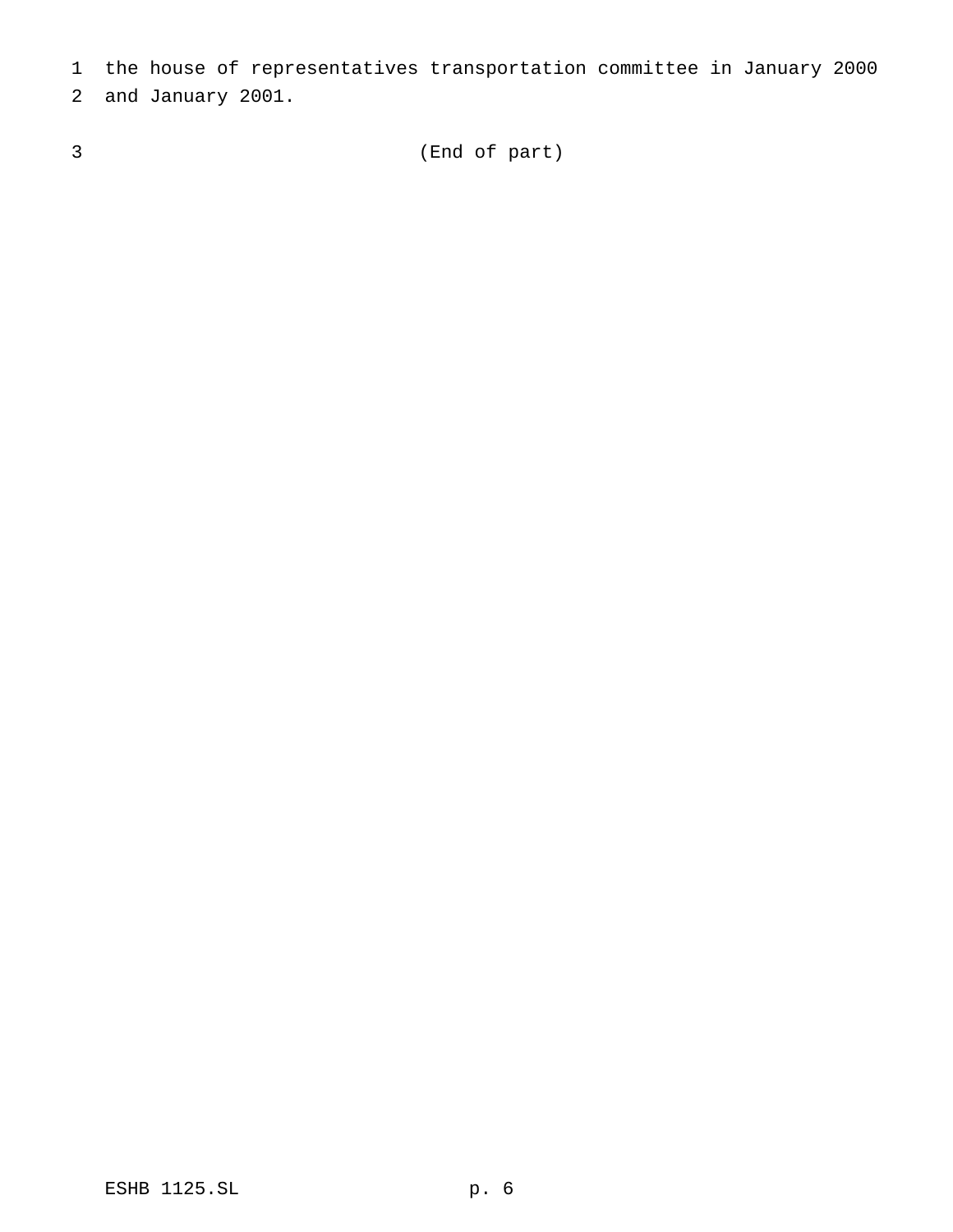the house of representatives transportation committee in January 2000 and January 2001.

(End of part)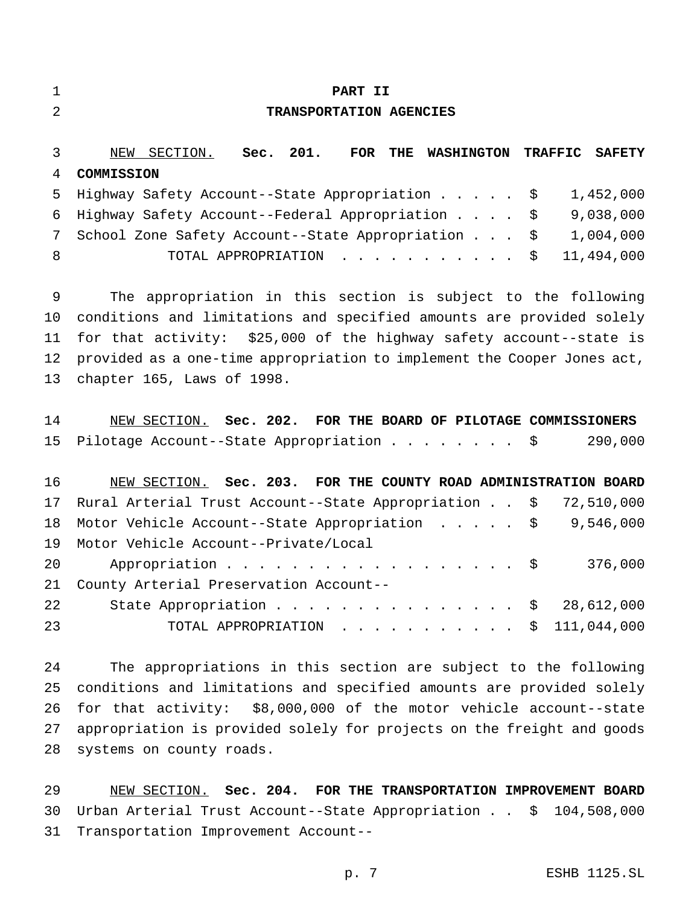# PART II

## TRANSPORTATION AGENCIES

NEW SECTION. **Sec. 201. FOR THE WASHINGTON TRAFFIC SAFETY COMMISSION**

| | |
|---|---|
| Highway Safety Account--State Appropriation | $ 1,452,000 |
| Highway Safety Account--Federal Appropriation | $ 9,038,000 |
| School Zone Safety Account--State Appropriation | $ 1,004,000 |
| TOTAL APPROPRIATION | $ 11,494,000 |

The appropriation in this section is subject to the following conditions and limitations and specified amounts are provided solely for that activity: $25,000 of the highway safety account--state is provided as a one-time appropriation to implement the Cooper Jones act, chapter 165, Laws of 1998.

NEW SECTION. **Sec. 202. FOR THE BOARD OF PILOTAGE COMMISSIONERS**

| | |
|---|---|
| Pilotage Account--State Appropriation | $ 290,000 |

NEW SECTION. **Sec. 203. FOR THE COUNTY ROAD ADMINISTRATION BOARD**

| | |
|---|---|
| Rural Arterial Trust Account--State Appropriation | $ 72,510,000 |
| Motor Vehicle Account--State Appropriation | $ 9,546,000 |
| Motor Vehicle Account--Private/Local Appropriation | $ 376,000 |
| County Arterial Preservation Account--State Appropriation | $ 28,612,000 |
| TOTAL APPROPRIATION | $ 111,044,000 |

The appropriations in this section are subject to the following conditions and limitations and specified amounts are provided solely for that activity: $8,000,000 of the motor vehicle account--state appropriation is provided solely for projects on the freight and goods systems on county roads.

NEW SECTION. **Sec. 204. FOR THE TRANSPORTATION IMPROVEMENT BOARD**

| | |
|---|---|
| Urban Arterial Trust Account--State Appropriation | $ 104,508,000 |

Transportation Improvement Account--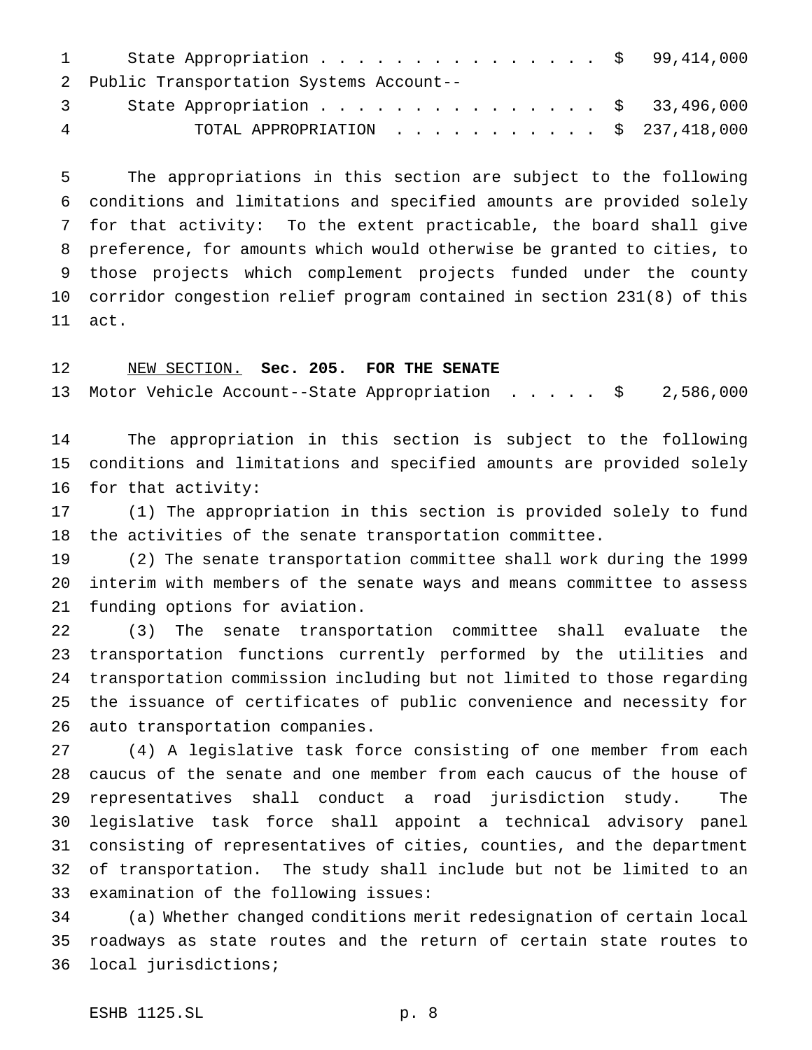State Appropriation . . . . . . . . . . . . . . . . $ 99,414,000

Public Transportation Systems Account--

State Appropriation . . . . . . . . . . . . . . . . $ 33,496,000

TOTAL APPROPRIATION . . . . . . . . . . . $ 237,418,000

The appropriations in this section are subject to the following conditions and limitations and specified amounts are provided solely for that activity: To the extent practicable, the board shall give preference, for amounts which would otherwise be granted to cities, to those projects which complement projects funded under the county corridor congestion relief program contained in section 231(8) of this act.

NEW SECTION. **Sec. 205. FOR THE SENATE**

Motor Vehicle Account--State Appropriation . . . . . $ 2,586,000

The appropriation in this section is subject to the following conditions and limitations and specified amounts are provided solely for that activity:

(1) The appropriation in this section is provided solely to fund the activities of the senate transportation committee.

(2) The senate transportation committee shall work during the 1999 interim with members of the senate ways and means committee to assess funding options for aviation.

(3) The senate transportation committee shall evaluate the transportation functions currently performed by the utilities and transportation commission including but not limited to those regarding the issuance of certificates of public convenience and necessity for auto transportation companies.

(4) A legislative task force consisting of one member from each caucus of the senate and one member from each caucus of the house of representatives shall conduct a road jurisdiction study. The legislative task force shall appoint a technical advisory panel consisting of representatives of cities, counties, and the department of transportation. The study shall include but not be limited to an examination of the following issues:

(a) Whether changed conditions merit redesignation of certain local roadways as state routes and the return of certain state routes to local jurisdictions;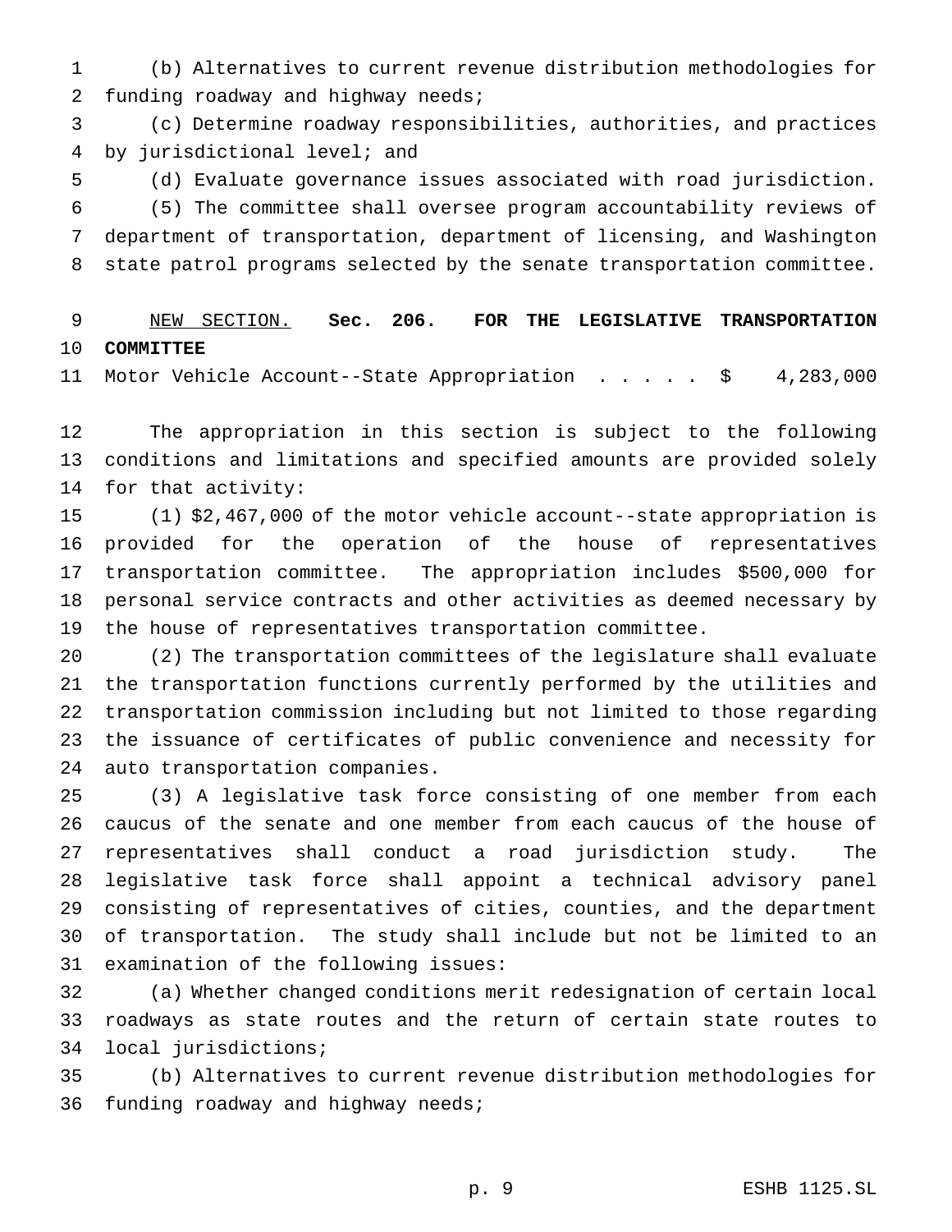(b) Alternatives to current revenue distribution methodologies for funding roadway and highway needs;

(c) Determine roadway responsibilities, authorities, and practices by jurisdictional level; and

(d) Evaluate governance issues associated with road jurisdiction.

(5) The committee shall oversee program accountability reviews of department of transportation, department of licensing, and Washington state patrol programs selected by the senate transportation committee.

NEW SECTION. **Sec. 206. FOR THE LEGISLATIVE TRANSPORTATION COMMITTEE**

Motor Vehicle Account--State Appropriation . . . . . $ 4,283,000

The appropriation in this section is subject to the following conditions and limitations and specified amounts are provided solely for that activity:

(1) $2,467,000 of the motor vehicle account--state appropriation is provided for the operation of the house of representatives transportation committee. The appropriation includes $500,000 for personal service contracts and other activities as deemed necessary by the house of representatives transportation committee.

(2) The transportation committees of the legislature shall evaluate the transportation functions currently performed by the utilities and transportation commission including but not limited to those regarding the issuance of certificates of public convenience and necessity for auto transportation companies.

(3) A legislative task force consisting of one member from each caucus of the senate and one member from each caucus of the house of representatives shall conduct a road jurisdiction study. The legislative task force shall appoint a technical advisory panel consisting of representatives of cities, counties, and the department of transportation. The study shall include but not be limited to an examination of the following issues:

(a) Whether changed conditions merit redesignation of certain local roadways as state routes and the return of certain state routes to local jurisdictions;

(b) Alternatives to current revenue distribution methodologies for funding roadway and highway needs;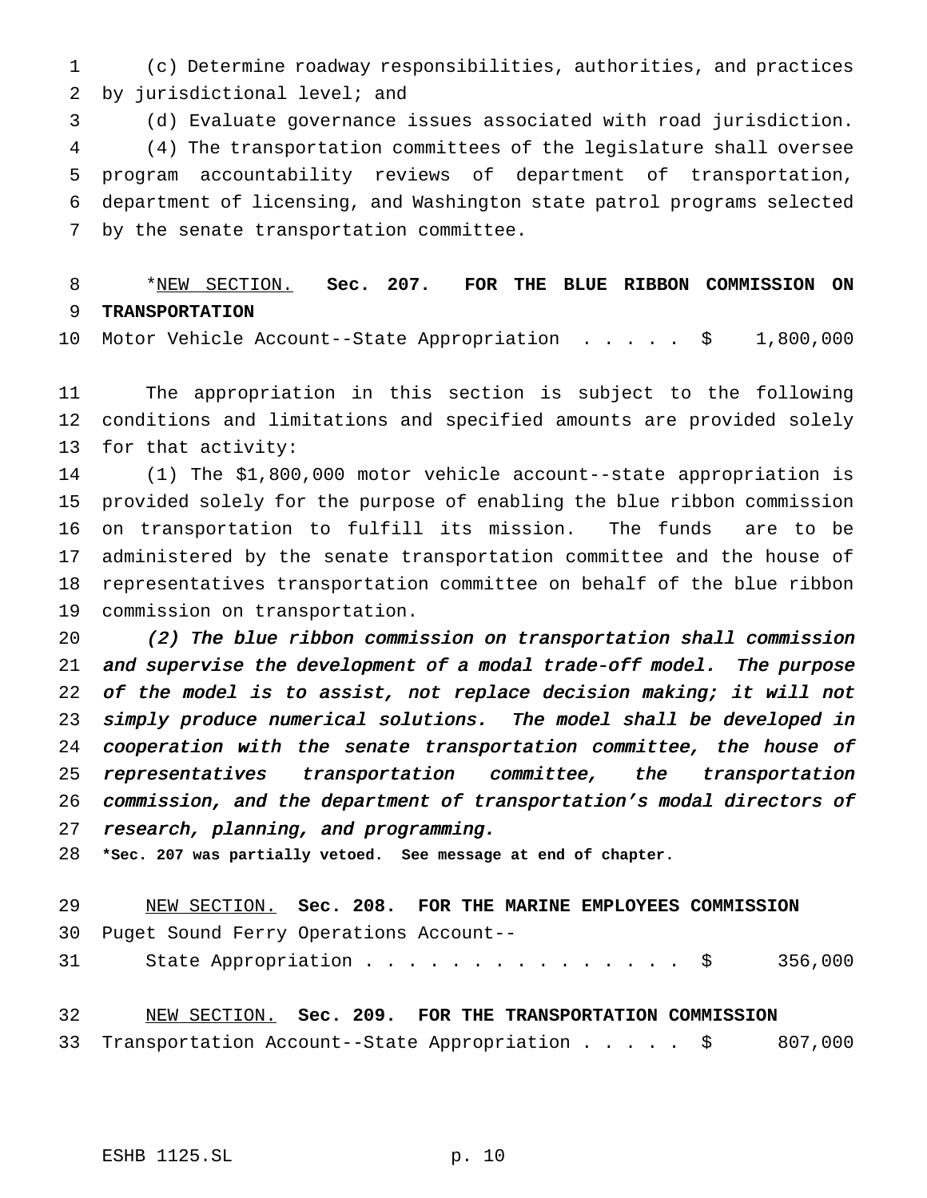(c) Determine roadway responsibilities, authorities, and practices by jurisdictional level; and

(d) Evaluate governance issues associated with road jurisdiction.

(4) The transportation committees of the legislature shall oversee program accountability reviews of department of transportation, department of licensing, and Washington state patrol programs selected by the senate transportation committee.

*NEW SECTION. **Sec. 207. FOR THE BLUE RIBBON COMMISSION ON TRANSPORTATION**

Motor Vehicle Account--State Appropriation . . . . . $ 1,800,000

The appropriation in this section is subject to the following conditions and limitations and specified amounts are provided solely for that activity:

(1) The $1,800,000 motor vehicle account--state appropriation is provided solely for the purpose of enabling the blue ribbon commission on transportation to fulfill its mission. The funds are to be administered by the senate transportation committee and the house of representatives transportation committee on behalf of the blue ribbon commission on transportation.

*(2) The blue ribbon commission on transportation shall commission and supervise the development of a modal trade-off model. The purpose of the model is to assist, not replace decision making; it will not simply produce numerical solutions. The model shall be developed in cooperation with the senate transportation committee, the house of representatives transportation committee, the transportation commission, and the department of transportation's modal directors of research, planning, and programming.*

***Sec. 207 was partially vetoed. See message at end of chapter.**

NEW SECTION. **Sec. 208. FOR THE MARINE EMPLOYEES COMMISSION**

Puget Sound Ferry Operations Account--
State Appropriation . . . . . . . . . . . . . . . $ 356,000

NEW SECTION. **Sec. 209. FOR THE TRANSPORTATION COMMISSION**

Transportation Account--State Appropriation . . . . . $ 807,000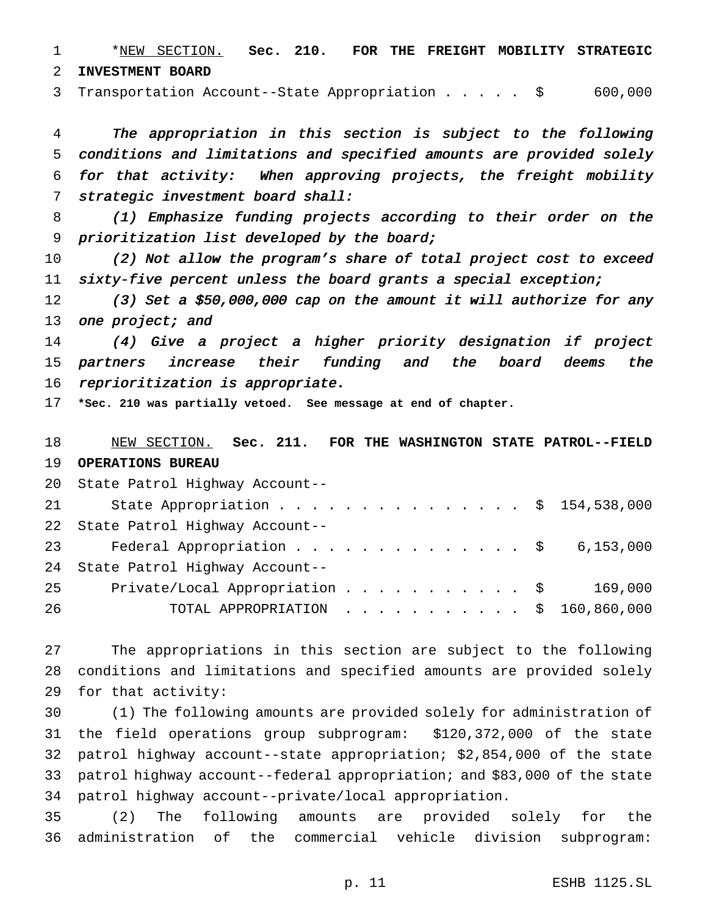*NEW SECTION. **Sec. 210. FOR THE FREIGHT MOBILITY STRATEGIC INVESTMENT BOARD**

Transportation Account--State Appropriation . . . . . $ 600,000

*The appropriation in this section is subject to the following conditions and limitations and specified amounts are provided solely for that activity: When approving projects, the freight mobility strategic investment board shall:*

*(1) Emphasize funding projects according to their order on the prioritization list developed by the board;*

*(2) Not allow the program's share of total project cost to exceed sixty-five percent unless the board grants a special exception;*

*(3) Set a $50,000,000 cap on the amount it will authorize for any one project; and*

*(4) Give a project a higher priority designation if project partners increase their funding and the board deems the reprioritization is appropriate.*

**\*Sec. 210 was partially vetoed. See message at end of chapter.**

NEW SECTION. **Sec. 211. FOR THE WASHINGTON STATE PATROL--FIELD OPERATIONS BUREAU**

State Patrol Highway Account--
State Appropriation . . . . . . . . . . . . . . . . $ 154,538,000

State Patrol Highway Account--
Federal Appropriation . . . . . . . . . . . . . . . $ 6,153,000

State Patrol Highway Account--
Private/Local Appropriation . . . . . . . . . . . $ 169,000

TOTAL APPROPRIATION . . . . . . . . . . . $ 160,860,000

The appropriations in this section are subject to the following conditions and limitations and specified amounts are provided solely for that activity:

(1) The following amounts are provided solely for administration of the field operations group subprogram: $120,372,000 of the state patrol highway account--state appropriation; $2,854,000 of the state patrol highway account--federal appropriation; and $83,000 of the state patrol highway account--private/local appropriation.

(2) The following amounts are provided solely for the administration of the commercial vehicle division subprogram: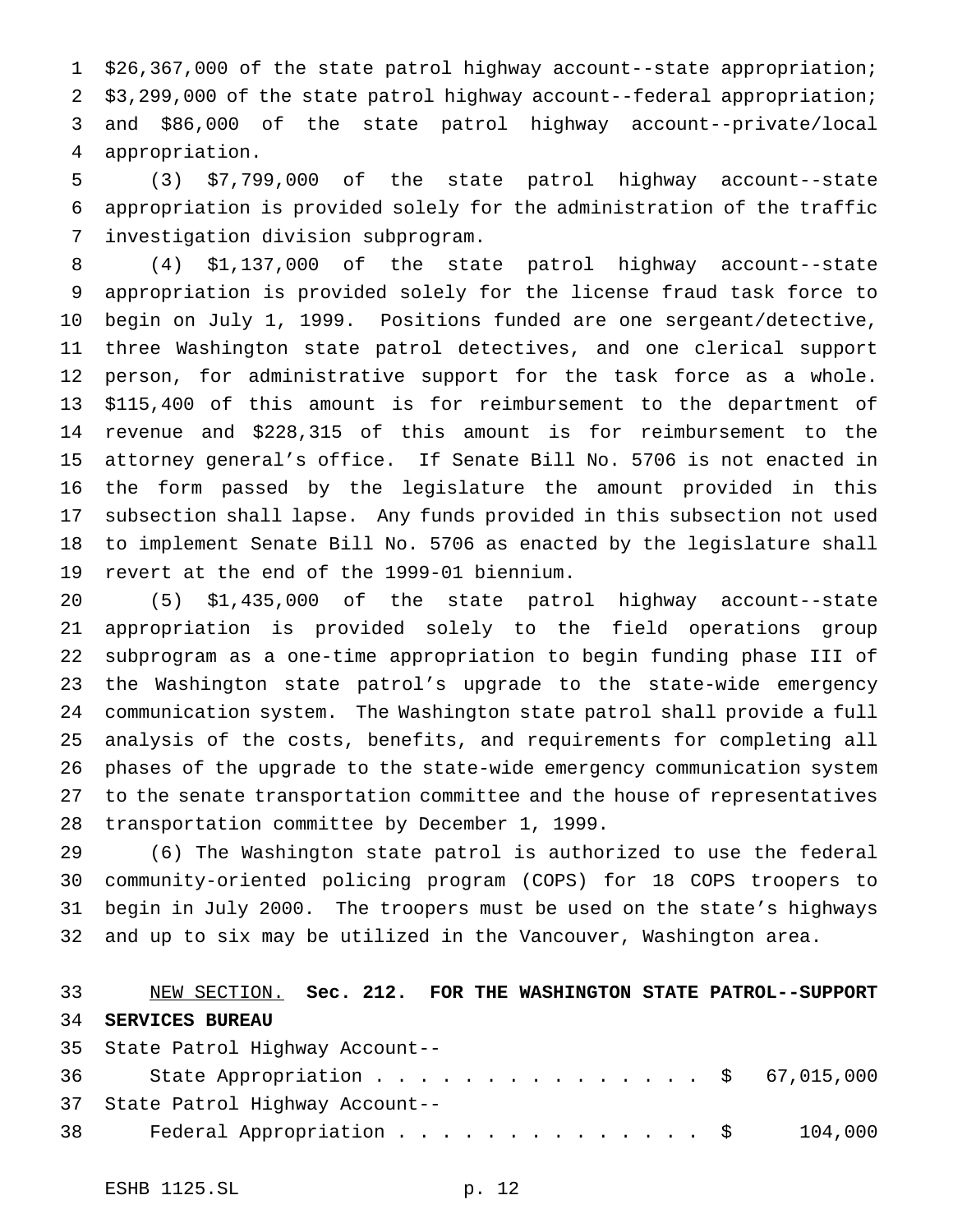$26,367,000 of the state patrol highway account--state appropriation; $3,299,000 of the state patrol highway account--federal appropriation; and $86,000 of the state patrol highway account--private/local appropriation.

(3) $7,799,000 of the state patrol highway account--state appropriation is provided solely for the administration of the traffic investigation division subprogram.

(4) $1,137,000 of the state patrol highway account--state appropriation is provided solely for the license fraud task force to begin on July 1, 1999. Positions funded are one sergeant/detective, three Washington state patrol detectives, and one clerical support person, for administrative support for the task force as a whole. $115,400 of this amount is for reimbursement to the department of revenue and $228,315 of this amount is for reimbursement to the attorney general's office. If Senate Bill No. 5706 is not enacted in the form passed by the legislature the amount provided in this subsection shall lapse. Any funds provided in this subsection not used to implement Senate Bill No. 5706 as enacted by the legislature shall revert at the end of the 1999-01 biennium.

(5) $1,435,000 of the state patrol highway account--state appropriation is provided solely to the field operations group subprogram as a one-time appropriation to begin funding phase III of the Washington state patrol's upgrade to the state-wide emergency communication system. The Washington state patrol shall provide a full analysis of the costs, benefits, and requirements for completing all phases of the upgrade to the state-wide emergency communication system to the senate transportation committee and the house of representatives transportation committee by December 1, 1999.

(6) The Washington state patrol is authorized to use the federal community-oriented policing program (COPS) for 18 COPS troopers to begin in July 2000. The troopers must be used on the state's highways and up to six may be utilized in the Vancouver, Washington area.

NEW SECTION. **Sec. 212. FOR THE WASHINGTON STATE PATROL--SUPPORT SERVICES BUREAU**

State Patrol Highway Account--
State Appropriation . . . . . . . . . . . . . . . . $ 67,015,000

State Patrol Highway Account--
Federal Appropriation . . . . . . . . . . . . . . $ 104,000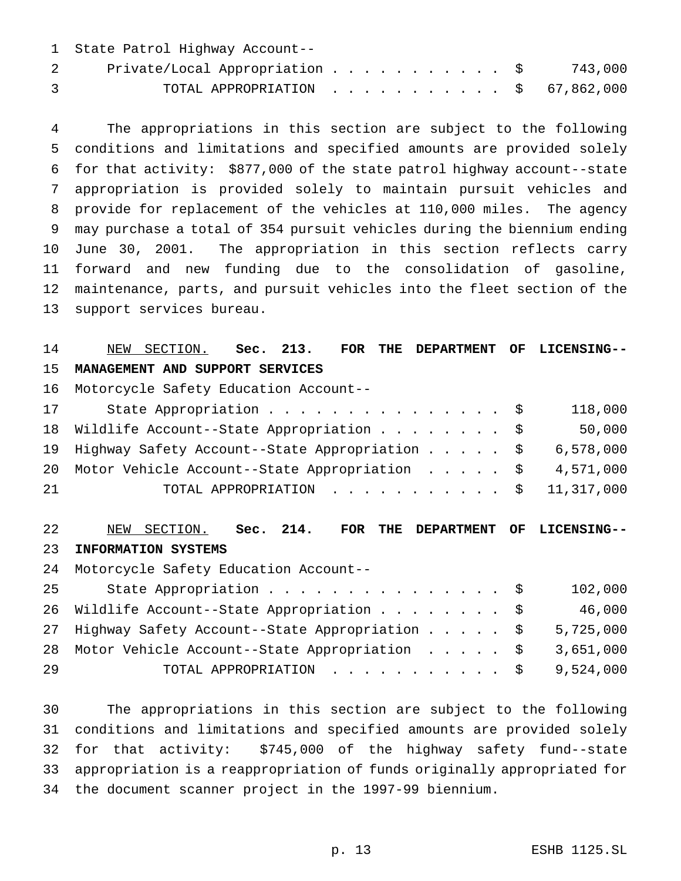State Patrol Highway Account--

| | | |
|---|---|---|
| Private/Local Appropriation | $ | 743,000 |
| TOTAL APPROPRIATION | $ | 67,862,000 |

The appropriations in this section are subject to the following conditions and limitations and specified amounts are provided solely for that activity: $877,000 of the state patrol highway account--state appropriation is provided solely to maintain pursuit vehicles and provide for replacement of the vehicles at 110,000 miles. The agency may purchase a total of 354 pursuit vehicles during the biennium ending June 30, 2001. The appropriation in this section reflects carry forward and new funding due to the consolidation of gasoline, maintenance, parts, and pursuit vehicles into the fleet section of the support services bureau.

NEW SECTION. **Sec. 213. FOR THE DEPARTMENT OF LICENSING--MANAGEMENT AND SUPPORT SERVICES**

| | | |
|---|---|---|
| Motorcycle Safety Education Account--State Appropriation | $ | 118,000 |
| Wildlife Account--State Appropriation | $ | 50,000 |
| Highway Safety Account--State Appropriation | $ | 6,578,000 |
| Motor Vehicle Account--State Appropriation | $ | 4,571,000 |
| TOTAL APPROPRIATION | $ | 11,317,000 |

NEW SECTION. **Sec. 214. FOR THE DEPARTMENT OF LICENSING--INFORMATION SYSTEMS**

| | | |
|---|---|---|
| Motorcycle Safety Education Account--State Appropriation | $ | 102,000 |
| Wildlife Account--State Appropriation | $ | 46,000 |
| Highway Safety Account--State Appropriation | $ | 5,725,000 |
| Motor Vehicle Account--State Appropriation | $ | 3,651,000 |
| TOTAL APPROPRIATION | $ | 9,524,000 |

The appropriations in this section are subject to the following conditions and limitations and specified amounts are provided solely for that activity: $745,000 of the highway safety fund--state appropriation is a reappropriation of funds originally appropriated for the document scanner project in the 1997-99 biennium.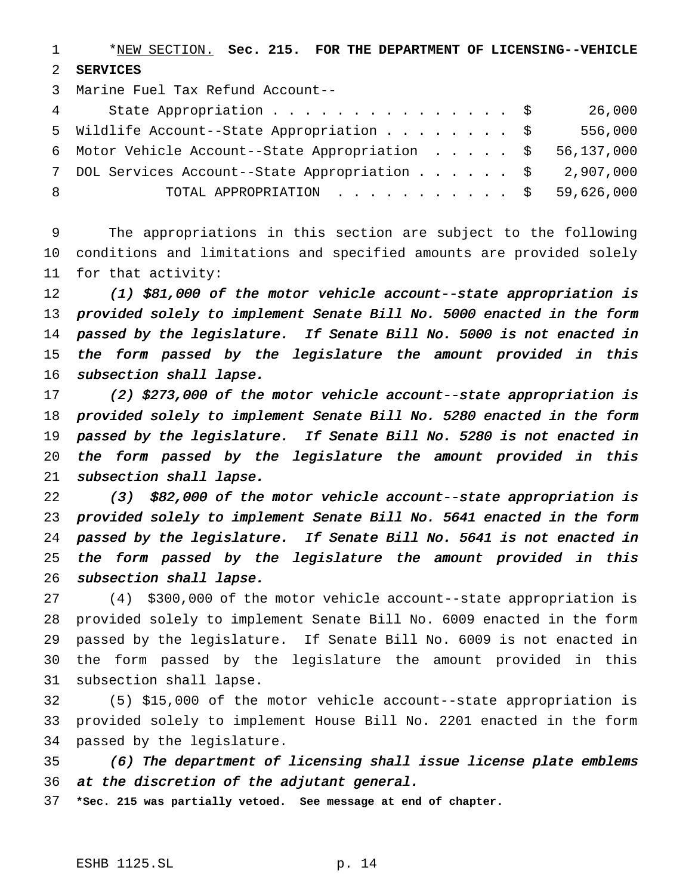*NEW SECTION. **Sec. 215. FOR THE DEPARTMENT OF LICENSING--VEHICLE SERVICES**

| | | |
|---|---|---|
| Marine Fuel Tax Refund Account--State Appropriation | $ | 26,000 |
| Wildlife Account--State Appropriation | $ | 556,000 |
| Motor Vehicle Account--State Appropriation | $ | 56,137,000 |
| DOL Services Account--State Appropriation | $ | 2,907,000 |
| TOTAL APPROPRIATION | $ | 59,626,000 |

The appropriations in this section are subject to the following conditions and limitations and specified amounts are provided solely for that activity:

*(1) $81,000 of the motor vehicle account--state appropriation is provided solely to implement Senate Bill No. 5000 enacted in the form passed by the legislature. If Senate Bill No. 5000 is not enacted in the form passed by the legislature the amount provided in this subsection shall lapse.*

*(2) $273,000 of the motor vehicle account--state appropriation is provided solely to implement Senate Bill No. 5280 enacted in the form passed by the legislature. If Senate Bill No. 5280 is not enacted in the form passed by the legislature the amount provided in this subsection shall lapse.*

*(3) $82,000 of the motor vehicle account--state appropriation is provided solely to implement Senate Bill No. 5641 enacted in the form passed by the legislature. If Senate Bill No. 5641 is not enacted in the form passed by the legislature the amount provided in this subsection shall lapse.*

(4) $300,000 of the motor vehicle account--state appropriation is provided solely to implement Senate Bill No. 6009 enacted in the form passed by the legislature. If Senate Bill No. 6009 is not enacted in the form passed by the legislature the amount provided in this subsection shall lapse.

(5) $15,000 of the motor vehicle account--state appropriation is provided solely to implement House Bill No. 2201 enacted in the form passed by the legislature.

*(6) The department of licensing shall issue license plate emblems at the discretion of the adjutant general.*

***Sec. 215 was partially vetoed. See message at end of chapter.**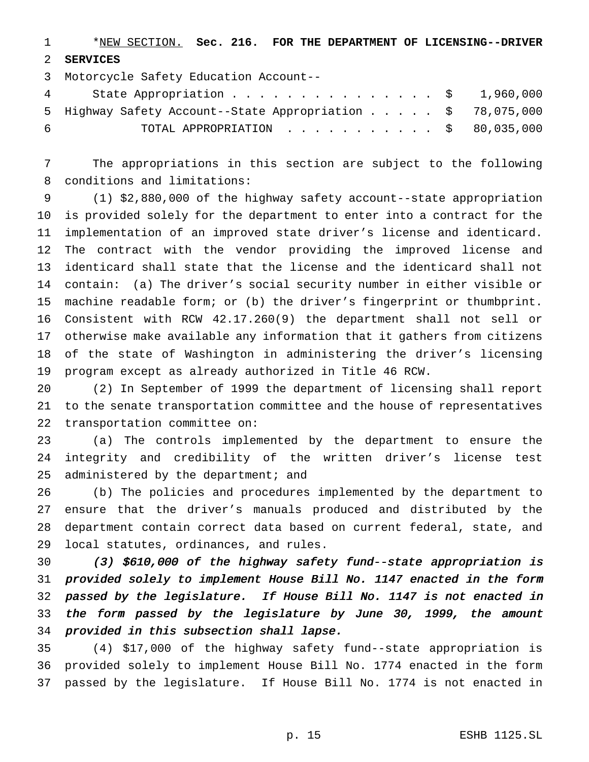*<u>NEW SECTION.</u> **Sec. 216. FOR THE DEPARTMENT OF LICENSING--DRIVER SERVICES**

| | |
|---|---|
| Motorcycle Safety Education Account--State Appropriation | $ 1,960,000 |
| Highway Safety Account--State Appropriation | $ 78,075,000 |
| TOTAL APPROPRIATION | $ 80,035,000 |

The appropriations in this section are subject to the following conditions and limitations:

(1) $2,880,000 of the highway safety account--state appropriation is provided solely for the department to enter into a contract for the implementation of an improved state driver's license and identicard. The contract with the vendor providing the improved license and identicard shall state that the license and the identicard shall not contain: (a) The driver's social security number in either visible or machine readable form; or (b) the driver's fingerprint or thumbprint. Consistent with RCW 42.17.260(9) the department shall not sell or otherwise make available any information that it gathers from citizens of the state of Washington in administering the driver's licensing program except as already authorized in Title 46 RCW.

(2) In September of 1999 the department of licensing shall report to the senate transportation committee and the house of representatives transportation committee on:

(a) The controls implemented by the department to ensure the integrity and credibility of the written driver's license test administered by the department; and

(b) The policies and procedures implemented by the department to ensure that the driver's manuals produced and distributed by the department contain correct data based on current federal, state, and local statutes, ordinances, and rules.

*(3) $610,000 of the highway safety fund--state appropriation is provided solely to implement House Bill No. 1147 enacted in the form passed by the legislature. If House Bill No. 1147 is not enacted in the form passed by the legislature by June 30, 1999, the amount provided in this subsection shall lapse.*

(4) $17,000 of the highway safety fund--state appropriation is provided solely to implement House Bill No. 1774 enacted in the form passed by the legislature. If House Bill No. 1774 is not enacted in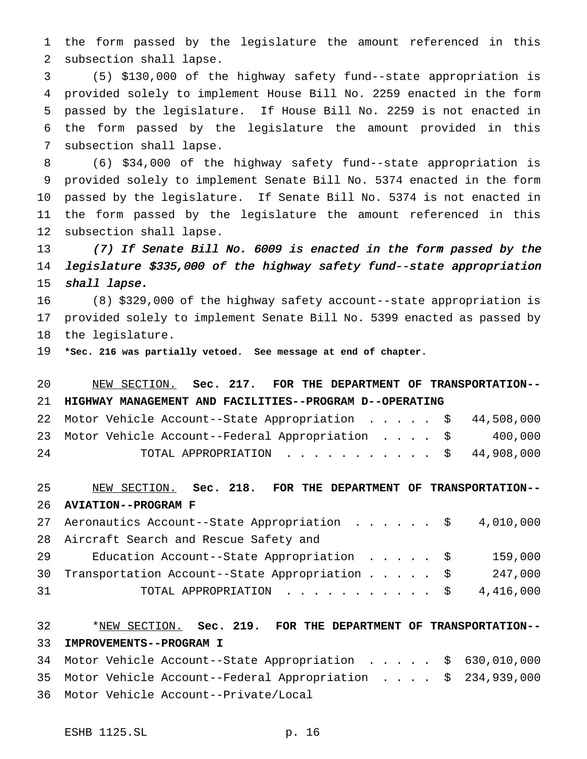the form passed by the legislature the amount referenced in this subsection shall lapse.

(5) $130,000 of the highway safety fund--state appropriation is provided solely to implement House Bill No. 2259 enacted in the form passed by the legislature. If House Bill No. 2259 is not enacted in the form passed by the legislature the amount provided in this subsection shall lapse.

(6) $34,000 of the highway safety fund--state appropriation is provided solely to implement Senate Bill No. 5374 enacted in the form passed by the legislature. If Senate Bill No. 5374 is not enacted in the form passed by the legislature the amount referenced in this subsection shall lapse.

*(7) If Senate Bill No. 6009 is enacted in the form passed by the legislature $335,000 of the highway safety fund--state appropriation shall lapse.*

(8) $329,000 of the highway safety account--state appropriation is provided solely to implement Senate Bill No. 5399 enacted as passed by the legislature.

**\*Sec. 216 was partially vetoed. See message at end of chapter.**

NEW SECTION. **Sec. 217. FOR THE DEPARTMENT OF TRANSPORTATION--HIGHWAY MANAGEMENT AND FACILITIES--PROGRAM D--OPERATING**

| | |
|---|---|
| Motor Vehicle Account--State Appropriation | $ 44,508,000 |
| Motor Vehicle Account--Federal Appropriation | $ 400,000 |
| TOTAL APPROPRIATION | $ 44,908,000 |

NEW SECTION. **Sec. 218. FOR THE DEPARTMENT OF TRANSPORTATION--AVIATION--PROGRAM F**

| | |
|---|---|
| Aeronautics Account--State Appropriation | $ 4,010,000 |
| Aircraft Search and Rescue Safety and Education Account--State Appropriation | $ 159,000 |
| Transportation Account--State Appropriation | $ 247,000 |
| TOTAL APPROPRIATION | $ 4,416,000 |

*NEW SECTION. **Sec. 219. FOR THE DEPARTMENT OF TRANSPORTATION--IMPROVEMENTS--PROGRAM I**

| | |
|---|---|
| Motor Vehicle Account--State Appropriation | $ 630,010,000 |
| Motor Vehicle Account--Federal Appropriation | $ 234,939,000 |
| Motor Vehicle Account--Private/Local | |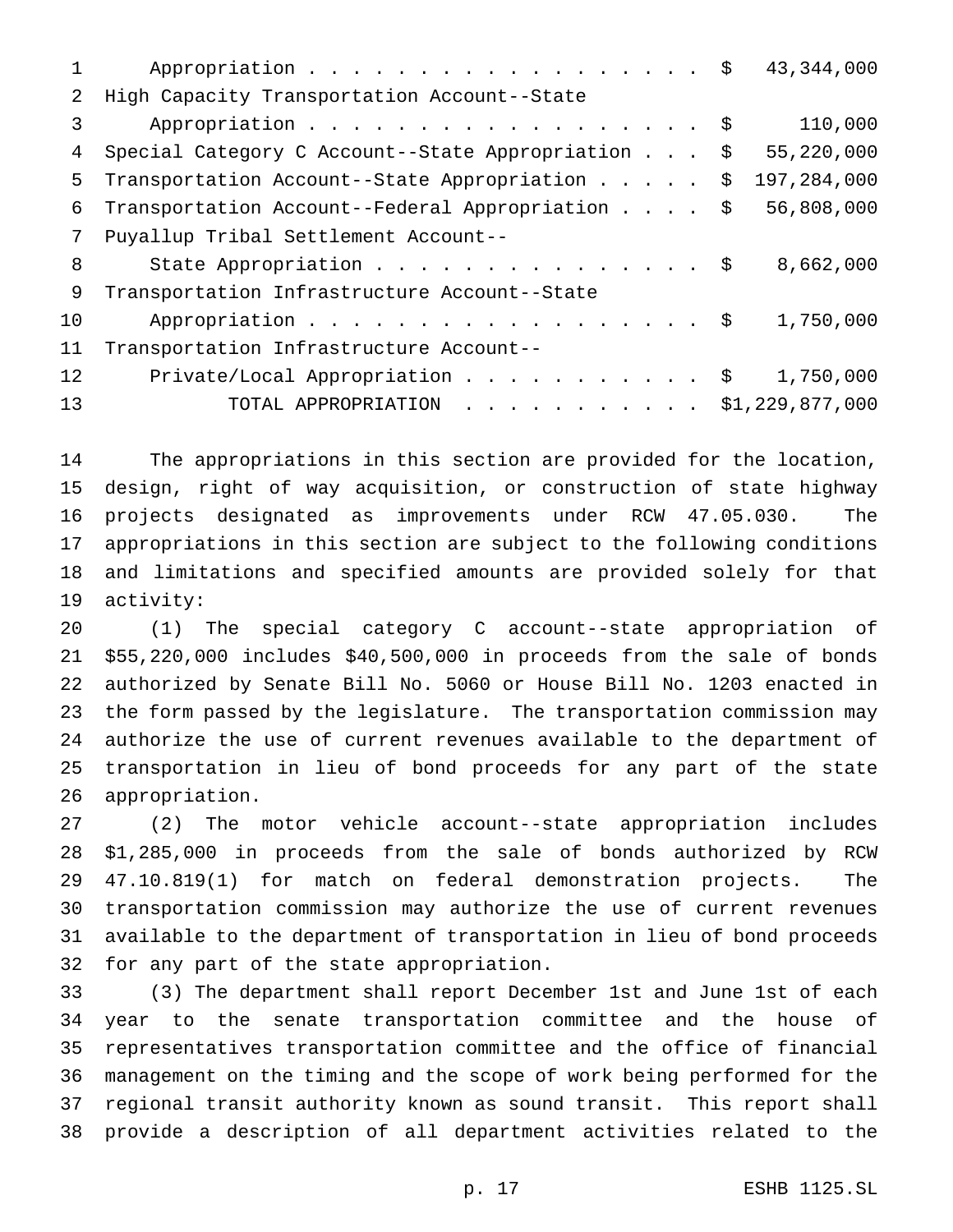| | |
|---|---|
| Appropriation . . . . . . . . . . . . . . . . . . . | $ 43,344,000 |
| High Capacity Transportation Account--State Appropriation . . . . . . . . . . . . . . . . . . . | $ 110,000 |
| Special Category C Account--State Appropriation . . . | $ 55,220,000 |
| Transportation Account--State Appropriation . . . . . | $ 197,284,000 |
| Transportation Account--Federal Appropriation . . . . | $ 56,808,000 |
| Puyallup Tribal Settlement Account-- State Appropriation . . . . . . . . . . . . . . . . | $ 8,662,000 |
| Transportation Infrastructure Account--State Appropriation . . . . . . . . . . . . . . . . . . . | $ 1,750,000 |
| Transportation Infrastructure Account-- Private/Local Appropriation . . . . . . . . . . . | $ 1,750,000 |
| TOTAL APPROPRIATION . . . . . . . . . . . | $1,229,877,000 |

The appropriations in this section are provided for the location, design, right of way acquisition, or construction of state highway projects designated as improvements under RCW 47.05.030. The appropriations in this section are subject to the following conditions and limitations and specified amounts are provided solely for that activity:

(1) The special category C account--state appropriation of $55,220,000 includes $40,500,000 in proceeds from the sale of bonds authorized by Senate Bill No. 5060 or House Bill No. 1203 enacted in the form passed by the legislature. The transportation commission may authorize the use of current revenues available to the department of transportation in lieu of bond proceeds for any part of the state appropriation.

(2) The motor vehicle account--state appropriation includes $1,285,000 in proceeds from the sale of bonds authorized by RCW 47.10.819(1) for match on federal demonstration projects. The transportation commission may authorize the use of current revenues available to the department of transportation in lieu of bond proceeds for any part of the state appropriation.

(3) The department shall report December 1st and June 1st of each year to the senate transportation committee and the house of representatives transportation committee and the office of financial management on the timing and the scope of work being performed for the regional transit authority known as sound transit. This report shall provide a description of all department activities related to the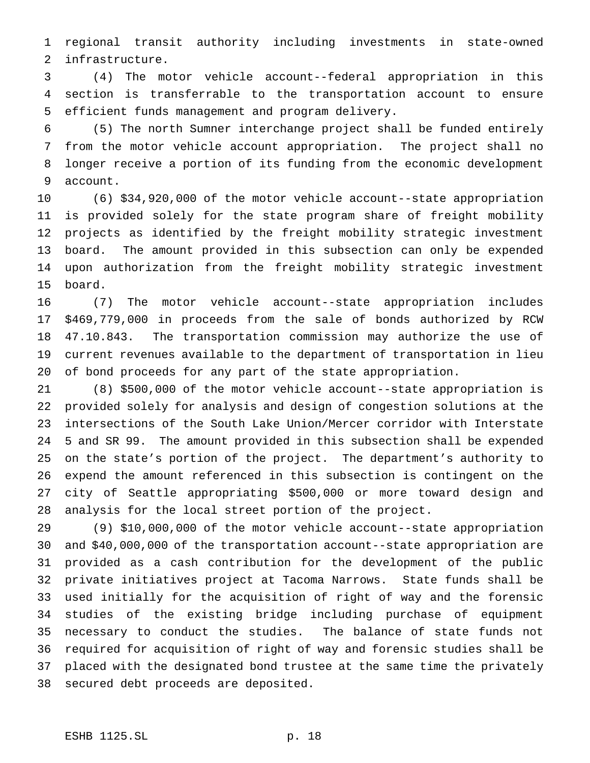regional transit authority including investments in state-owned infrastructure.

(4) The motor vehicle account--federal appropriation in this section is transferrable to the transportation account to ensure efficient funds management and program delivery.

(5) The north Sumner interchange project shall be funded entirely from the motor vehicle account appropriation. The project shall no longer receive a portion of its funding from the economic development account.

(6) $34,920,000 of the motor vehicle account--state appropriation is provided solely for the state program share of freight mobility projects as identified by the freight mobility strategic investment board. The amount provided in this subsection can only be expended upon authorization from the freight mobility strategic investment board.

(7) The motor vehicle account--state appropriation includes $469,779,000 in proceeds from the sale of bonds authorized by RCW 47.10.843. The transportation commission may authorize the use of current revenues available to the department of transportation in lieu of bond proceeds for any part of the state appropriation.

(8) $500,000 of the motor vehicle account--state appropriation is provided solely for analysis and design of congestion solutions at the intersections of the South Lake Union/Mercer corridor with Interstate 5 and SR 99. The amount provided in this subsection shall be expended on the state's portion of the project. The department's authority to expend the amount referenced in this subsection is contingent on the city of Seattle appropriating $500,000 or more toward design and analysis for the local street portion of the project.

(9) $10,000,000 of the motor vehicle account--state appropriation and $40,000,000 of the transportation account--state appropriation are provided as a cash contribution for the development of the public private initiatives project at Tacoma Narrows. State funds shall be used initially for the acquisition of right of way and the forensic studies of the existing bridge including purchase of equipment necessary to conduct the studies. The balance of state funds not required for acquisition of right of way and forensic studies shall be placed with the designated bond trustee at the same time the privately secured debt proceeds are deposited.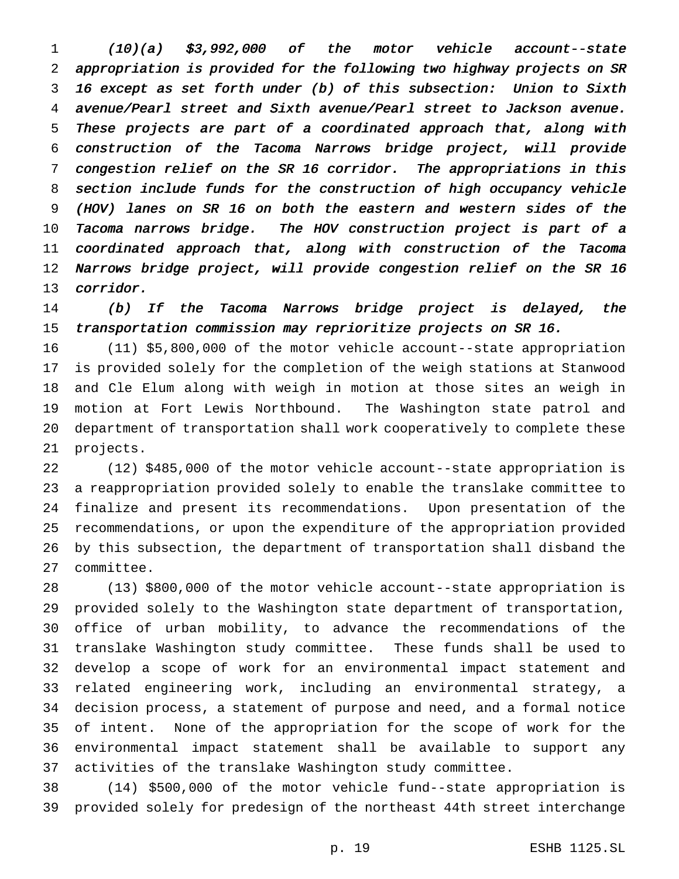*(10)(a) $3,992,000 of the motor vehicle account--state appropriation is provided for the following two highway projects on SR 16 except as set forth under (b) of this subsection: Union to Sixth avenue/Pearl street and Sixth avenue/Pearl street to Jackson avenue. These projects are part of a coordinated approach that, along with construction of the Tacoma Narrows bridge project, will provide congestion relief on the SR 16 corridor. The appropriations in this section include funds for the construction of high occupancy vehicle (HOV) lanes on SR 16 on both the eastern and western sides of the Tacoma narrows bridge. The HOV construction project is part of a coordinated approach that, along with construction of the Tacoma Narrows bridge project, will provide congestion relief on the SR 16 corridor.*

*(b) If the Tacoma Narrows bridge project is delayed, the transportation commission may reprioritize projects on SR 16.*

(11) $5,800,000 of the motor vehicle account--state appropriation is provided solely for the completion of the weigh stations at Stanwood and Cle Elum along with weigh in motion at those sites an weigh in motion at Fort Lewis Northbound. The Washington state patrol and department of transportation shall work cooperatively to complete these projects.

(12) $485,000 of the motor vehicle account--state appropriation is a reappropriation provided solely to enable the translake committee to finalize and present its recommendations. Upon presentation of the recommendations, or upon the expenditure of the appropriation provided by this subsection, the department of transportation shall disband the committee.

(13) $800,000 of the motor vehicle account--state appropriation is provided solely to the Washington state department of transportation, office of urban mobility, to advance the recommendations of the translake Washington study committee. These funds shall be used to develop a scope of work for an environmental impact statement and related engineering work, including an environmental strategy, a decision process, a statement of purpose and need, and a formal notice of intent. None of the appropriation for the scope of work for the environmental impact statement shall be available to support any activities of the translake Washington study committee.

(14) $500,000 of the motor vehicle fund--state appropriation is provided solely for predesign of the northeast 44th street interchange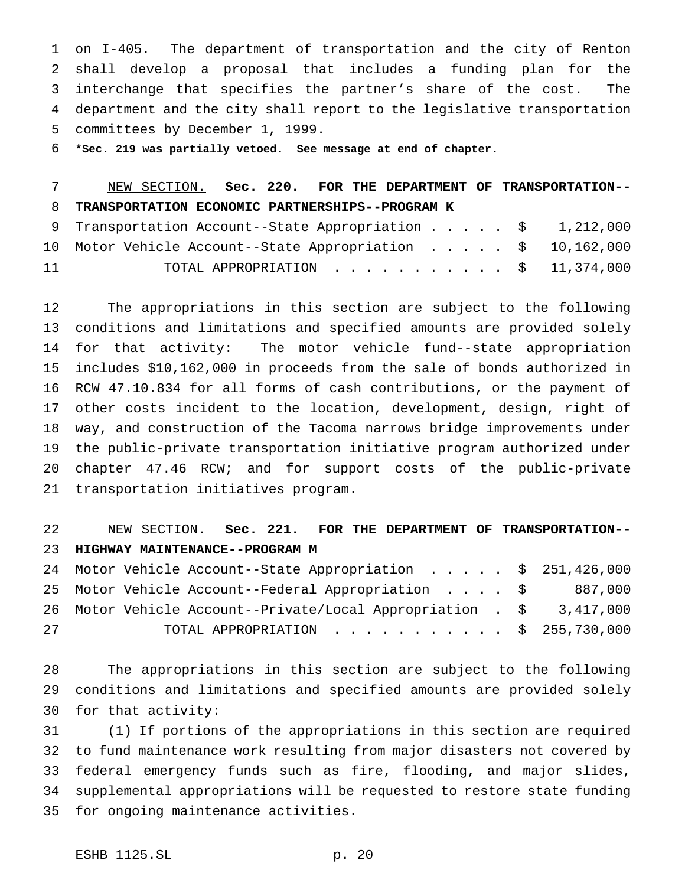on I-405. The department of transportation and the city of Renton shall develop a proposal that includes a funding plan for the interchange that specifies the partner's share of the cost. The department and the city shall report to the legislative transportation committees by December 1, 1999.

**\*Sec. 219 was partially vetoed. See message at end of chapter.**

NEW SECTION. **Sec. 220. FOR THE DEPARTMENT OF TRANSPORTATION--TRANSPORTATION ECONOMIC PARTNERSHIPS--PROGRAM K**

| | |
|---|---|
| Transportation Account--State Appropriation | $ 1,212,000 |
| Motor Vehicle Account--State Appropriation | $ 10,162,000 |
| TOTAL APPROPRIATION | $ 11,374,000 |

The appropriations in this section are subject to the following conditions and limitations and specified amounts are provided solely for that activity: The motor vehicle fund--state appropriation includes $10,162,000 in proceeds from the sale of bonds authorized in RCW 47.10.834 for all forms of cash contributions, or the payment of other costs incident to the location, development, design, right of way, and construction of the Tacoma narrows bridge improvements under the public-private transportation initiative program authorized under chapter 47.46 RCW; and for support costs of the public-private transportation initiatives program.

NEW SECTION. **Sec. 221. FOR THE DEPARTMENT OF TRANSPORTATION--HIGHWAY MAINTENANCE--PROGRAM M**

| | |
|---|---|
| Motor Vehicle Account--State Appropriation | $ 251,426,000 |
| Motor Vehicle Account--Federal Appropriation | $ 887,000 |
| Motor Vehicle Account--Private/Local Appropriation | $ 3,417,000 |
| TOTAL APPROPRIATION | $ 255,730,000 |

The appropriations in this section are subject to the following conditions and limitations and specified amounts are provided solely for that activity:

(1) If portions of the appropriations in this section are required to fund maintenance work resulting from major disasters not covered by federal emergency funds such as fire, flooding, and major slides, supplemental appropriations will be requested to restore state funding for ongoing maintenance activities.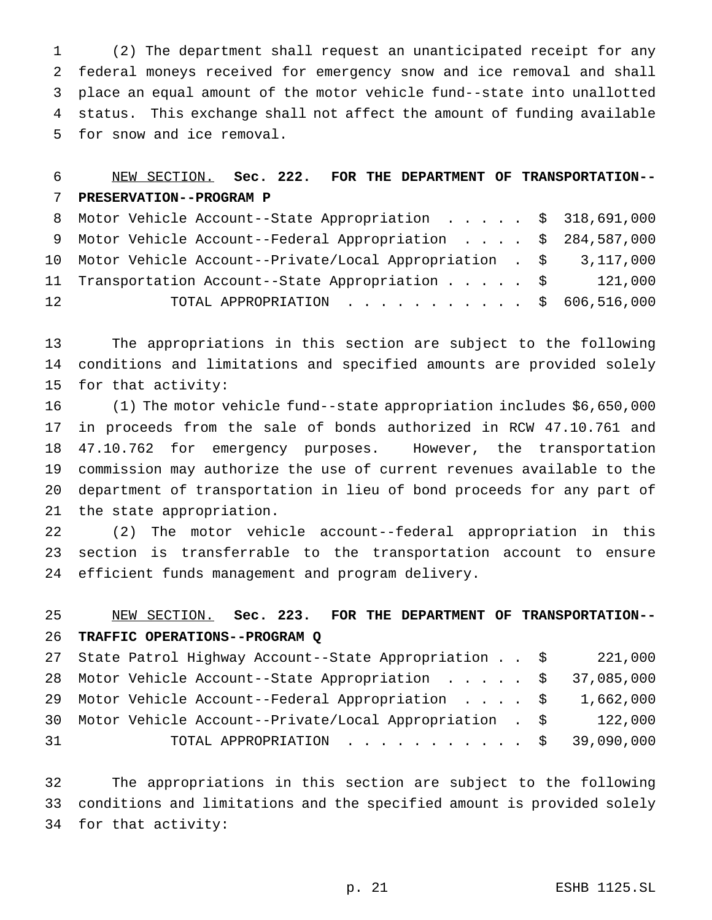(2) The department shall request an unanticipated receipt for any federal moneys received for emergency snow and ice removal and shall place an equal amount of the motor vehicle fund--state into unallotted status. This exchange shall not affect the amount of funding available for snow and ice removal.

NEW SECTION. **Sec. 222. FOR THE DEPARTMENT OF TRANSPORTATION--PRESERVATION--PROGRAM P**

| | |
|---|---|
| Motor Vehicle Account--State Appropriation | $ 318,691,000 |
| Motor Vehicle Account--Federal Appropriation | $ 284,587,000 |
| Motor Vehicle Account--Private/Local Appropriation | $ 3,117,000 |
| Transportation Account--State Appropriation | $ 121,000 |
| TOTAL APPROPRIATION | $ 606,516,000 |

The appropriations in this section are subject to the following conditions and limitations and specified amounts are provided solely for that activity:

(1) The motor vehicle fund--state appropriation includes $6,650,000 in proceeds from the sale of bonds authorized in RCW 47.10.761 and 47.10.762 for emergency purposes. However, the transportation commission may authorize the use of current revenues available to the department of transportation in lieu of bond proceeds for any part of the state appropriation.

(2) The motor vehicle account--federal appropriation in this section is transferrable to the transportation account to ensure efficient funds management and program delivery.

NEW SECTION. **Sec. 223. FOR THE DEPARTMENT OF TRANSPORTATION--TRAFFIC OPERATIONS--PROGRAM Q**

| | |
|---|---|
| State Patrol Highway Account--State Appropriation | $ 221,000 |
| Motor Vehicle Account--State Appropriation | $ 37,085,000 |
| Motor Vehicle Account--Federal Appropriation | $ 1,662,000 |
| Motor Vehicle Account--Private/Local Appropriation | $ 122,000 |
| TOTAL APPROPRIATION | $ 39,090,000 |

The appropriations in this section are subject to the following conditions and limitations and the specified amount is provided solely for that activity: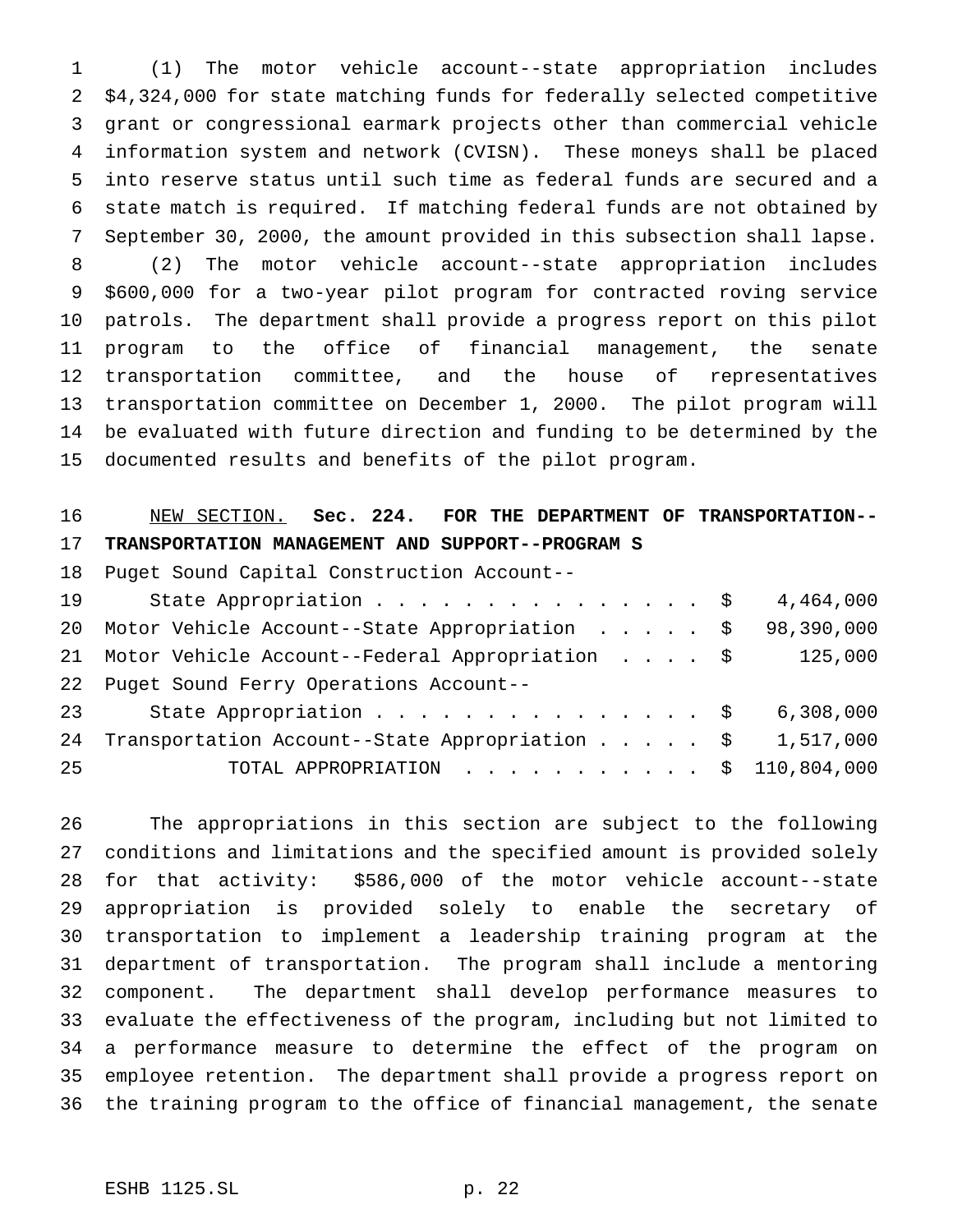(1) The motor vehicle account--state appropriation includes $4,324,000 for state matching funds for federally selected competitive grant or congressional earmark projects other than commercial vehicle information system and network (CVISN). These moneys shall be placed into reserve status until such time as federal funds are secured and a state match is required. If matching federal funds are not obtained by September 30, 2000, the amount provided in this subsection shall lapse.

(2) The motor vehicle account--state appropriation includes $600,000 for a two-year pilot program for contracted roving service patrols. The department shall provide a progress report on this pilot program to the office of financial management, the senate transportation committee, and the house of representatives transportation committee on December 1, 2000. The pilot program will be evaluated with future direction and funding to be determined by the documented results and benefits of the pilot program.

NEW SECTION. **Sec. 224. FOR THE DEPARTMENT OF TRANSPORTATION--TRANSPORTATION MANAGEMENT AND SUPPORT--PROGRAM S**

| | |
|---|---|
| Puget Sound Capital Construction Account--State Appropriation | $ 4,464,000 |
| Motor Vehicle Account--State Appropriation | $ 98,390,000 |
| Motor Vehicle Account--Federal Appropriation | $ 125,000 |
| Puget Sound Ferry Operations Account--State Appropriation | $ 6,308,000 |
| Transportation Account--State Appropriation | $ 1,517,000 |
| TOTAL APPROPRIATION | $ 110,804,000 |

The appropriations in this section are subject to the following conditions and limitations and the specified amount is provided solely for that activity: $586,000 of the motor vehicle account--state appropriation is provided solely to enable the secretary of transportation to implement a leadership training program at the department of transportation. The program shall include a mentoring component. The department shall develop performance measures to evaluate the effectiveness of the program, including but not limited to a performance measure to determine the effect of the program on employee retention. The department shall provide a progress report on the training program to the office of financial management, the senate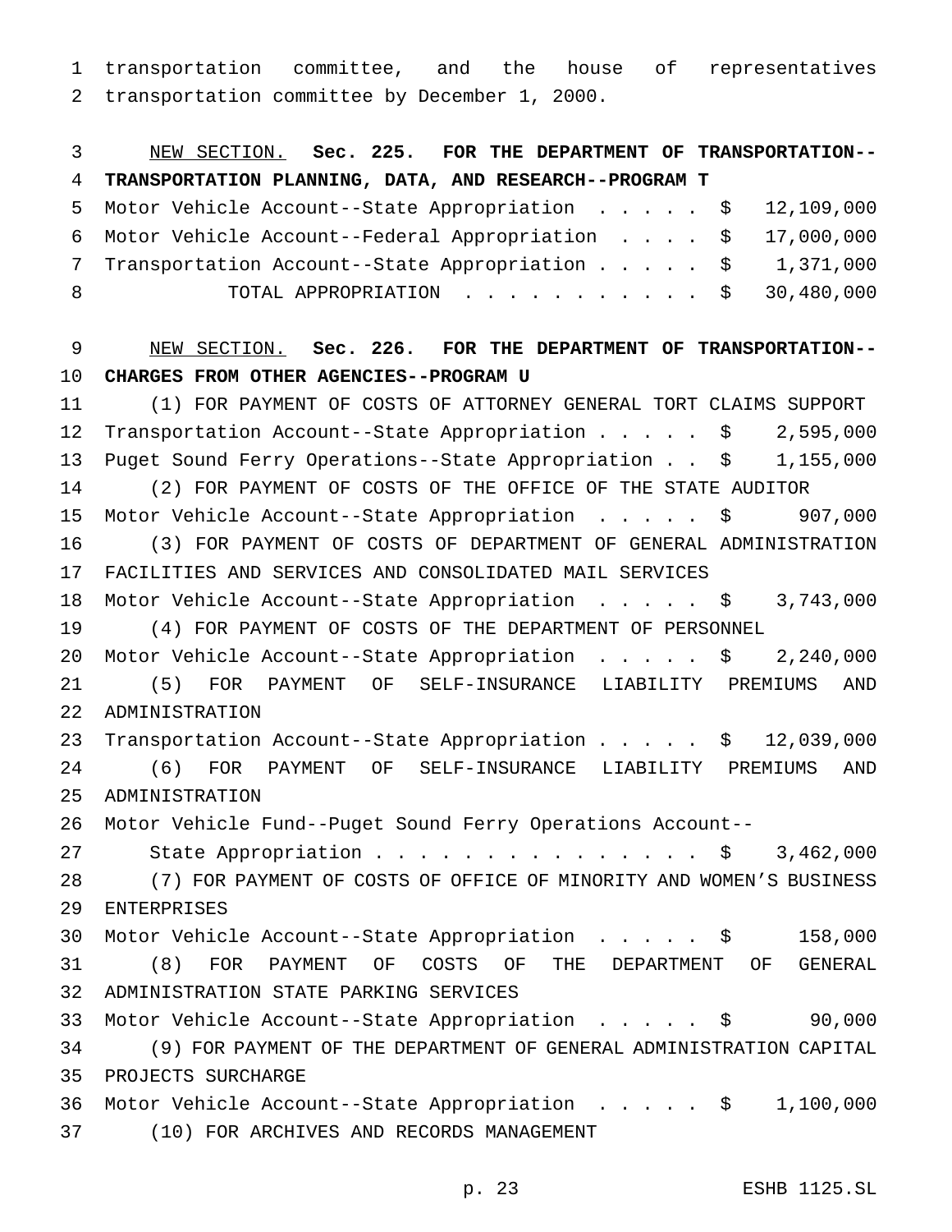transportation committee, and the house of representatives transportation committee by December 1, 2000.

NEW SECTION. **Sec. 225. FOR THE DEPARTMENT OF TRANSPORTATION--TRANSPORTATION PLANNING, DATA, AND RESEARCH--PROGRAM T**

Motor Vehicle Account--State Appropriation . . . . . $ 12,109,000
Motor Vehicle Account--Federal Appropriation . . . . $ 17,000,000
Transportation Account--State Appropriation . . . . . $ 1,371,000
TOTAL APPROPRIATION . . . . . . . . . . . $ 30,480,000

NEW SECTION. **Sec. 226. FOR THE DEPARTMENT OF TRANSPORTATION--CHARGES FROM OTHER AGENCIES--PROGRAM U**

(1) FOR PAYMENT OF COSTS OF ATTORNEY GENERAL TORT CLAIMS SUPPORT
Transportation Account--State Appropriation . . . . . $ 2,595,000
Puget Sound Ferry Operations--State Appropriation . . $ 1,155,000

(2) FOR PAYMENT OF COSTS OF THE OFFICE OF THE STATE AUDITOR
Motor Vehicle Account--State Appropriation . . . . . $ 907,000

(3) FOR PAYMENT OF COSTS OF DEPARTMENT OF GENERAL ADMINISTRATION FACILITIES AND SERVICES AND CONSOLIDATED MAIL SERVICES
Motor Vehicle Account--State Appropriation . . . . . $ 3,743,000

(4) FOR PAYMENT OF COSTS OF THE DEPARTMENT OF PERSONNEL
Motor Vehicle Account--State Appropriation . . . . . $ 2,240,000

(5) FOR PAYMENT OF SELF-INSURANCE LIABILITY PREMIUMS AND ADMINISTRATION
Transportation Account--State Appropriation . . . . . $ 12,039,000

(6) FOR PAYMENT OF SELF-INSURANCE LIABILITY PREMIUMS AND ADMINISTRATION
Motor Vehicle Fund--Puget Sound Ferry Operations Account--
State Appropriation . . . . . . . . . . . . . . . . $ 3,462,000

(7) FOR PAYMENT OF COSTS OF OFFICE OF MINORITY AND WOMEN'S BUSINESS ENTERPRISES
Motor Vehicle Account--State Appropriation . . . . . $ 158,000

(8) FOR PAYMENT OF COSTS OF THE DEPARTMENT OF GENERAL ADMINISTRATION STATE PARKING SERVICES
Motor Vehicle Account--State Appropriation . . . . . $ 90,000

(9) FOR PAYMENT OF THE DEPARTMENT OF GENERAL ADMINISTRATION CAPITAL PROJECTS SURCHARGE
Motor Vehicle Account--State Appropriation . . . . . $ 1,100,000

(10) FOR ARCHIVES AND RECORDS MANAGEMENT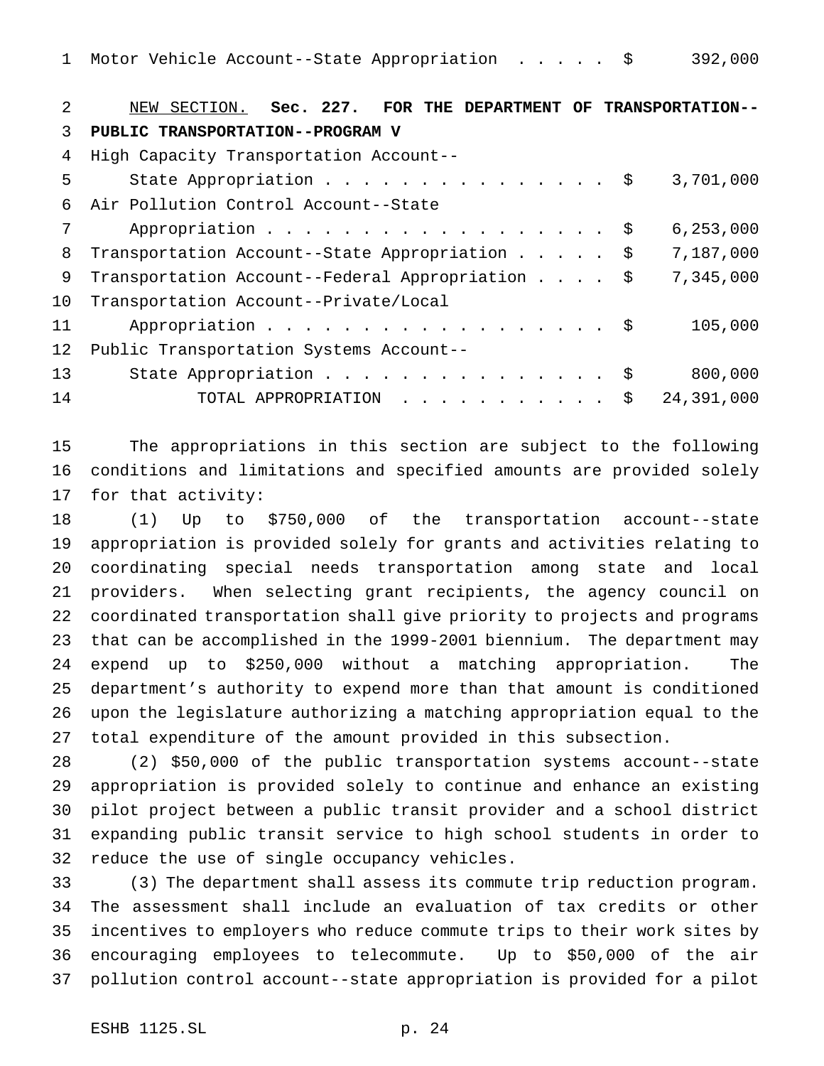Motor Vehicle Account--State Appropriation . . . . . $ 392,000

NEW SECTION. **Sec. 227. FOR THE DEPARTMENT OF TRANSPORTATION--PUBLIC TRANSPORTATION--PROGRAM V**

| | |
|---|---|
| High Capacity Transportation Account--State Appropriation . . . . . . . . . . . . . . . . | $ 3,701,000 |
| Air Pollution Control Account--State Appropriation . . . . . . . . . . . . . . . . . . . | $ 6,253,000 |
| Transportation Account--State Appropriation . . . . . | $ 7,187,000 |
| Transportation Account--Federal Appropriation . . . . | $ 7,345,000 |
| Transportation Account--Private/Local Appropriation . . . . . . . . . . . . . . . . . . . | $ 105,000 |
| Public Transportation Systems Account--State Appropriation . . . . . . . . . . . . . . . . | $ 800,000 |
| TOTAL APPROPRIATION . . . . . . . . . . . | $ 24,391,000 |

The appropriations in this section are subject to the following conditions and limitations and specified amounts are provided solely for that activity:

(1) Up to $750,000 of the transportation account--state appropriation is provided solely for grants and activities relating to coordinating special needs transportation among state and local providers. When selecting grant recipients, the agency council on coordinated transportation shall give priority to projects and programs that can be accomplished in the 1999-2001 biennium. The department may expend up to $250,000 without a matching appropriation. The department's authority to expend more than that amount is conditioned upon the legislature authorizing a matching appropriation equal to the total expenditure of the amount provided in this subsection.

(2) $50,000 of the public transportation systems account--state appropriation is provided solely to continue and enhance an existing pilot project between a public transit provider and a school district expanding public transit service to high school students in order to reduce the use of single occupancy vehicles.

(3) The department shall assess its commute trip reduction program. The assessment shall include an evaluation of tax credits or other incentives to employers who reduce commute trips to their work sites by encouraging employees to telecommute. Up to $50,000 of the air pollution control account--state appropriation is provided for a pilot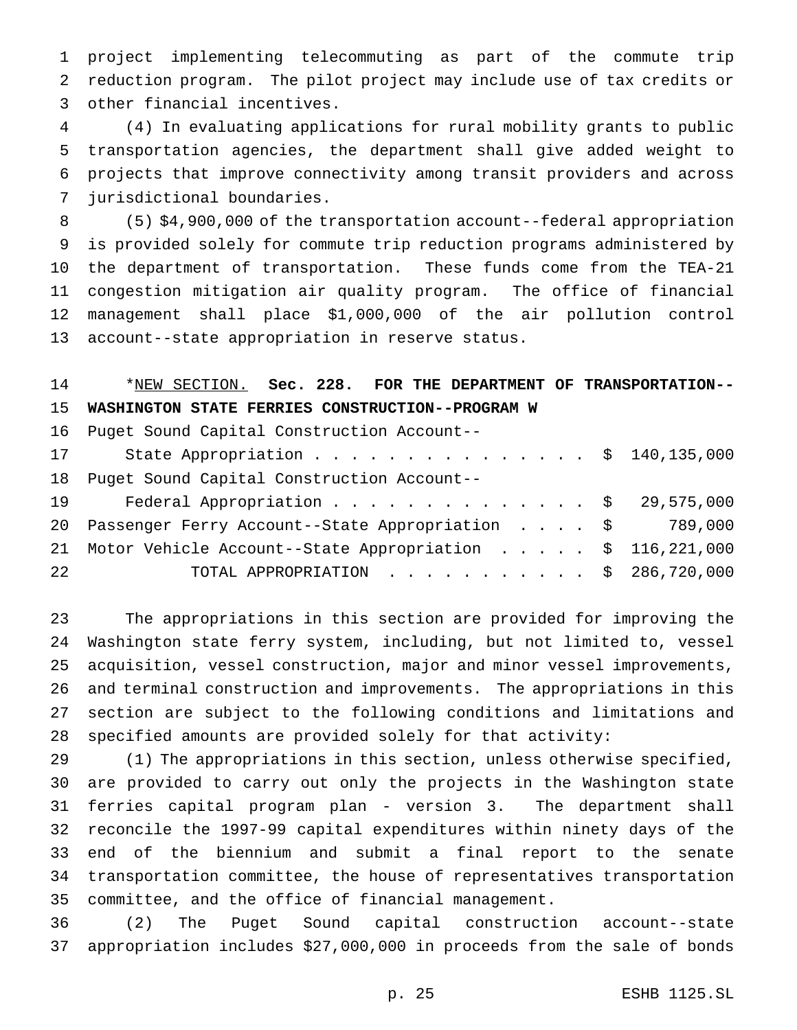project implementing telecommuting as part of the commute trip reduction program. The pilot project may include use of tax credits or other financial incentives.

(4) In evaluating applications for rural mobility grants to public transportation agencies, the department shall give added weight to projects that improve connectivity among transit providers and across jurisdictional boundaries.

(5) $4,900,000 of the transportation account--federal appropriation is provided solely for commute trip reduction programs administered by the department of transportation. These funds come from the TEA-21 congestion mitigation air quality program. The office of financial management shall place $1,000,000 of the air pollution control account--state appropriation in reserve status.

*NEW SECTION. **Sec. 228. FOR THE DEPARTMENT OF TRANSPORTATION--WASHINGTON STATE FERRIES CONSTRUCTION--PROGRAM W**

| | |
|---|---|
| Puget Sound Capital Construction Account--State Appropriation | $ 140,135,000 |
| Puget Sound Capital Construction Account--Federal Appropriation | $ 29,575,000 |
| Passenger Ferry Account--State Appropriation | $ 789,000 |
| Motor Vehicle Account--State Appropriation | $ 116,221,000 |
| TOTAL APPROPRIATION | $ 286,720,000 |

The appropriations in this section are provided for improving the Washington state ferry system, including, but not limited to, vessel acquisition, vessel construction, major and minor vessel improvements, and terminal construction and improvements. The appropriations in this section are subject to the following conditions and limitations and specified amounts are provided solely for that activity:

(1) The appropriations in this section, unless otherwise specified, are provided to carry out only the projects in the Washington state ferries capital program plan - version 3. The department shall reconcile the 1997-99 capital expenditures within ninety days of the end of the biennium and submit a final report to the senate transportation committee, the house of representatives transportation committee, and the office of financial management.

(2) The Puget Sound capital construction account--state appropriation includes $27,000,000 in proceeds from the sale of bonds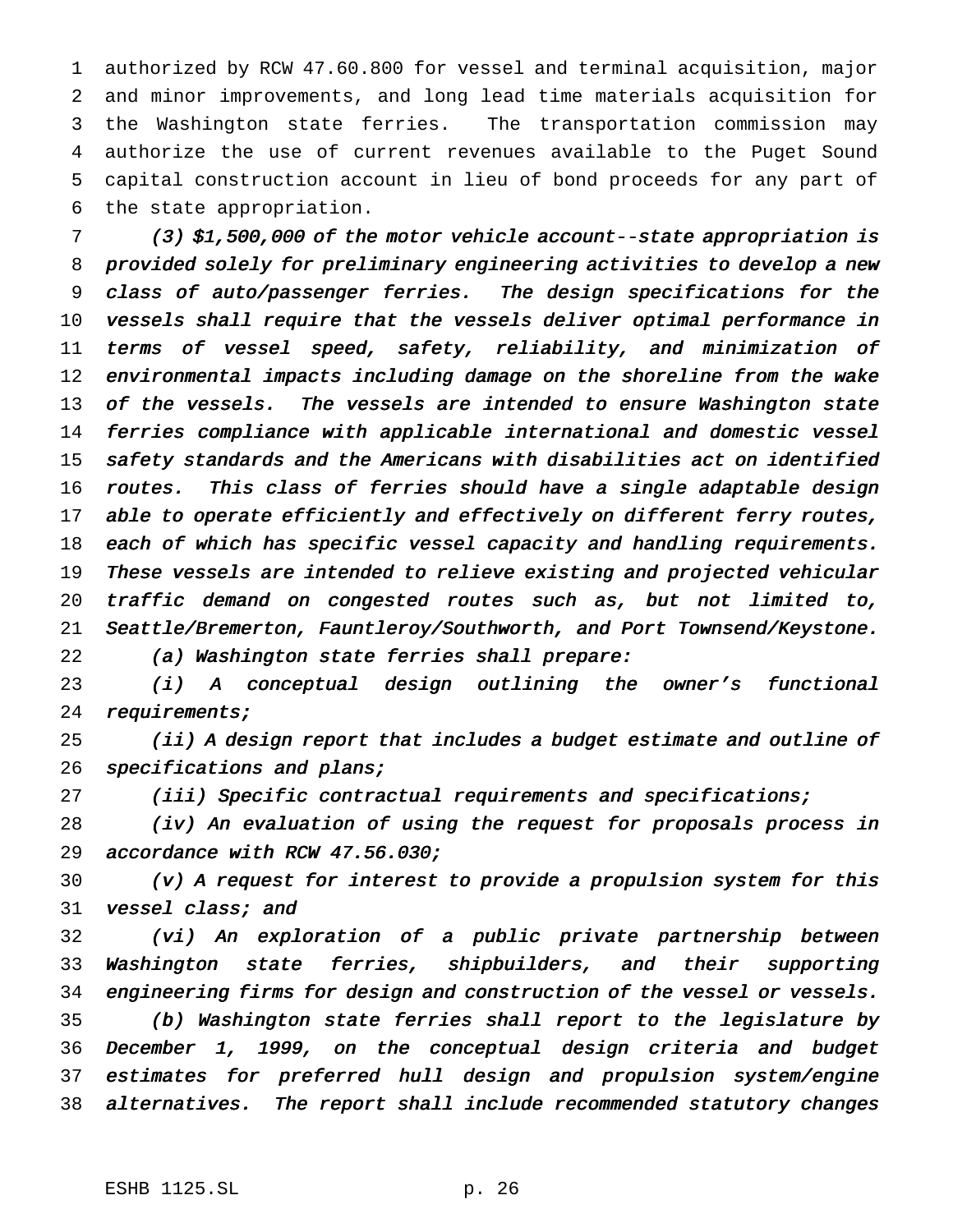authorized by RCW 47.60.800 for vessel and terminal acquisition, major and minor improvements, and long lead time materials acquisition for the Washington state ferries. The transportation commission may authorize the use of current revenues available to the Puget Sound capital construction account in lieu of bond proceeds for any part of the state appropriation.

*(3) $1,500,000 of the motor vehicle account--state appropriation is provided solely for preliminary engineering activities to develop a new class of auto/passenger ferries. The design specifications for the vessels shall require that the vessels deliver optimal performance in terms of vessel speed, safety, reliability, and minimization of environmental impacts including damage on the shoreline from the wake of the vessels. The vessels are intended to ensure Washington state ferries compliance with applicable international and domestic vessel safety standards and the Americans with disabilities act on identified routes. This class of ferries should have a single adaptable design able to operate efficiently and effectively on different ferry routes, each of which has specific vessel capacity and handling requirements. These vessels are intended to relieve existing and projected vehicular traffic demand on congested routes such as, but not limited to, Seattle/Bremerton, Fauntleroy/Southworth, and Port Townsend/Keystone.*

*(a) Washington state ferries shall prepare:*

*(i) A conceptual design outlining the owner's functional requirements;*

*(ii) A design report that includes a budget estimate and outline of specifications and plans;*

*(iii) Specific contractual requirements and specifications;*

*(iv) An evaluation of using the request for proposals process in accordance with RCW 47.56.030;*

*(v) A request for interest to provide a propulsion system for this vessel class; and*

*(vi) An exploration of a public private partnership between Washington state ferries, shipbuilders, and their supporting engineering firms for design and construction of the vessel or vessels.*

*(b) Washington state ferries shall report to the legislature by December 1, 1999, on the conceptual design criteria and budget estimates for preferred hull design and propulsion system/engine alternatives. The report shall include recommended statutory changes*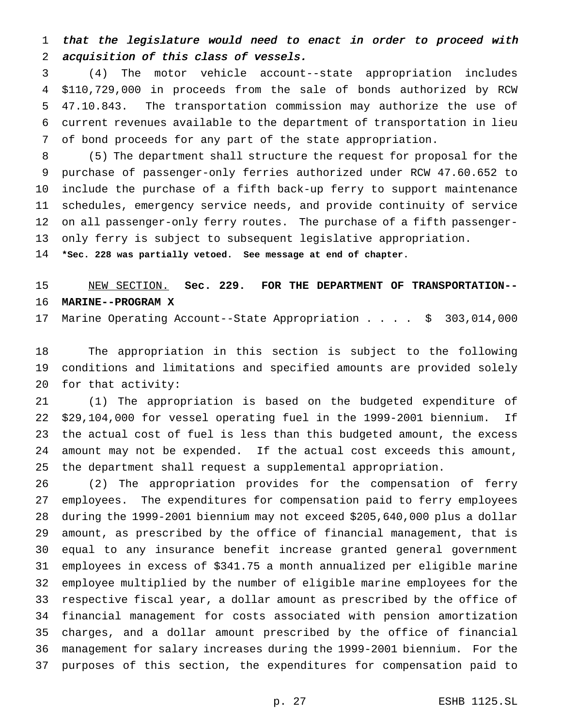*that the legislature would need to enact in order to proceed with acquisition of this class of vessels.*

(4) The motor vehicle account--state appropriation includes $110,729,000 in proceeds from the sale of bonds authorized by RCW 47.10.843. The transportation commission may authorize the use of current revenues available to the department of transportation in lieu of bond proceeds for any part of the state appropriation.

(5) The department shall structure the request for proposal for the purchase of passenger-only ferries authorized under RCW 47.60.652 to include the purchase of a fifth back-up ferry to support maintenance schedules, emergency service needs, and provide continuity of service on all passenger-only ferry routes. The purchase of a fifth passenger-only ferry is subject to subsequent legislative appropriation.

**\*Sec. 228 was partially vetoed. See message at end of chapter.**

NEW SECTION. **Sec. 229. FOR THE DEPARTMENT OF TRANSPORTATION--MARINE--PROGRAM X**

Marine Operating Account--State Appropriation . . . . $ 303,014,000

The appropriation in this section is subject to the following conditions and limitations and specified amounts are provided solely for that activity:

(1) The appropriation is based on the budgeted expenditure of $29,104,000 for vessel operating fuel in the 1999-2001 biennium. If the actual cost of fuel is less than this budgeted amount, the excess amount may not be expended. If the actual cost exceeds this amount, the department shall request a supplemental appropriation.

(2) The appropriation provides for the compensation of ferry employees. The expenditures for compensation paid to ferry employees during the 1999-2001 biennium may not exceed $205,640,000 plus a dollar amount, as prescribed by the office of financial management, that is equal to any insurance benefit increase granted general government employees in excess of $341.75 a month annualized per eligible marine employee multiplied by the number of eligible marine employees for the respective fiscal year, a dollar amount as prescribed by the office of financial management for costs associated with pension amortization charges, and a dollar amount prescribed by the office of financial management for salary increases during the 1999-2001 biennium. For the purposes of this section, the expenditures for compensation paid to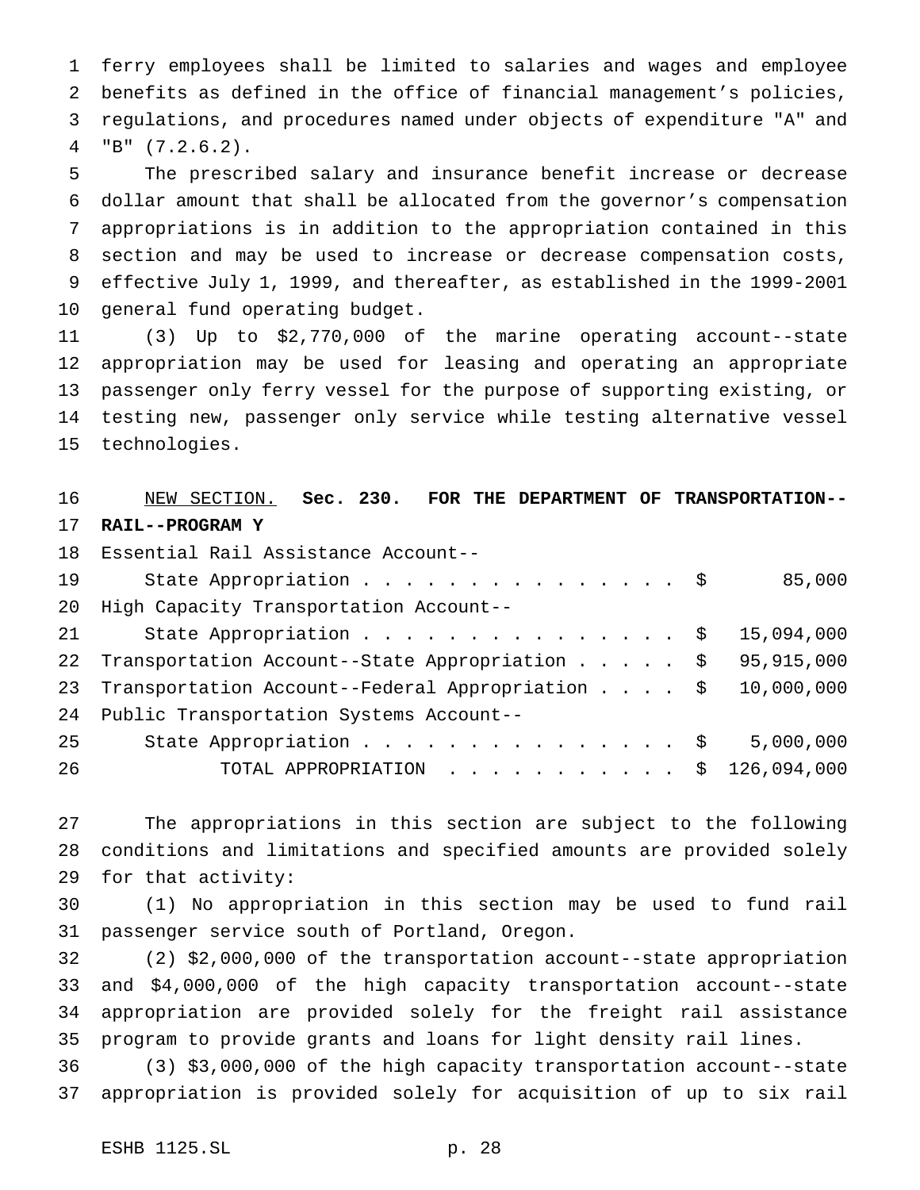ferry employees shall be limited to salaries and wages and employee benefits as defined in the office of financial management's policies, regulations, and procedures named under objects of expenditure "A" and "B" (7.2.6.2).

The prescribed salary and insurance benefit increase or decrease dollar amount that shall be allocated from the governor's compensation appropriations is in addition to the appropriation contained in this section and may be used to increase or decrease compensation costs, effective July 1, 1999, and thereafter, as established in the 1999-2001 general fund operating budget.

(3) Up to $2,770,000 of the marine operating account--state appropriation may be used for leasing and operating an appropriate passenger only ferry vessel for the purpose of supporting existing, or testing new, passenger only service while testing alternative vessel technologies.

NEW SECTION. **Sec. 230. FOR THE DEPARTMENT OF TRANSPORTATION--RAIL--PROGRAM Y**

| | |
|---|---|
| Essential Rail Assistance Account--State Appropriation | $ 85,000 |
| High Capacity Transportation Account--State Appropriation | $ 15,094,000 |
| Transportation Account--State Appropriation | $ 95,915,000 |
| Transportation Account--Federal Appropriation | $ 10,000,000 |
| Public Transportation Systems Account--State Appropriation | $ 5,000,000 |
| TOTAL APPROPRIATION | $ 126,094,000 |

The appropriations in this section are subject to the following conditions and limitations and specified amounts are provided solely for that activity:

(1) No appropriation in this section may be used to fund rail passenger service south of Portland, Oregon.

(2) $2,000,000 of the transportation account--state appropriation and $4,000,000 of the high capacity transportation account--state appropriation are provided solely for the freight rail assistance program to provide grants and loans for light density rail lines.

(3) $3,000,000 of the high capacity transportation account--state appropriation is provided solely for acquisition of up to six rail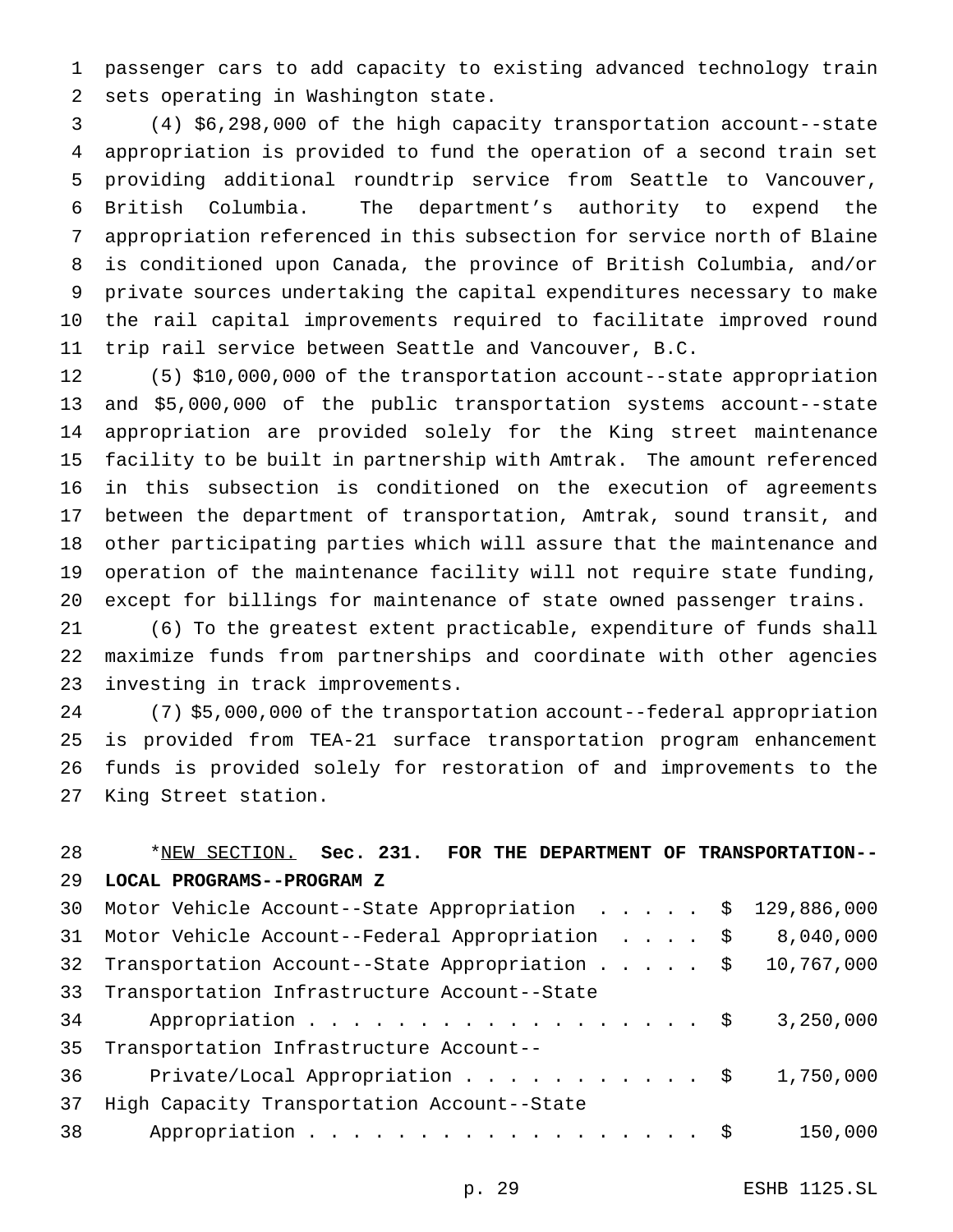passenger cars to add capacity to existing advanced technology train sets operating in Washington state.

(4) $6,298,000 of the high capacity transportation account--state appropriation is provided to fund the operation of a second train set providing additional roundtrip service from Seattle to Vancouver, British Columbia. The department's authority to expend the appropriation referenced in this subsection for service north of Blaine is conditioned upon Canada, the province of British Columbia, and/or private sources undertaking the capital expenditures necessary to make the rail capital improvements required to facilitate improved round trip rail service between Seattle and Vancouver, B.C.

(5) $10,000,000 of the transportation account--state appropriation and $5,000,000 of the public transportation systems account--state appropriation are provided solely for the King street maintenance facility to be built in partnership with Amtrak. The amount referenced in this subsection is conditioned on the execution of agreements between the department of transportation, Amtrak, sound transit, and other participating parties which will assure that the maintenance and operation of the maintenance facility will not require state funding, except for billings for maintenance of state owned passenger trains.

(6) To the greatest extent practicable, expenditure of funds shall maximize funds from partnerships and coordinate with other agencies investing in track improvements.

(7) $5,000,000 of the transportation account--federal appropriation is provided from TEA-21 surface transportation program enhancement funds is provided solely for restoration of and improvements to the King Street station.

*NEW SECTION. **Sec. 231. FOR THE DEPARTMENT OF TRANSPORTATION--LOCAL PROGRAMS--PROGRAM Z**

| | |
|---|---|
| Motor Vehicle Account--State Appropriation | $ 129,886,000 |
| Motor Vehicle Account--Federal Appropriation | $ 8,040,000 |
| Transportation Account--State Appropriation | $ 10,767,000 |
| Transportation Infrastructure Account--State Appropriation | $ 3,250,000 |
| Transportation Infrastructure Account--Private/Local Appropriation | $ 1,750,000 |
| High Capacity Transportation Account--State Appropriation | $ 150,000 |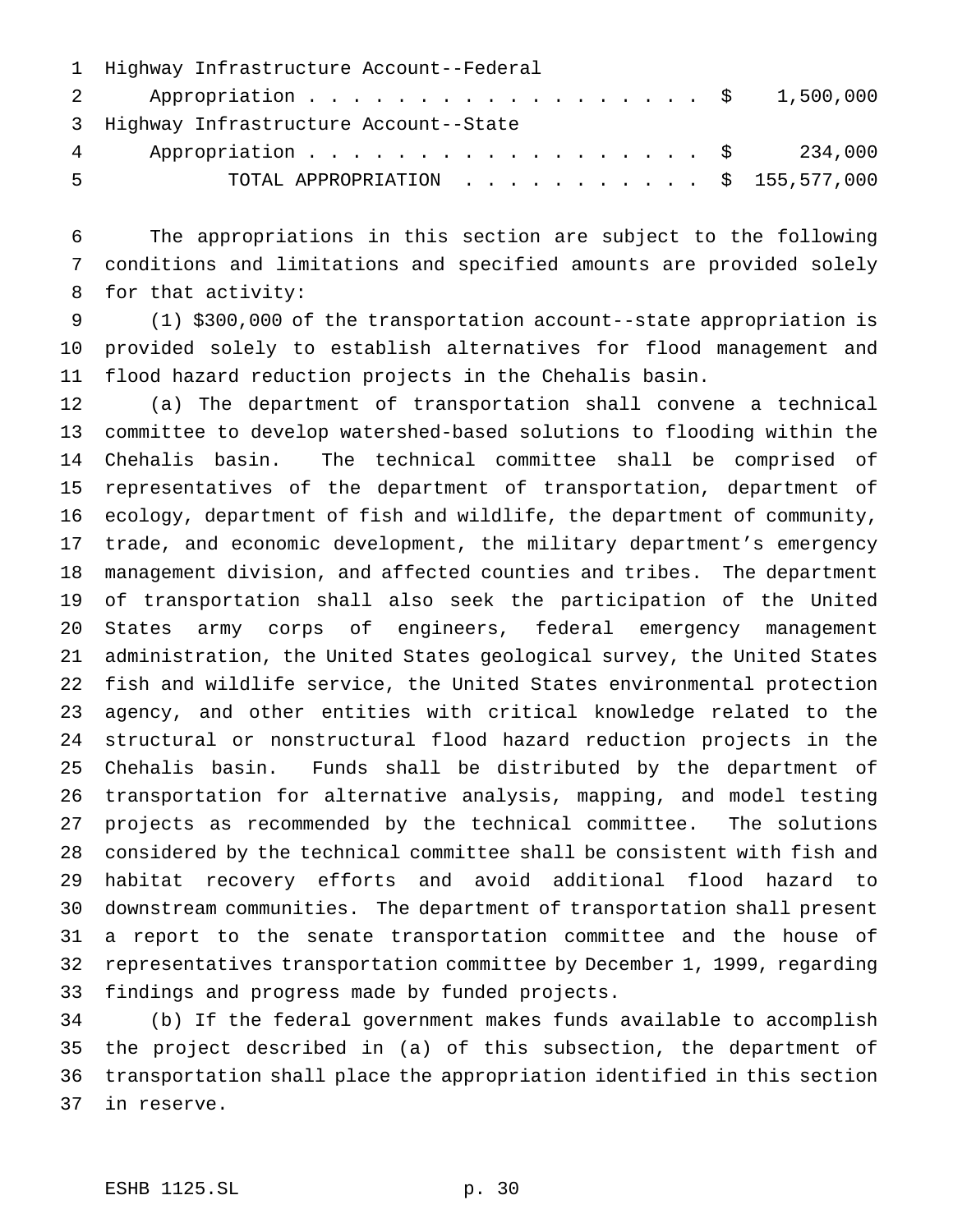Highway Infrastructure Account--Federal
    Appropriation . . . . . . . . . . . . . . . . . . . $ 1,500,000
Highway Infrastructure Account--State
    Appropriation . . . . . . . . . . . . . . . . . . . $ 234,000
        TOTAL APPROPRIATION . . . . . . . . . . . . $ 155,577,000

The appropriations in this section are subject to the following conditions and limitations and specified amounts are provided solely for that activity:

(1) $300,000 of the transportation account--state appropriation is provided solely to establish alternatives for flood management and flood hazard reduction projects in the Chehalis basin.

(a) The department of transportation shall convene a technical committee to develop watershed-based solutions to flooding within the Chehalis basin. The technical committee shall be comprised of representatives of the department of transportation, department of ecology, department of fish and wildlife, the department of community, trade, and economic development, the military department's emergency management division, and affected counties and tribes. The department of transportation shall also seek the participation of the United States army corps of engineers, federal emergency management administration, the United States geological survey, the United States fish and wildlife service, the United States environmental protection agency, and other entities with critical knowledge related to the structural or nonstructural flood hazard reduction projects in the Chehalis basin. Funds shall be distributed by the department of transportation for alternative analysis, mapping, and model testing projects as recommended by the technical committee. The solutions considered by the technical committee shall be consistent with fish and habitat recovery efforts and avoid additional flood hazard to downstream communities. The department of transportation shall present a report to the senate transportation committee and the house of representatives transportation committee by December 1, 1999, regarding findings and progress made by funded projects.

(b) If the federal government makes funds available to accomplish the project described in (a) of this subsection, the department of transportation shall place the appropriation identified in this section in reserve.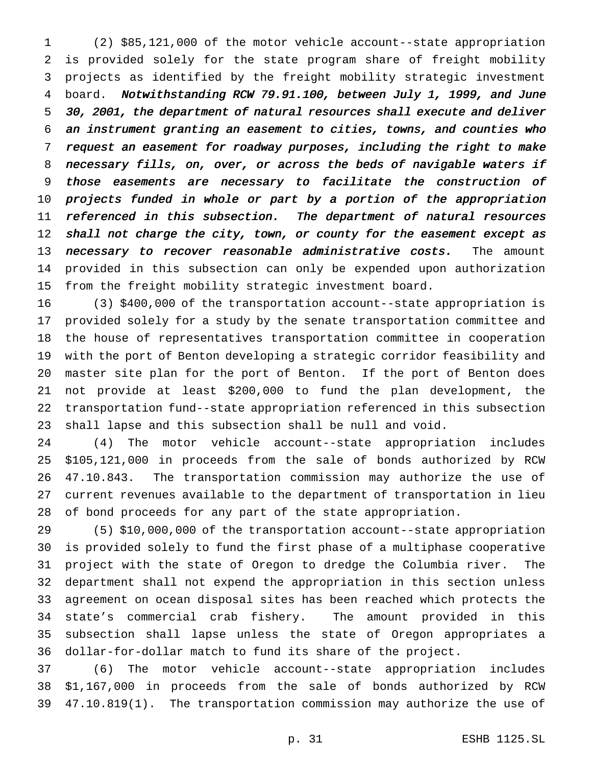(2) $85,121,000 of the motor vehicle account--state appropriation is provided solely for the state program share of freight mobility projects as identified by the freight mobility strategic investment board. *Notwithstanding RCW 79.91.100, between July 1, 1999, and June 30, 2001, the department of natural resources shall execute and deliver an instrument granting an easement to cities, towns, and counties who request an easement for roadway purposes, including the right to make necessary fills, on, over, or across the beds of navigable waters if those easements are necessary to facilitate the construction of projects funded in whole or part by a portion of the appropriation referenced in this subsection. The department of natural resources shall not charge the city, town, or county for the easement except as necessary to recover reasonable administrative costs.* The amount provided in this subsection can only be expended upon authorization from the freight mobility strategic investment board.

(3) $400,000 of the transportation account--state appropriation is provided solely for a study by the senate transportation committee and the house of representatives transportation committee in cooperation with the port of Benton developing a strategic corridor feasibility and master site plan for the port of Benton. If the port of Benton does not provide at least $200,000 to fund the plan development, the transportation fund--state appropriation referenced in this subsection shall lapse and this subsection shall be null and void.

(4) The motor vehicle account--state appropriation includes $105,121,000 in proceeds from the sale of bonds authorized by RCW 47.10.843. The transportation commission may authorize the use of current revenues available to the department of transportation in lieu of bond proceeds for any part of the state appropriation.

(5) $10,000,000 of the transportation account--state appropriation is provided solely to fund the first phase of a multiphase cooperative project with the state of Oregon to dredge the Columbia river. The department shall not expend the appropriation in this section unless agreement on ocean disposal sites has been reached which protects the state's commercial crab fishery. The amount provided in this subsection shall lapse unless the state of Oregon appropriates a dollar-for-dollar match to fund its share of the project.

(6) The motor vehicle account--state appropriation includes $1,167,000 in proceeds from the sale of bonds authorized by RCW 47.10.819(1). The transportation commission may authorize the use of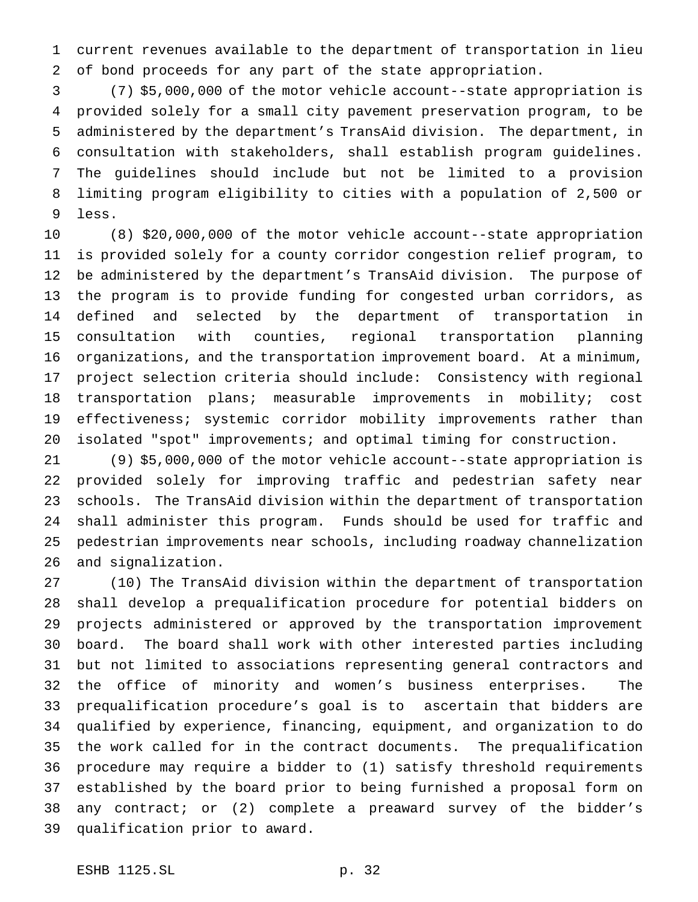current revenues available to the department of transportation in lieu of bond proceeds for any part of the state appropriation.

(7) $5,000,000 of the motor vehicle account--state appropriation is provided solely for a small city pavement preservation program, to be administered by the department's TransAid division. The department, in consultation with stakeholders, shall establish program guidelines. The guidelines should include but not be limited to a provision limiting program eligibility to cities with a population of 2,500 or less.

(8) $20,000,000 of the motor vehicle account--state appropriation is provided solely for a county corridor congestion relief program, to be administered by the department's TransAid division. The purpose of the program is to provide funding for congested urban corridors, as defined and selected by the department of transportation in consultation with counties, regional transportation planning organizations, and the transportation improvement board. At a minimum, project selection criteria should include: Consistency with regional transportation plans; measurable improvements in mobility; cost effectiveness; systemic corridor mobility improvements rather than isolated "spot" improvements; and optimal timing for construction.

(9) $5,000,000 of the motor vehicle account--state appropriation is provided solely for improving traffic and pedestrian safety near schools. The TransAid division within the department of transportation shall administer this program. Funds should be used for traffic and pedestrian improvements near schools, including roadway channelization and signalization.

(10) The TransAid division within the department of transportation shall develop a prequalification procedure for potential bidders on projects administered or approved by the transportation improvement board. The board shall work with other interested parties including but not limited to associations representing general contractors and the office of minority and women's business enterprises. The prequalification procedure's goal is to ascertain that bidders are qualified by experience, financing, equipment, and organization to do the work called for in the contract documents. The prequalification procedure may require a bidder to (1) satisfy threshold requirements established by the board prior to being furnished a proposal form on any contract; or (2) complete a preaward survey of the bidder's qualification prior to award.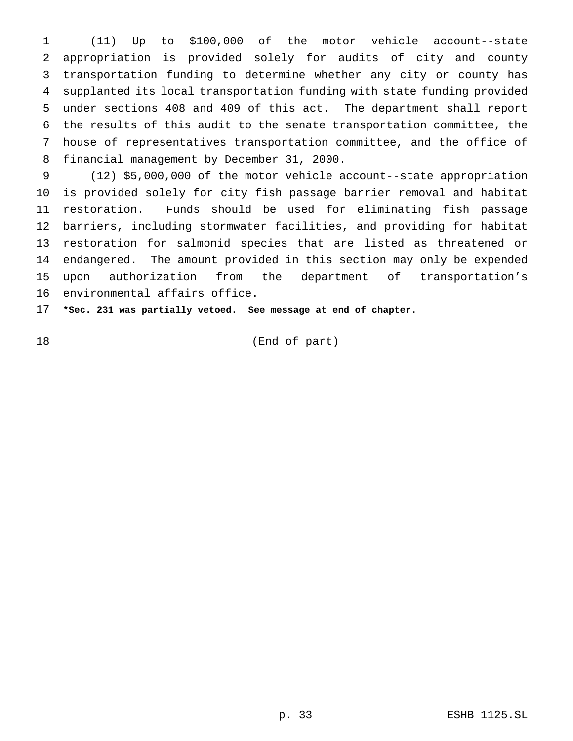(11) Up to $100,000 of the motor vehicle account--state appropriation is provided solely for audits of city and county transportation funding to determine whether any city or county has supplanted its local transportation funding with state funding provided under sections 408 and 409 of this act. The department shall report the results of this audit to the senate transportation committee, the house of representatives transportation committee, and the office of financial management by December 31, 2000.

(12) $5,000,000 of the motor vehicle account--state appropriation is provided solely for city fish passage barrier removal and habitat restoration. Funds should be used for eliminating fish passage barriers, including stormwater facilities, and providing for habitat restoration for salmonid species that are listed as threatened or endangered. The amount provided in this section may only be expended upon authorization from the department of transportation's environmental affairs office.

***Sec. 231 was partially vetoed. See message at end of chapter.**

(End of part)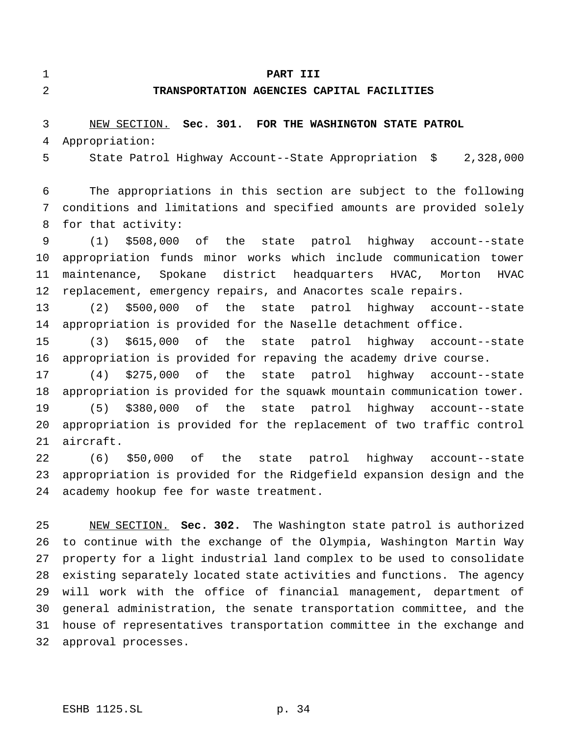# PART III
## TRANSPORTATION AGENCIES CAPITAL FACILITIES

NEW SECTION. **Sec. 301. FOR THE WASHINGTON STATE PATROL**

Appropriation:

State Patrol Highway Account--State Appropriation $ 2,328,000

The appropriations in this section are subject to the following conditions and limitations and specified amounts are provided solely for that activity:

(1) $508,000 of the state patrol highway account--state appropriation funds minor works which include communication tower maintenance, Spokane district headquarters HVAC, Morton HVAC replacement, emergency repairs, and Anacortes scale repairs.

(2) $500,000 of the state patrol highway account--state appropriation is provided for the Naselle detachment office.

(3) $615,000 of the state patrol highway account--state appropriation is provided for repaving the academy drive course.

(4) $275,000 of the state patrol highway account--state appropriation is provided for the squawk mountain communication tower.

(5) $380,000 of the state patrol highway account--state appropriation is provided for the replacement of two traffic control aircraft.

(6) $50,000 of the state patrol highway account--state appropriation is provided for the Ridgefield expansion design and the academy hookup fee for waste treatment.

NEW SECTION. **Sec. 302.** The Washington state patrol is authorized to continue with the exchange of the Olympia, Washington Martin Way property for a light industrial land complex to be used to consolidate existing separately located state activities and functions. The agency will work with the office of financial management, department of general administration, the senate transportation committee, and the house of representatives transportation committee in the exchange and approval processes.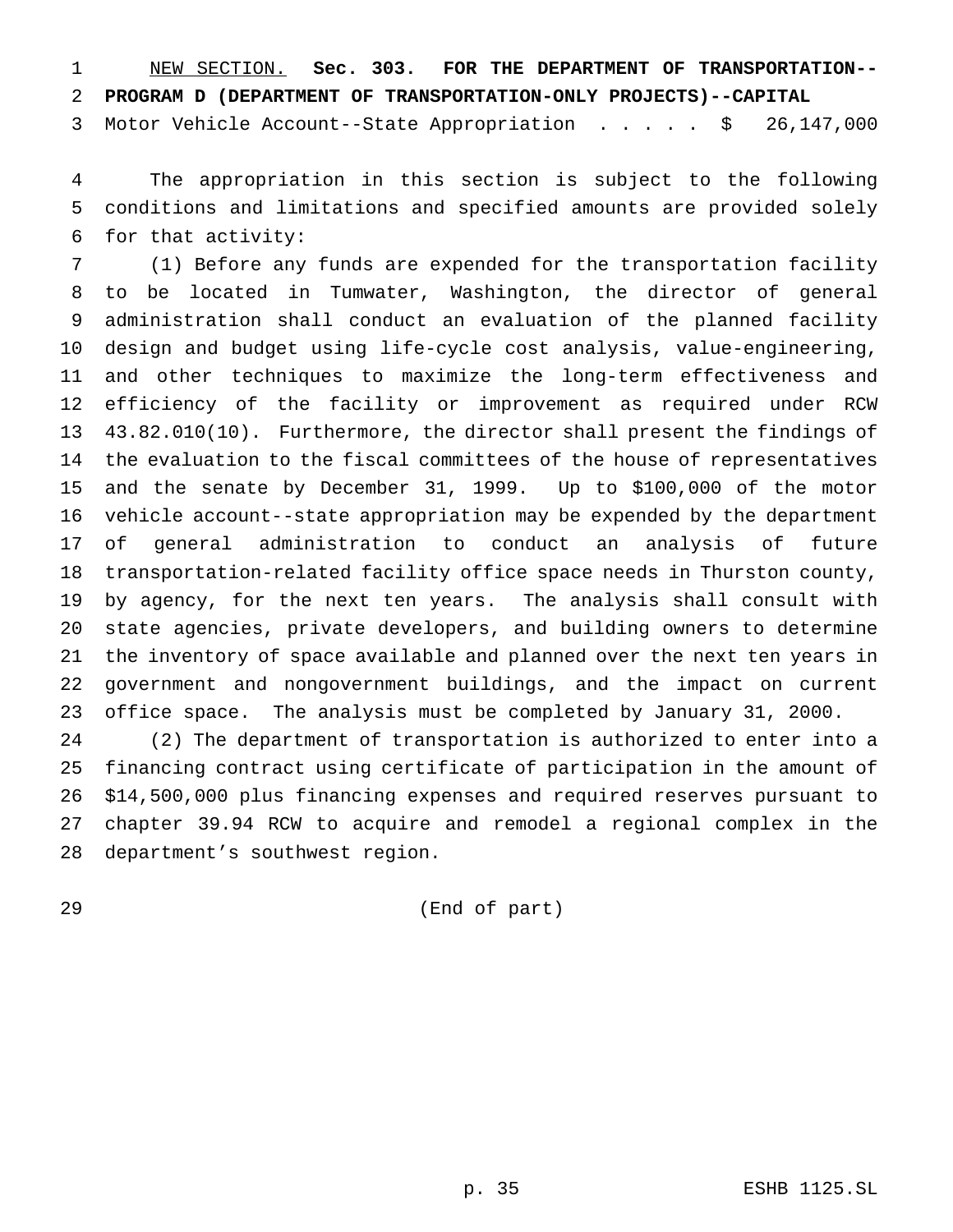NEW SECTION. **Sec. 303. FOR THE DEPARTMENT OF TRANSPORTATION--PROGRAM D (DEPARTMENT OF TRANSPORTATION-ONLY PROJECTS)--CAPITAL**

Motor Vehicle Account--State Appropriation . . . . . $ 26,147,000

The appropriation in this section is subject to the following conditions and limitations and specified amounts are provided solely for that activity:

(1) Before any funds are expended for the transportation facility to be located in Tumwater, Washington, the director of general administration shall conduct an evaluation of the planned facility design and budget using life-cycle cost analysis, value-engineering, and other techniques to maximize the long-term effectiveness and efficiency of the facility or improvement as required under RCW 43.82.010(10). Furthermore, the director shall present the findings of the evaluation to the fiscal committees of the house of representatives and the senate by December 31, 1999. Up to $100,000 of the motor vehicle account--state appropriation may be expended by the department of general administration to conduct an analysis of future transportation-related facility office space needs in Thurston county, by agency, for the next ten years. The analysis shall consult with state agencies, private developers, and building owners to determine the inventory of space available and planned over the next ten years in government and nongovernment buildings, and the impact on current office space. The analysis must be completed by January 31, 2000.

(2) The department of transportation is authorized to enter into a financing contract using certificate of participation in the amount of $14,500,000 plus financing expenses and required reserves pursuant to chapter 39.94 RCW to acquire and remodel a regional complex in the department's southwest region.

(End of part)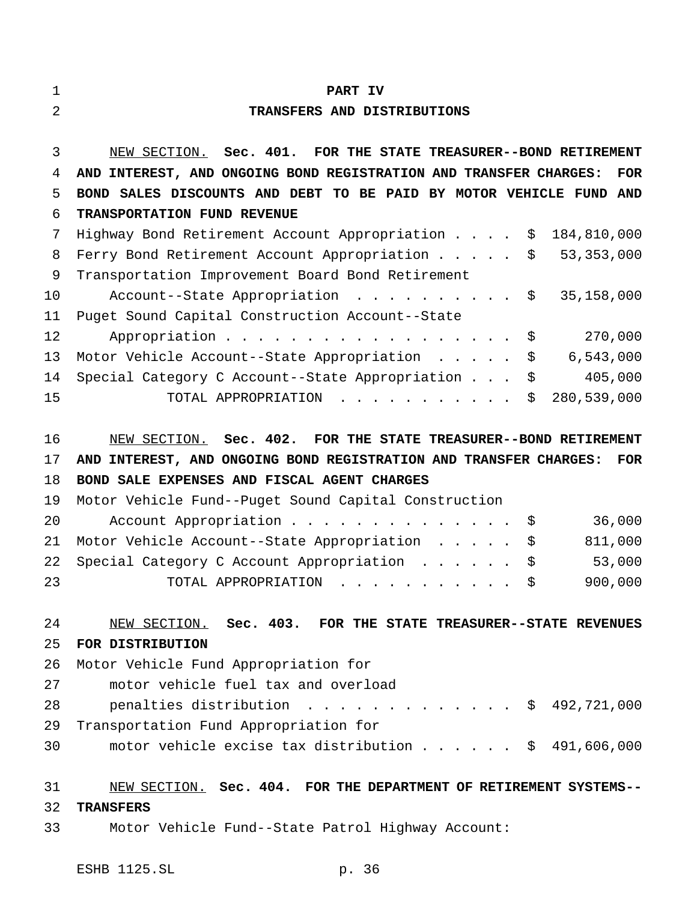# PART IV
## TRANSFERS AND DISTRIBUTIONS

NEW SECTION. **Sec. 401. FOR THE STATE TREASURER--BOND RETIREMENT AND INTEREST, AND ONGOING BOND REGISTRATION AND TRANSFER CHARGES: FOR BOND SALES DISCOUNTS AND DEBT TO BE PAID BY MOTOR VEHICLE FUND AND TRANSPORTATION FUND REVENUE**

| | |
|---|---|
| Highway Bond Retirement Account Appropriation | $ 184,810,000 |
| Ferry Bond Retirement Account Appropriation | $ 53,353,000 |
| Transportation Improvement Board Bond Retirement Account--State Appropriation | $ 35,158,000 |
| Puget Sound Capital Construction Account--State Appropriation | $ 270,000 |
| Motor Vehicle Account--State Appropriation | $ 6,543,000 |
| Special Category C Account--State Appropriation | $ 405,000 |
| TOTAL APPROPRIATION | $ 280,539,000 |

NEW SECTION. **Sec. 402. FOR THE STATE TREASURER--BOND RETIREMENT AND INTEREST, AND ONGOING BOND REGISTRATION AND TRANSFER CHARGES: FOR BOND SALE EXPENSES AND FISCAL AGENT CHARGES**

| | |
|---|---|
| Motor Vehicle Fund--Puget Sound Capital Construction Account Appropriation | $ 36,000 |
| Motor Vehicle Account--State Appropriation | $ 811,000 |
| Special Category C Account Appropriation | $ 53,000 |
| TOTAL APPROPRIATION | $ 900,000 |

NEW SECTION. **Sec. 403. FOR THE STATE TREASURER--STATE REVENUES FOR DISTRIBUTION**

| | |
|---|---|
| Motor Vehicle Fund Appropriation for motor vehicle fuel tax and overload penalties distribution | $ 492,721,000 |
| Transportation Fund Appropriation for motor vehicle excise tax distribution | $ 491,606,000 |

NEW SECTION. **Sec. 404. FOR THE DEPARTMENT OF RETIREMENT SYSTEMS--TRANSFERS**

Motor Vehicle Fund--State Patrol Highway Account: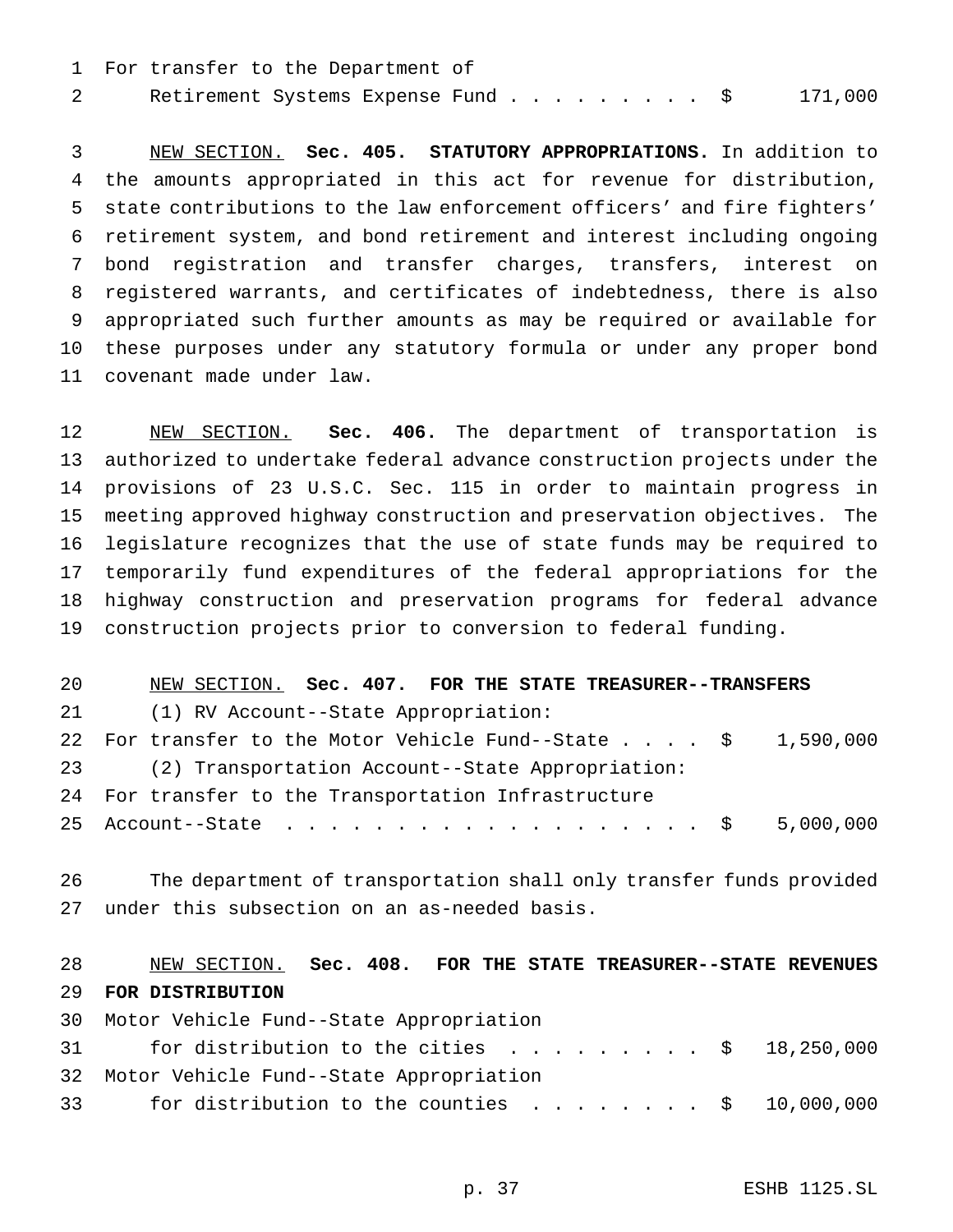For transfer to the Department of
Retirement Systems Expense Fund . . . . . . . . . $ 171,000

NEW SECTION. **Sec. 405. STATUTORY APPROPRIATIONS.** In addition to the amounts appropriated in this act for revenue for distribution, state contributions to the law enforcement officers' and fire fighters' retirement system, and bond retirement and interest including ongoing bond registration and transfer charges, transfers, interest on registered warrants, and certificates of indebtedness, there is also appropriated such further amounts as may be required or available for these purposes under any statutory formula or under any proper bond covenant made under law.

NEW SECTION. **Sec. 406.** The department of transportation is authorized to undertake federal advance construction projects under the provisions of 23 U.S.C. Sec. 115 in order to maintain progress in meeting approved highway construction and preservation objectives. The legislature recognizes that the use of state funds may be required to temporarily fund expenditures of the federal appropriations for the highway construction and preservation programs for federal advance construction projects prior to conversion to federal funding.

NEW SECTION. **Sec. 407. FOR THE STATE TREASURER--TRANSFERS**

(1) RV Account--State Appropriation:
For transfer to the Motor Vehicle Fund--State . . . . $ 1,590,000

(2) Transportation Account--State Appropriation:
For transfer to the Transportation Infrastructure
Account--State . . . . . . . . . . . . . . . . . . . . $ 5,000,000

The department of transportation shall only transfer funds provided under this subsection on an as-needed basis.

NEW SECTION. **Sec. 408. FOR THE STATE TREASURER--STATE REVENUES FOR DISTRIBUTION**

Motor Vehicle Fund--State Appropriation
for distribution to the cities . . . . . . . . . . $ 18,250,000

Motor Vehicle Fund--State Appropriation
for distribution to the counties . . . . . . . . $ 10,000,000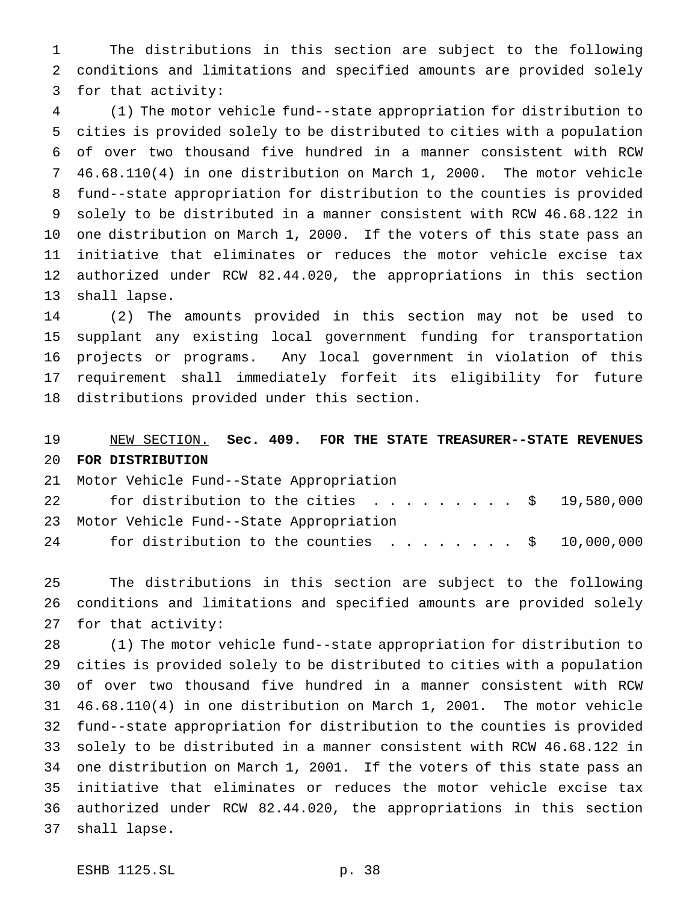The distributions in this section are subject to the following conditions and limitations and specified amounts are provided solely for that activity:

(1) The motor vehicle fund--state appropriation for distribution to cities is provided solely to be distributed to cities with a population of over two thousand five hundred in a manner consistent with RCW 46.68.110(4) in one distribution on March 1, 2000. The motor vehicle fund--state appropriation for distribution to the counties is provided solely to be distributed in a manner consistent with RCW 46.68.122 in one distribution on March 1, 2000. If the voters of this state pass an initiative that eliminates or reduces the motor vehicle excise tax authorized under RCW 82.44.020, the appropriations in this section shall lapse.

(2) The amounts provided in this section may not be used to supplant any existing local government funding for transportation projects or programs. Any local government in violation of this requirement shall immediately forfeit its eligibility for future distributions provided under this section.

NEW SECTION. **Sec. 409. FOR THE STATE TREASURER--STATE REVENUES FOR DISTRIBUTION**

Motor Vehicle Fund--State Appropriation
for distribution to the cities . . . . . . . . . . $ 19,580,000

Motor Vehicle Fund--State Appropriation
for distribution to the counties . . . . . . . . $ 10,000,000

The distributions in this section are subject to the following conditions and limitations and specified amounts are provided solely for that activity:

(1) The motor vehicle fund--state appropriation for distribution to cities is provided solely to be distributed to cities with a population of over two thousand five hundred in a manner consistent with RCW 46.68.110(4) in one distribution on March 1, 2001. The motor vehicle fund--state appropriation for distribution to the counties is provided solely to be distributed in a manner consistent with RCW 46.68.122 in one distribution on March 1, 2001. If the voters of this state pass an initiative that eliminates or reduces the motor vehicle excise tax authorized under RCW 82.44.020, the appropriations in this section shall lapse.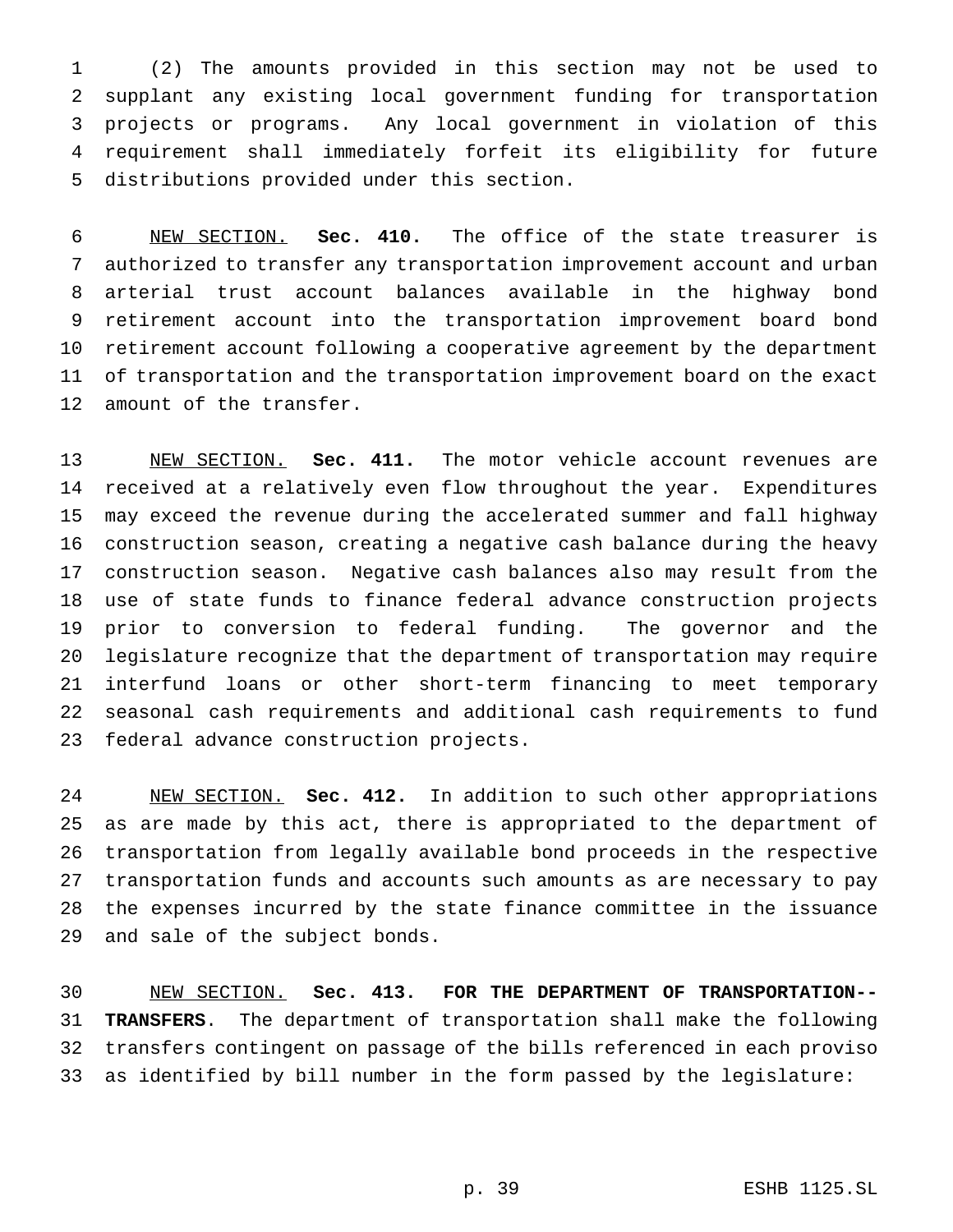(2) The amounts provided in this section may not be used to supplant any existing local government funding for transportation projects or programs. Any local government in violation of this requirement shall immediately forfeit its eligibility for future distributions provided under this section.

NEW SECTION. **Sec. 410.** The office of the state treasurer is authorized to transfer any transportation improvement account and urban arterial trust account balances available in the highway bond retirement account into the transportation improvement board bond retirement account following a cooperative agreement by the department of transportation and the transportation improvement board on the exact amount of the transfer.

NEW SECTION. **Sec. 411.** The motor vehicle account revenues are received at a relatively even flow throughout the year. Expenditures may exceed the revenue during the accelerated summer and fall highway construction season, creating a negative cash balance during the heavy construction season. Negative cash balances also may result from the use of state funds to finance federal advance construction projects prior to conversion to federal funding. The governor and the legislature recognize that the department of transportation may require interfund loans or other short-term financing to meet temporary seasonal cash requirements and additional cash requirements to fund federal advance construction projects.

NEW SECTION. **Sec. 412.** In addition to such other appropriations as are made by this act, there is appropriated to the department of transportation from legally available bond proceeds in the respective transportation funds and accounts such amounts as are necessary to pay the expenses incurred by the state finance committee in the issuance and sale of the subject bonds.

NEW SECTION. **Sec. 413. FOR THE DEPARTMENT OF TRANSPORTATION--TRANSFERS**. The department of transportation shall make the following transfers contingent on passage of the bills referenced in each proviso as identified by bill number in the form passed by the legislature: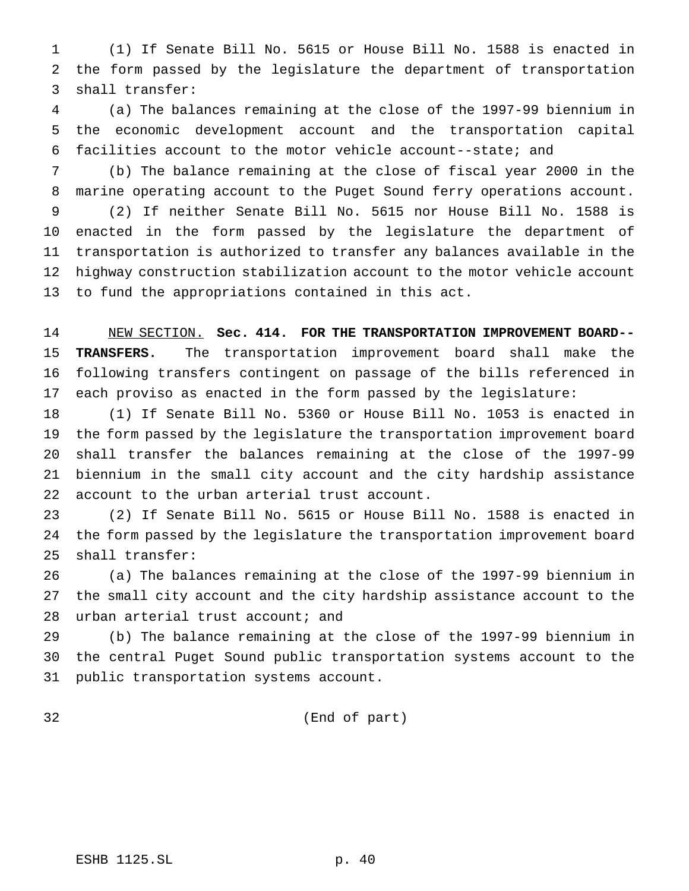(1) If Senate Bill No. 5615 or House Bill No. 1588 is enacted in the form passed by the legislature the department of transportation shall transfer:

(a) The balances remaining at the close of the 1997-99 biennium in the economic development account and the transportation capital facilities account to the motor vehicle account--state; and

(b) The balance remaining at the close of fiscal year 2000 in the marine operating account to the Puget Sound ferry operations account.

(2) If neither Senate Bill No. 5615 nor House Bill No. 1588 is enacted in the form passed by the legislature the department of transportation is authorized to transfer any balances available in the highway construction stabilization account to the motor vehicle account to fund the appropriations contained in this act.

NEW SECTION. **Sec. 414. FOR THE TRANSPORTATION IMPROVEMENT BOARD--TRANSFERS.** The transportation improvement board shall make the following transfers contingent on passage of the bills referenced in each proviso as enacted in the form passed by the legislature:

(1) If Senate Bill No. 5360 or House Bill No. 1053 is enacted in the form passed by the legislature the transportation improvement board shall transfer the balances remaining at the close of the 1997-99 biennium in the small city account and the city hardship assistance account to the urban arterial trust account.

(2) If Senate Bill No. 5615 or House Bill No. 1588 is enacted in the form passed by the legislature the transportation improvement board shall transfer:

(a) The balances remaining at the close of the 1997-99 biennium in the small city account and the city hardship assistance account to the urban arterial trust account; and

(b) The balance remaining at the close of the 1997-99 biennium in the central Puget Sound public transportation systems account to the public transportation systems account.

(End of part)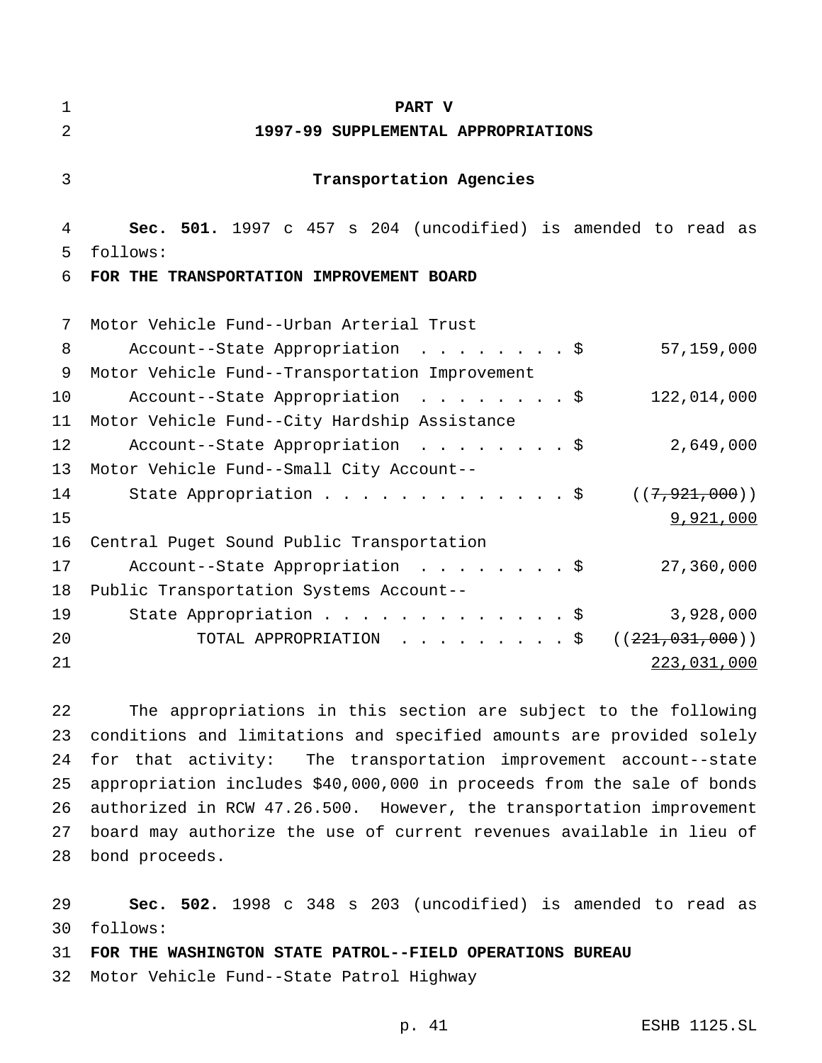# PART V
## 1997-99 SUPPLEMENTAL APPROPRIATIONS

### Transportation Agencies

**Sec. 501.** 1997 c 457 s 204 (uncodified) is amended to read as follows:

**FOR THE TRANSPORTATION IMPROVEMENT BOARD**

| | |
|---|---|
| Motor Vehicle Fund--Urban Arterial Trust Account--State Appropriation . . . . . . . . $ | 57,159,000 |
| Motor Vehicle Fund--Transportation Improvement Account--State Appropriation . . . . . . . . $ | 122,014,000 |
| Motor Vehicle Fund--City Hardship Assistance Account--State Appropriation . . . . . . . . $ | 2,649,000 |
| Motor Vehicle Fund--Small City Account--State Appropriation . . . . . . . . . . . . . $ | ((~~7,921,000~~)) <u>9,921,000</u> |
| Central Puget Sound Public Transportation Account--State Appropriation . . . . . . . . $ | 27,360,000 |
| Public Transportation Systems Account--State Appropriation . . . . . . . . . . . . . $ | 3,928,000 |
| TOTAL APPROPRIATION . . . . . . . . . $ | ((~~221,031,000~~)) <u>223,031,000</u> |

The appropriations in this section are subject to the following conditions and limitations and specified amounts are provided solely for that activity: The transportation improvement account--state appropriation includes $40,000,000 in proceeds from the sale of bonds authorized in RCW 47.26.500. However, the transportation improvement board may authorize the use of current revenues available in lieu of bond proceeds.

**Sec. 502.** 1998 c 348 s 203 (uncodified) is amended to read as follows:

**FOR THE WASHINGTON STATE PATROL--FIELD OPERATIONS BUREAU**

Motor Vehicle Fund--State Patrol Highway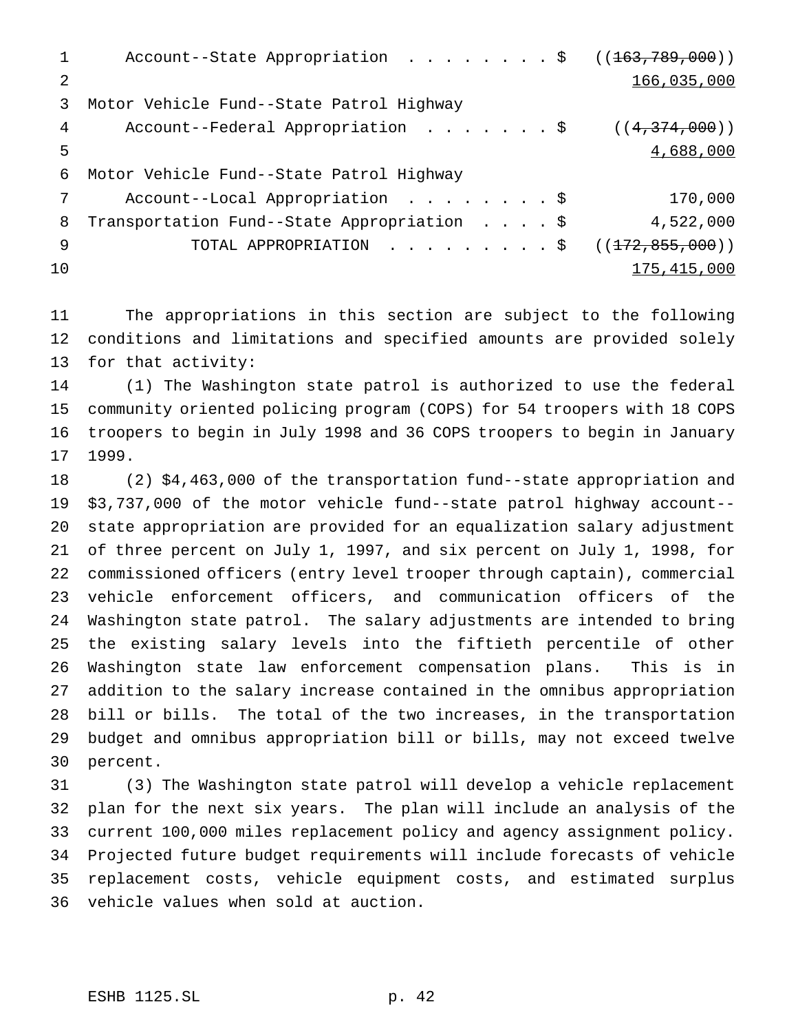Account--State Appropriation . . . . . . . . $ ((~~163,789,000~~))
166,035,000

Motor Vehicle Fund--State Patrol Highway
Account--Federal Appropriation . . . . . . . $ ((~~4,374,000~~))
4,688,000

Motor Vehicle Fund--State Patrol Highway
Account--Local Appropriation . . . . . . . . $ 170,000

Transportation Fund--State Appropriation . . . . $ 4,522,000

TOTAL APPROPRIATION . . . . . . . . . $ ((~~172,855,000~~))
175,415,000

The appropriations in this section are subject to the following conditions and limitations and specified amounts are provided solely for that activity:

(1) The Washington state patrol is authorized to use the federal community oriented policing program (COPS) for 54 troopers with 18 COPS troopers to begin in July 1998 and 36 COPS troopers to begin in January 1999.

(2) $4,463,000 of the transportation fund--state appropriation and $3,737,000 of the motor vehicle fund--state patrol highway account--state appropriation are provided for an equalization salary adjustment of three percent on July 1, 1997, and six percent on July 1, 1998, for commissioned officers (entry level trooper through captain), commercial vehicle enforcement officers, and communication officers of the Washington state patrol. The salary adjustments are intended to bring the existing salary levels into the fiftieth percentile of other Washington state law enforcement compensation plans. This is in addition to the salary increase contained in the omnibus appropriation bill or bills. The total of the two increases, in the transportation budget and omnibus appropriation bill or bills, may not exceed twelve percent.

(3) The Washington state patrol will develop a vehicle replacement plan for the next six years. The plan will include an analysis of the current 100,000 miles replacement policy and agency assignment policy. Projected future budget requirements will include forecasts of vehicle replacement costs, vehicle equipment costs, and estimated surplus vehicle values when sold at auction.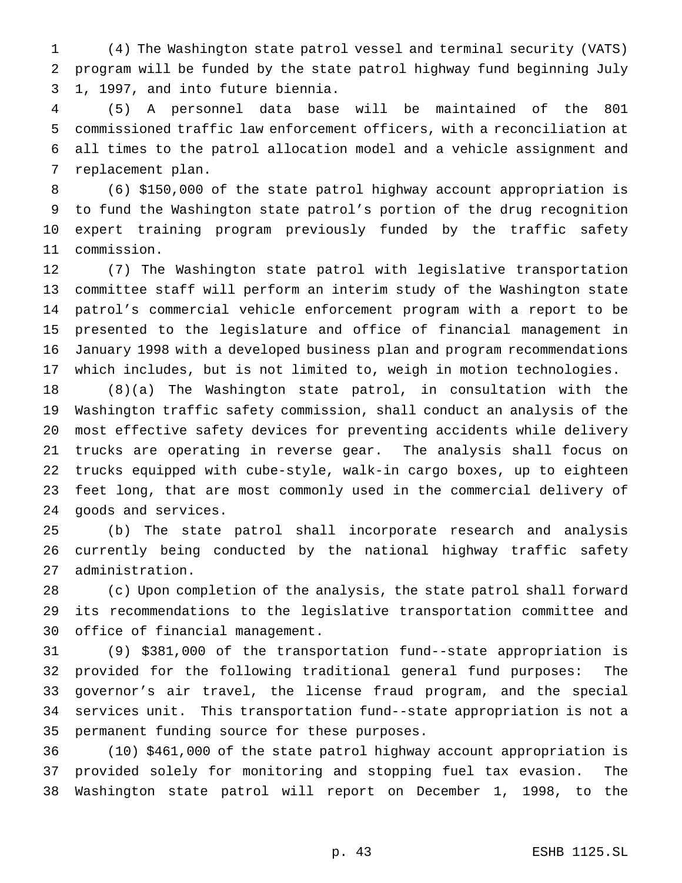(4) The Washington state patrol vessel and terminal security (VATS) program will be funded by the state patrol highway fund beginning July 1, 1997, and into future biennia.

(5) A personnel data base will be maintained of the 801 commissioned traffic law enforcement officers, with a reconciliation at all times to the patrol allocation model and a vehicle assignment and replacement plan.

(6) $150,000 of the state patrol highway account appropriation is to fund the Washington state patrol's portion of the drug recognition expert training program previously funded by the traffic safety commission.

(7) The Washington state patrol with legislative transportation committee staff will perform an interim study of the Washington state patrol's commercial vehicle enforcement program with a report to be presented to the legislature and office of financial management in January 1998 with a developed business plan and program recommendations which includes, but is not limited to, weigh in motion technologies.

(8)(a) The Washington state patrol, in consultation with the Washington traffic safety commission, shall conduct an analysis of the most effective safety devices for preventing accidents while delivery trucks are operating in reverse gear. The analysis shall focus on trucks equipped with cube-style, walk-in cargo boxes, up to eighteen feet long, that are most commonly used in the commercial delivery of goods and services.

(b) The state patrol shall incorporate research and analysis currently being conducted by the national highway traffic safety administration.

(c) Upon completion of the analysis, the state patrol shall forward its recommendations to the legislative transportation committee and office of financial management.

(9) $381,000 of the transportation fund--state appropriation is provided for the following traditional general fund purposes: The governor's air travel, the license fraud program, and the special services unit. This transportation fund--state appropriation is not a permanent funding source for these purposes.

(10) $461,000 of the state patrol highway account appropriation is provided solely for monitoring and stopping fuel tax evasion. The Washington state patrol will report on December 1, 1998, to the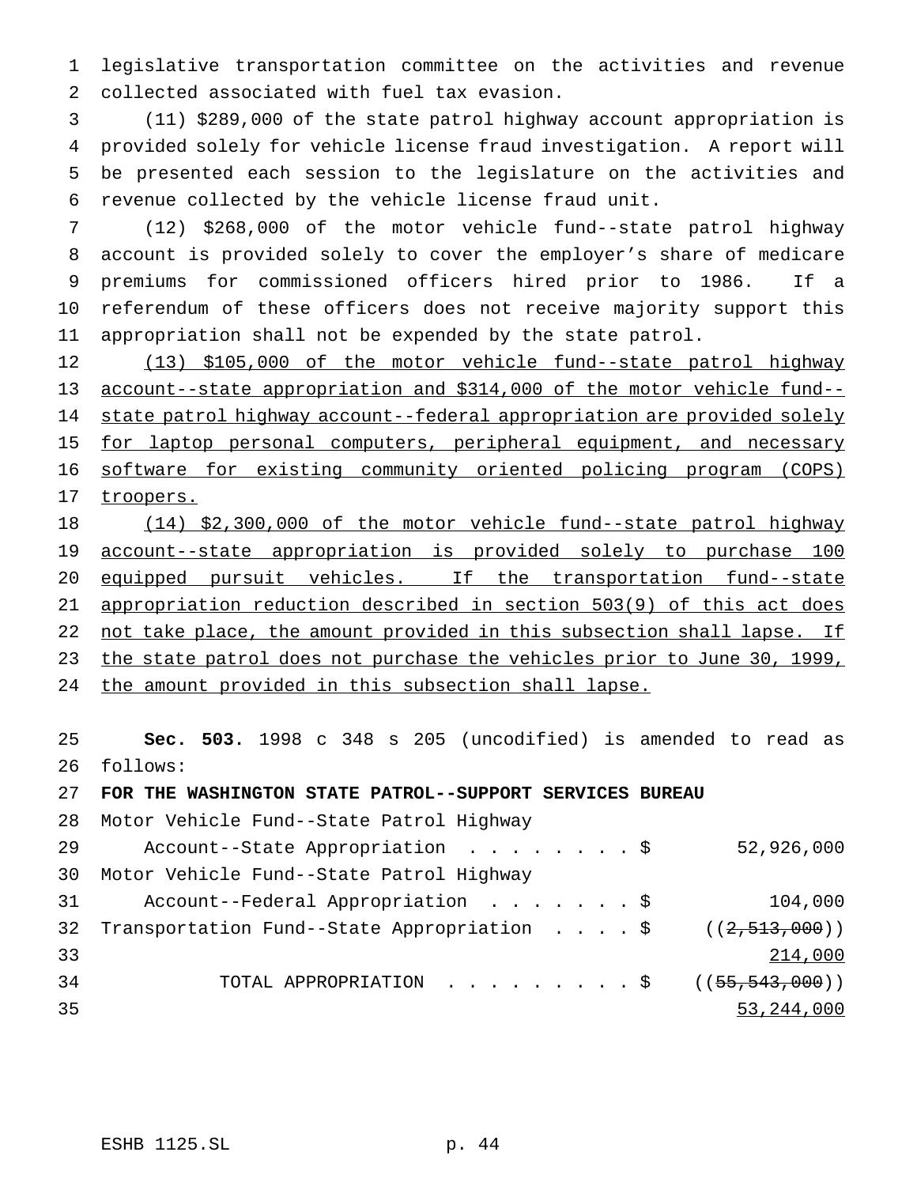legislative transportation committee on the activities and revenue collected associated with fuel tax evasion.

(11) $289,000 of the state patrol highway account appropriation is provided solely for vehicle license fraud investigation. A report will be presented each session to the legislature on the activities and revenue collected by the vehicle license fraud unit.

(12) $268,000 of the motor vehicle fund--state patrol highway account is provided solely to cover the employer's share of medicare premiums for commissioned officers hired prior to 1986. If a referendum of these officers does not receive majority support this appropriation shall not be expended by the state patrol.

(13) $105,000 of the motor vehicle fund--state patrol highway account--state appropriation and $314,000 of the motor vehicle fund--state patrol highway account--federal appropriation are provided solely for laptop personal computers, peripheral equipment, and necessary software for existing community oriented policing program (COPS) troopers.

(14) $2,300,000 of the motor vehicle fund--state patrol highway account--state appropriation is provided solely to purchase 100 equipped pursuit vehicles. If the transportation fund--state appropriation reduction described in section 503(9) of this act does not take place, the amount provided in this subsection shall lapse. If the state patrol does not purchase the vehicles prior to June 30, 1999, the amount provided in this subsection shall lapse.

**Sec. 503.** 1998 c 348 s 205 (uncodified) is amended to read as follows:

**FOR THE WASHINGTON STATE PATROL--SUPPORT SERVICES BUREAU**

| | |
|---|---|
| Motor Vehicle Fund--State Patrol Highway Account--State Appropriation . . . . . . . . $ | 52,926,000 |
| Motor Vehicle Fund--State Patrol Highway Account--Federal Appropriation . . . . . . . $ | 104,000 |
| Transportation Fund--State Appropriation . . . . $ | ((~~2,513,000~~)) 214,000 |
| TOTAL APPROPRIATION . . . . . . . . . $ | ((~~55,543,000~~)) 53,244,000 |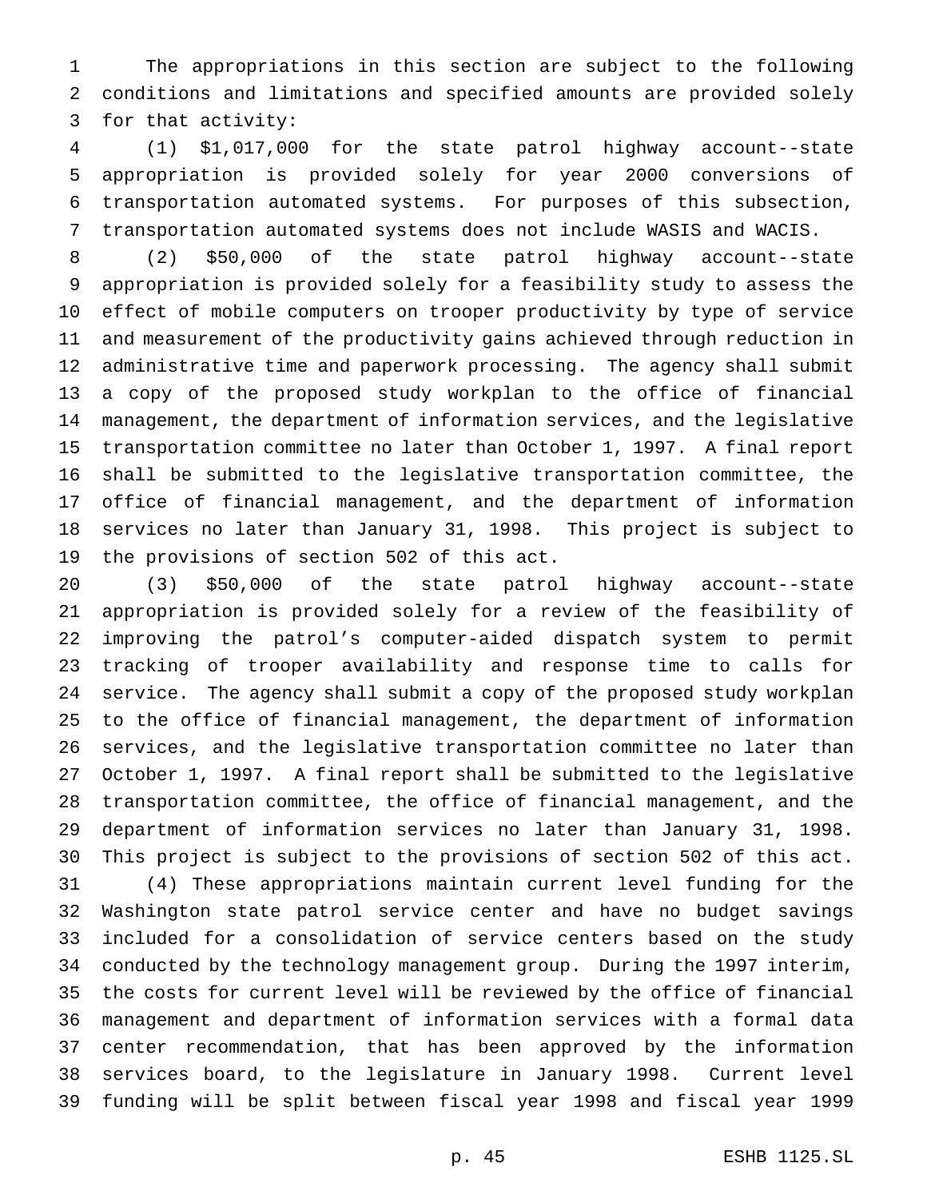The appropriations in this section are subject to the following conditions and limitations and specified amounts are provided solely for that activity:

(1) $1,017,000 for the state patrol highway account--state appropriation is provided solely for year 2000 conversions of transportation automated systems. For purposes of this subsection, transportation automated systems does not include WASIS and WACIS.

(2) $50,000 of the state patrol highway account--state appropriation is provided solely for a feasibility study to assess the effect of mobile computers on trooper productivity by type of service and measurement of the productivity gains achieved through reduction in administrative time and paperwork processing. The agency shall submit a copy of the proposed study workplan to the office of financial management, the department of information services, and the legislative transportation committee no later than October 1, 1997. A final report shall be submitted to the legislative transportation committee, the office of financial management, and the department of information services no later than January 31, 1998. This project is subject to the provisions of section 502 of this act.

(3) $50,000 of the state patrol highway account--state appropriation is provided solely for a review of the feasibility of improving the patrol's computer-aided dispatch system to permit tracking of trooper availability and response time to calls for service. The agency shall submit a copy of the proposed study workplan to the office of financial management, the department of information services, and the legislative transportation committee no later than October 1, 1997. A final report shall be submitted to the legislative transportation committee, the office of financial management, and the department of information services no later than January 31, 1998. This project is subject to the provisions of section 502 of this act.

(4) These appropriations maintain current level funding for the Washington state patrol service center and have no budget savings included for a consolidation of service centers based on the study conducted by the technology management group. During the 1997 interim, the costs for current level will be reviewed by the office of financial management and department of information services with a formal data center recommendation, that has been approved by the information services board, to the legislature in January 1998. Current level funding will be split between fiscal year 1998 and fiscal year 1999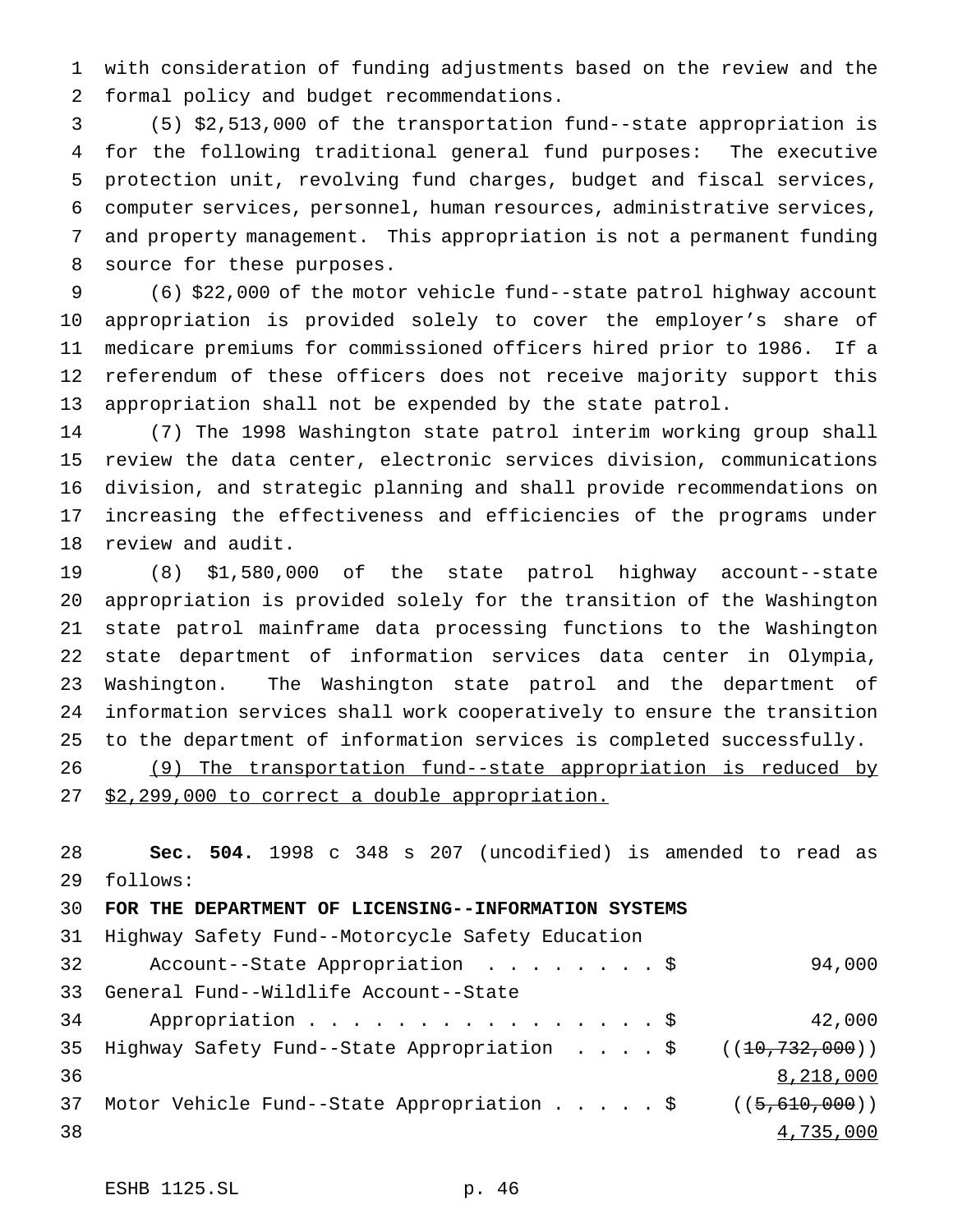with consideration of funding adjustments based on the review and the formal policy and budget recommendations.

(5) $2,513,000 of the transportation fund--state appropriation is for the following traditional general fund purposes: The executive protection unit, revolving fund charges, budget and fiscal services, computer services, personnel, human resources, administrative services, and property management. This appropriation is not a permanent funding source for these purposes.

(6) $22,000 of the motor vehicle fund--state patrol highway account appropriation is provided solely to cover the employer's share of medicare premiums for commissioned officers hired prior to 1986. If a referendum of these officers does not receive majority support this appropriation shall not be expended by the state patrol.

(7) The 1998 Washington state patrol interim working group shall review the data center, electronic services division, communications division, and strategic planning and shall provide recommendations on increasing the effectiveness and efficiencies of the programs under review and audit.

(8) $1,580,000 of the state patrol highway account--state appropriation is provided solely for the transition of the Washington state patrol mainframe data processing functions to the Washington state department of information services data center in Olympia, Washington. The Washington state patrol and the department of information services shall work cooperatively to ensure the transition to the department of information services is completed successfully.

<u>(9) The transportation fund--state appropriation is reduced by $2,299,000 to correct a double appropriation.</u>

**Sec. 504.** 1998 c 348 s 207 (uncodified) is amended to read as follows:

**FOR THE DEPARTMENT OF LICENSING--INFORMATION SYSTEMS**

Highway Safety Fund--Motorcycle Safety Education Account--State Appropriation . . . . . . . . $ 94,000

General Fund--Wildlife Account--State Appropriation . . . . . . . . . . . . . . . . $ 42,000

Highway Safety Fund--State Appropriation . . . . $ ((~~10,732,000~~)) <u>8,218,000</u>

Motor Vehicle Fund--State Appropriation . . . . . $ ((~~5,610,000~~)) <u>4,735,000</u>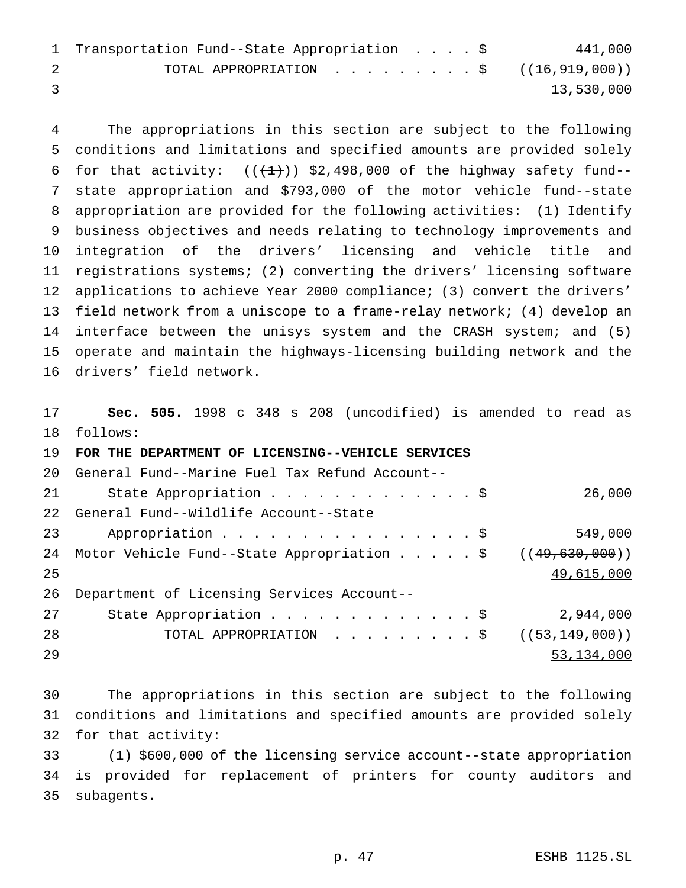Transportation Fund--State Appropriation . . . . $ 441,000
TOTAL APPROPRIATION . . . . . . . . . $ ((~~16,919,000~~))
13,530,000

The appropriations in this section are subject to the following conditions and limitations and specified amounts are provided solely for that activity: ((~~(1)~~)) $2,498,000 of the highway safety fund--state appropriation and $793,000 of the motor vehicle fund--state appropriation are provided for the following activities: (1) Identify business objectives and needs relating to technology improvements and integration of the drivers' licensing and vehicle title and registrations systems; (2) converting the drivers' licensing software applications to achieve Year 2000 compliance; (3) convert the drivers' field network from a uniscope to a frame-relay network; (4) develop an interface between the unisys system and the CRASH system; and (5) operate and maintain the highways-licensing building network and the drivers' field network.

**Sec. 505.** 1998 c 348 s 208 (uncodified) is amended to read as follows:

**FOR THE DEPARTMENT OF LICENSING--VEHICLE SERVICES**

General Fund--Marine Fuel Tax Refund Account--
State Appropriation . . . . . . . . . . . . . . $ 26,000
General Fund--Wildlife Account--State
Appropriation . . . . . . . . . . . . . . . . . $ 549,000
Motor Vehicle Fund--State Appropriation . . . . . $ ((~~49,630,000~~))
49,615,000
Department of Licensing Services Account--
State Appropriation . . . . . . . . . . . . . . $ 2,944,000
TOTAL APPROPRIATION . . . . . . . . . $ ((~~53,149,000~~))
53,134,000

The appropriations in this section are subject to the following conditions and limitations and specified amounts are provided solely for that activity:

(1) $600,000 of the licensing service account--state appropriation is provided for replacement of printers for county auditors and subagents.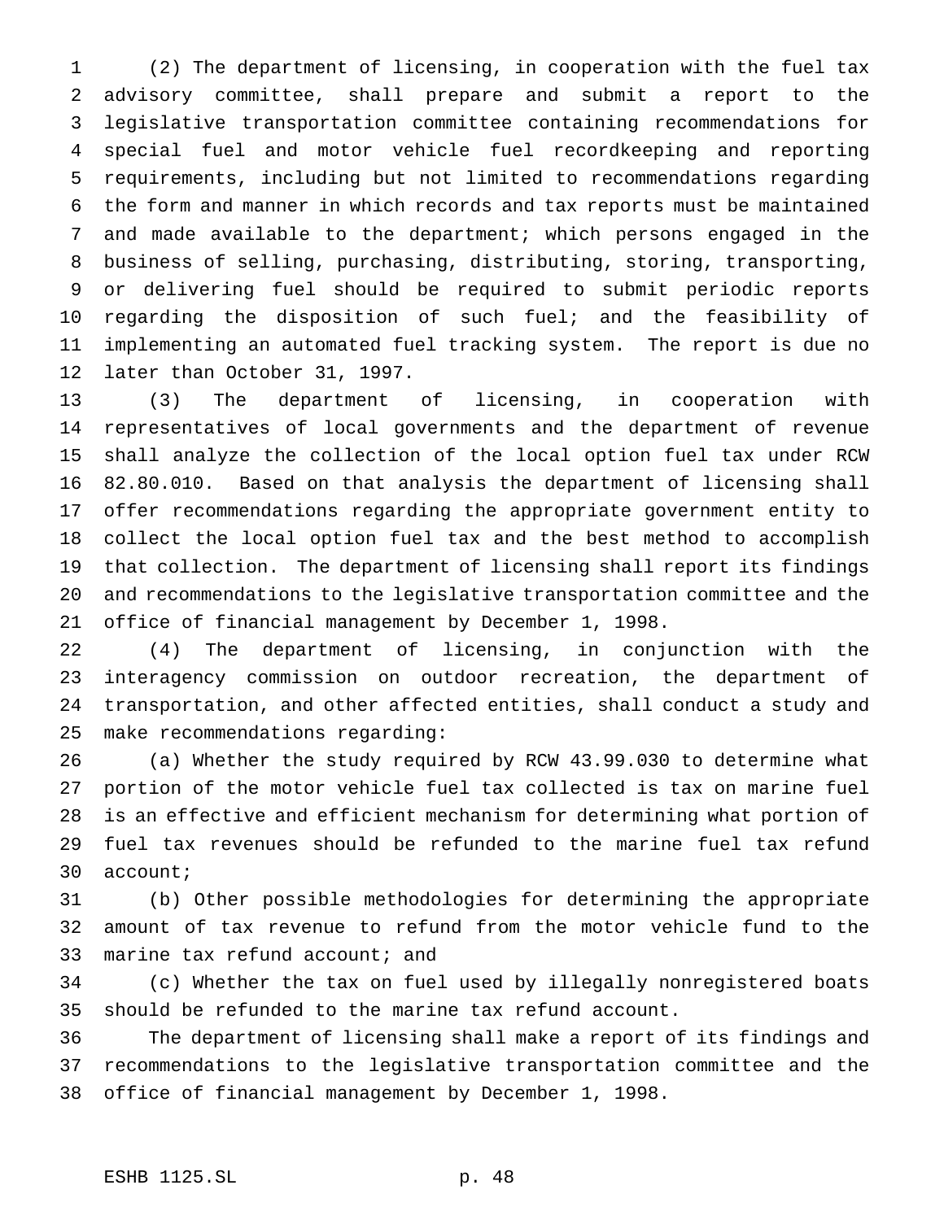(2) The department of licensing, in cooperation with the fuel tax advisory committee, shall prepare and submit a report to the legislative transportation committee containing recommendations for special fuel and motor vehicle fuel recordkeeping and reporting requirements, including but not limited to recommendations regarding the form and manner in which records and tax reports must be maintained and made available to the department; which persons engaged in the business of selling, purchasing, distributing, storing, transporting, or delivering fuel should be required to submit periodic reports regarding the disposition of such fuel; and the feasibility of implementing an automated fuel tracking system. The report is due no later than October 31, 1997.

(3) The department of licensing, in cooperation with representatives of local governments and the department of revenue shall analyze the collection of the local option fuel tax under RCW 82.80.010. Based on that analysis the department of licensing shall offer recommendations regarding the appropriate government entity to collect the local option fuel tax and the best method to accomplish that collection. The department of licensing shall report its findings and recommendations to the legislative transportation committee and the office of financial management by December 1, 1998.

(4) The department of licensing, in conjunction with the interagency commission on outdoor recreation, the department of transportation, and other affected entities, shall conduct a study and make recommendations regarding:

(a) Whether the study required by RCW 43.99.030 to determine what portion of the motor vehicle fuel tax collected is tax on marine fuel is an effective and efficient mechanism for determining what portion of fuel tax revenues should be refunded to the marine fuel tax refund account;

(b) Other possible methodologies for determining the appropriate amount of tax revenue to refund from the motor vehicle fund to the marine tax refund account; and

(c) Whether the tax on fuel used by illegally nonregistered boats should be refunded to the marine tax refund account.

The department of licensing shall make a report of its findings and recommendations to the legislative transportation committee and the office of financial management by December 1, 1998.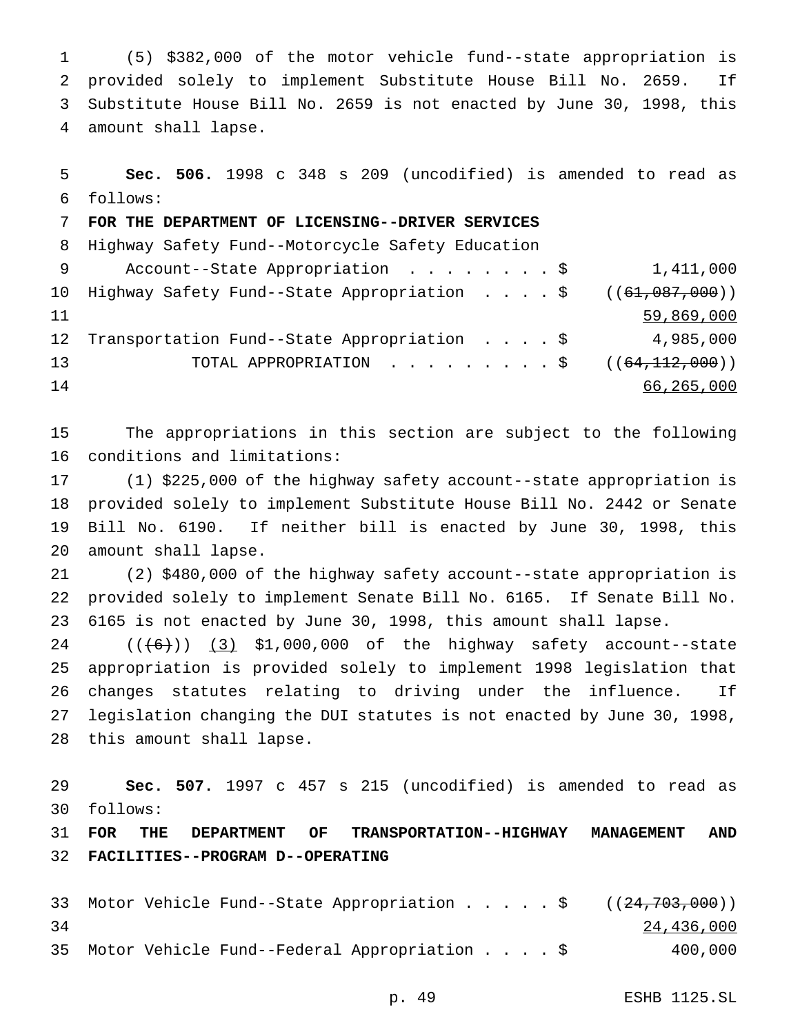(5) $382,000 of the motor vehicle fund--state appropriation is provided solely to implement Substitute House Bill No. 2659. If Substitute House Bill No. 2659 is not enacted by June 30, 1998, this amount shall lapse.

**Sec. 506.** 1998 c 348 s 209 (uncodified) is amended to read as follows:

**FOR THE DEPARTMENT OF LICENSING--DRIVER SERVICES**

| | |
|---|---|
| Highway Safety Fund--Motorcycle Safety Education Account--State Appropriation . . . . . . . . $ | 1,411,000 |
| Highway Safety Fund--State Appropriation . . . . $ | ((~~61,087,000~~)) <u>59,869,000</u> |
| Transportation Fund--State Appropriation . . . . $ | 4,985,000 |
| TOTAL APPROPRIATION . . . . . . . . . $ | ((~~64,112,000~~)) <u>66,265,000</u> |

The appropriations in this section are subject to the following conditions and limitations:

(1) $225,000 of the highway safety account--state appropriation is provided solely to implement Substitute House Bill No. 2442 or Senate Bill No. 6190. If neither bill is enacted by June 30, 1998, this amount shall lapse.

(2) $480,000 of the highway safety account--state appropriation is provided solely to implement Senate Bill No. 6165. If Senate Bill No. 6165 is not enacted by June 30, 1998, this amount shall lapse.

((~~(6)~~)) <u>(3)</u> $1,000,000 of the highway safety account--state appropriation is provided solely to implement 1998 legislation that changes statutes relating to driving under the influence. If legislation changing the DUI statutes is not enacted by June 30, 1998, this amount shall lapse.

**Sec. 507.** 1997 c 457 s 215 (uncodified) is amended to read as follows:

**FOR THE DEPARTMENT OF TRANSPORTATION--HIGHWAY MANAGEMENT AND FACILITIES--PROGRAM D--OPERATING**

| | |
|---|---|
| Motor Vehicle Fund--State Appropriation . . . . . $ | ((~~24,703,000~~)) <u>24,436,000</u> |
| Motor Vehicle Fund--Federal Appropriation . . . . $ | 400,000 |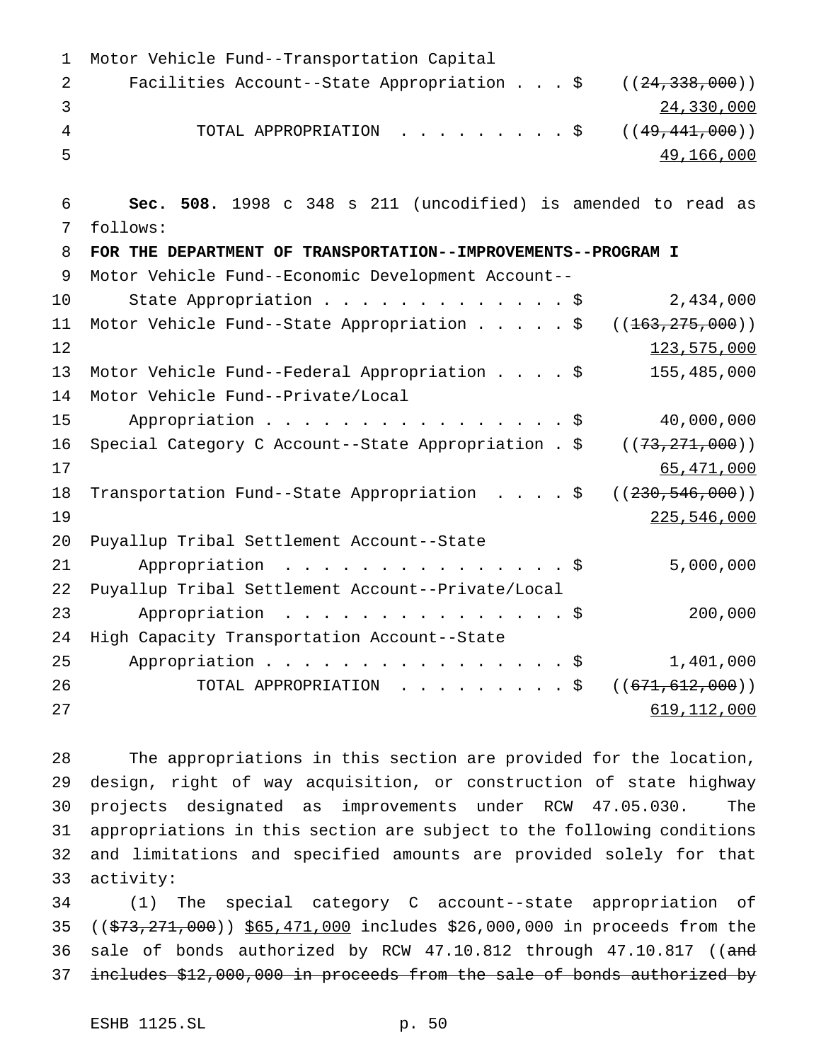Motor Vehicle Fund--Transportation Capital
Facilities Account--State Appropriation . . . $ ((~~24,338,000~~))
<u>24,330,000</u>
TOTAL APPROPRIATION . . . . . . . . . . $ ((~~49,441,000~~))
<u>49,166,000</u>

**Sec. 508.** 1998 c 348 s 211 (uncodified) is amended to read as follows:

**FOR THE DEPARTMENT OF TRANSPORTATION--IMPROVEMENTS--PROGRAM I**

Motor Vehicle Fund--Economic Development Account--
State Appropriation . . . . . . . . . . . . . . $ 2,434,000
Motor Vehicle Fund--State Appropriation . . . . . $ ((~~163,275,000~~))
<u>123,575,000</u>
Motor Vehicle Fund--Federal Appropriation . . . . $ 155,485,000
Motor Vehicle Fund--Private/Local
Appropriation . . . . . . . . . . . . . . . . . $ 40,000,000
Special Category C Account--State Appropriation . $ ((~~73,271,000~~))
<u>65,471,000</u>
Transportation Fund--State Appropriation . . . . $ ((~~230,546,000~~))
<u>225,546,000</u>
Puyallup Tribal Settlement Account--State
Appropriation . . . . . . . . . . . . . . . . $ 5,000,000
Puyallup Tribal Settlement Account--Private/Local
Appropriation . . . . . . . . . . . . . . . . $ 200,000
High Capacity Transportation Account--State
Appropriation . . . . . . . . . . . . . . . . . $ 1,401,000
TOTAL APPROPRIATION . . . . . . . . . . $ ((~~671,612,000~~))
<u>619,112,000</u>

The appropriations in this section are provided for the location, design, right of way acquisition, or construction of state highway projects designated as improvements under RCW 47.05.030. The appropriations in this section are subject to the following conditions and limitations and specified amounts are provided solely for that activity:

(1) The special category C account--state appropriation of ((~~$73,271,000~~)) <u>$65,471,000</u> includes $26,000,000 in proceeds from the sale of bonds authorized by RCW 47.10.812 through 47.10.817 ((~~and includes $12,000,000 in proceeds from the sale of bonds authorized by~~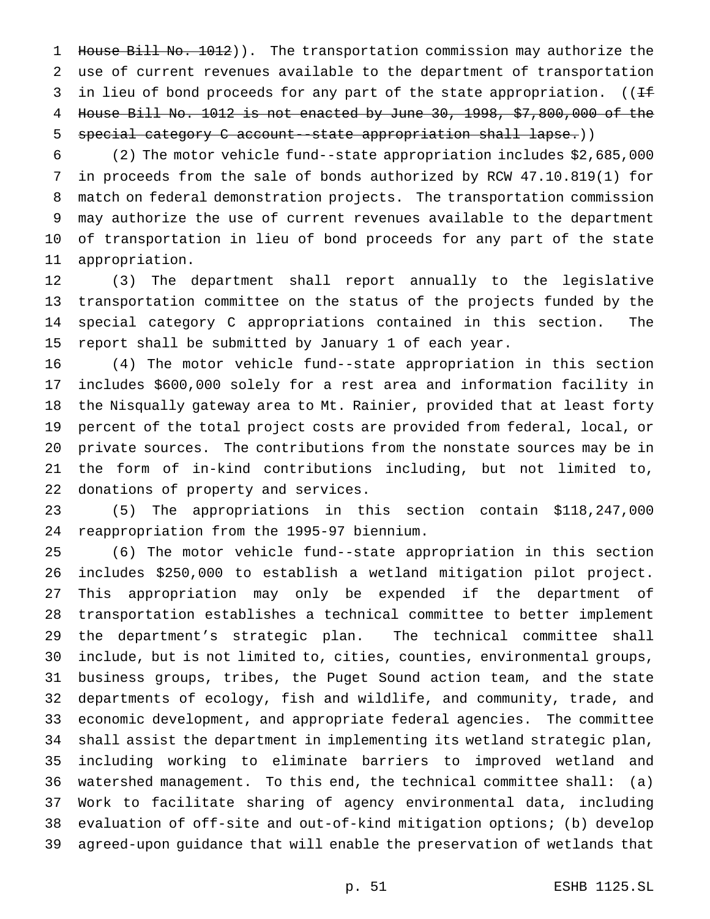~~House Bill No. 1012~~)). The transportation commission may authorize the use of current revenues available to the department of transportation in lieu of bond proceeds for any part of the state appropriation. ((~~If House Bill No. 1012 is not enacted by June 30, 1998, $7,800,000 of the special category C account--state appropriation shall lapse.~~))

(2) The motor vehicle fund--state appropriation includes $2,685,000 in proceeds from the sale of bonds authorized by RCW 47.10.819(1) for match on federal demonstration projects. The transportation commission may authorize the use of current revenues available to the department of transportation in lieu of bond proceeds for any part of the state appropriation.

(3) The department shall report annually to the legislative transportation committee on the status of the projects funded by the special category C appropriations contained in this section. The report shall be submitted by January 1 of each year.

(4) The motor vehicle fund--state appropriation in this section includes $600,000 solely for a rest area and information facility in the Nisqually gateway area to Mt. Rainier, provided that at least forty percent of the total project costs are provided from federal, local, or private sources. The contributions from the nonstate sources may be in the form of in-kind contributions including, but not limited to, donations of property and services.

(5) The appropriations in this section contain $118,247,000 reappropriation from the 1995-97 biennium.

(6) The motor vehicle fund--state appropriation in this section includes $250,000 to establish a wetland mitigation pilot project. This appropriation may only be expended if the department of transportation establishes a technical committee to better implement the department's strategic plan. The technical committee shall include, but is not limited to, cities, counties, environmental groups, business groups, tribes, the Puget Sound action team, and the state departments of ecology, fish and wildlife, and community, trade, and economic development, and appropriate federal agencies. The committee shall assist the department in implementing its wetland strategic plan, including working to eliminate barriers to improved wetland and watershed management. To this end, the technical committee shall: (a) Work to facilitate sharing of agency environmental data, including evaluation of off-site and out-of-kind mitigation options; (b) develop agreed-upon guidance that will enable the preservation of wetlands that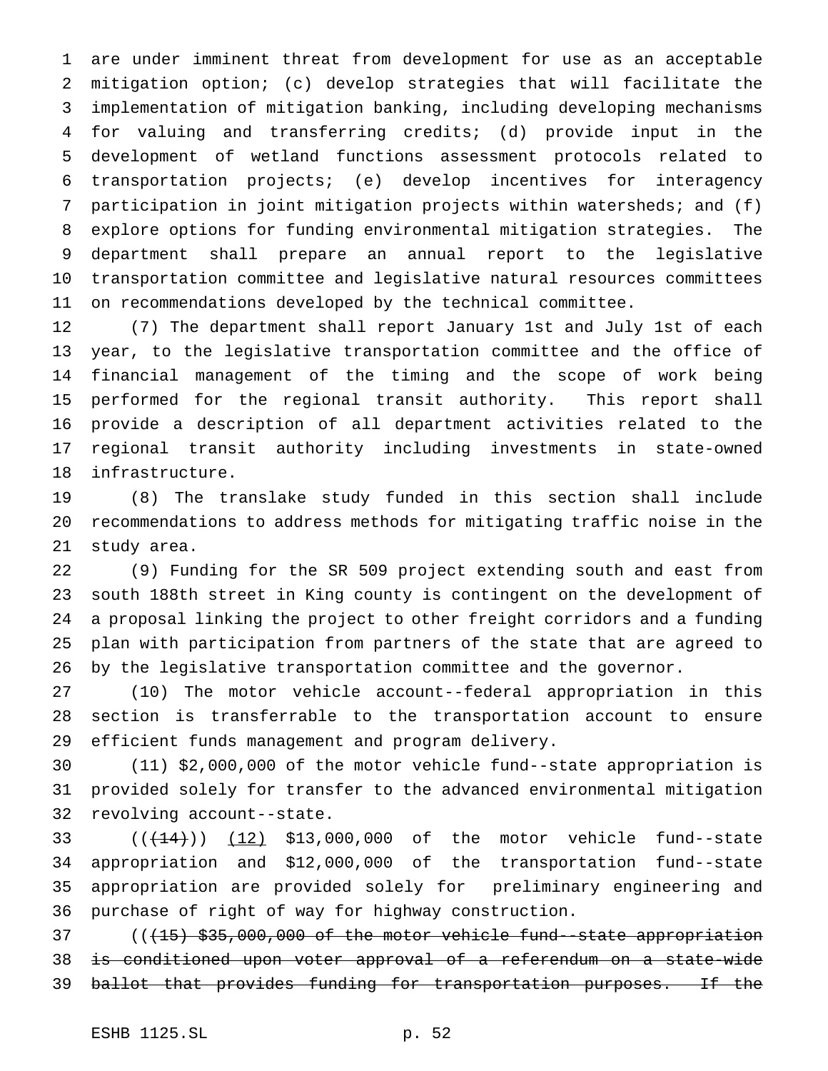are under imminent threat from development for use as an acceptable mitigation option; (c) develop strategies that will facilitate the implementation of mitigation banking, including developing mechanisms for valuing and transferring credits; (d) provide input in the development of wetland functions assessment protocols related to transportation projects; (e) develop incentives for interagency participation in joint mitigation projects within watersheds; and (f) explore options for funding environmental mitigation strategies. The department shall prepare an annual report to the legislative transportation committee and legislative natural resources committees on recommendations developed by the technical committee.

(7) The department shall report January 1st and July 1st of each year, to the legislative transportation committee and the office of financial management of the timing and the scope of work being performed for the regional transit authority. This report shall provide a description of all department activities related to the regional transit authority including investments in state-owned infrastructure.

(8) The translake study funded in this section shall include recommendations to address methods for mitigating traffic noise in the study area.

(9) Funding for the SR 509 project extending south and east from south 188th street in King county is contingent on the development of a proposal linking the project to other freight corridors and a funding plan with participation from partners of the state that are agreed to by the legislative transportation committee and the governor.

(10) The motor vehicle account--federal appropriation in this section is transferrable to the transportation account to ensure efficient funds management and program delivery.

(11) $2,000,000 of the motor vehicle fund--state appropriation is provided solely for transfer to the advanced environmental mitigation revolving account--state.

((~~(14)~~)) <u>(12)</u> $13,000,000 of the motor vehicle fund--state appropriation and $12,000,000 of the transportation fund--state appropriation are provided solely for preliminary engineering and purchase of right of way for highway construction.

((~~(15) $35,000,000 of the motor vehicle fund--state appropriation is conditioned upon voter approval of a referendum on a state-wide ballot that provides funding for transportation purposes. If the~~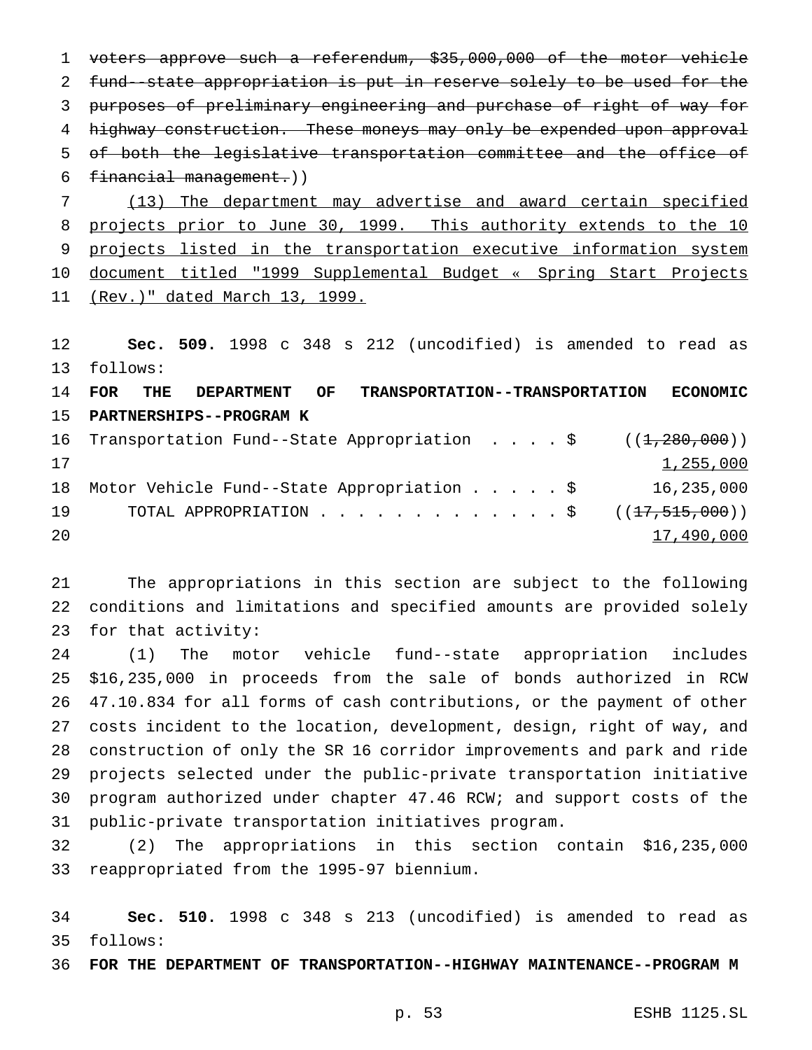~~voters approve such a referendum, $35,000,000 of the motor vehicle fund--state appropriation is put in reserve solely to be used for the purposes of preliminary engineering and purchase of right of way for highway construction. These moneys may only be expended upon approval of both the legislative transportation committee and the office of financial management.~~))

<u>(13) The department may advertise and award certain specified projects prior to June 30, 1999. This authority extends to the 10 projects listed in the transportation executive information system document titled "1999 Supplemental Budget « Spring Start Projects (Rev.)" dated March 13, 1999.</u>

**Sec. 509.** 1998 c 348 s 212 (uncodified) is amended to read as follows:

**FOR THE DEPARTMENT OF TRANSPORTATION--TRANSPORTATION ECONOMIC PARTNERSHIPS--PROGRAM K**

| | |
|---|---|
| Transportation Fund--State Appropriation . . . . $ | ((~~1,280,000~~)) <u>1,255,000</u> |
| Motor Vehicle Fund--State Appropriation . . . . . $ | 16,235,000 |
| TOTAL APPROPRIATION . . . . . . . . . . . . . $ | ((~~17,515,000~~)) <u>17,490,000</u> |

The appropriations in this section are subject to the following conditions and limitations and specified amounts are provided solely for that activity:

(1) The motor vehicle fund--state appropriation includes $16,235,000 in proceeds from the sale of bonds authorized in RCW 47.10.834 for all forms of cash contributions, or the payment of other costs incident to the location, development, design, right of way, and construction of only the SR 16 corridor improvements and park and ride projects selected under the public-private transportation initiative program authorized under chapter 47.46 RCW; and support costs of the public-private transportation initiatives program.

(2) The appropriations in this section contain $16,235,000 reappropriated from the 1995-97 biennium.

**Sec. 510.** 1998 c 348 s 213 (uncodified) is amended to read as follows:

**FOR THE DEPARTMENT OF TRANSPORTATION--HIGHWAY MAINTENANCE--PROGRAM M**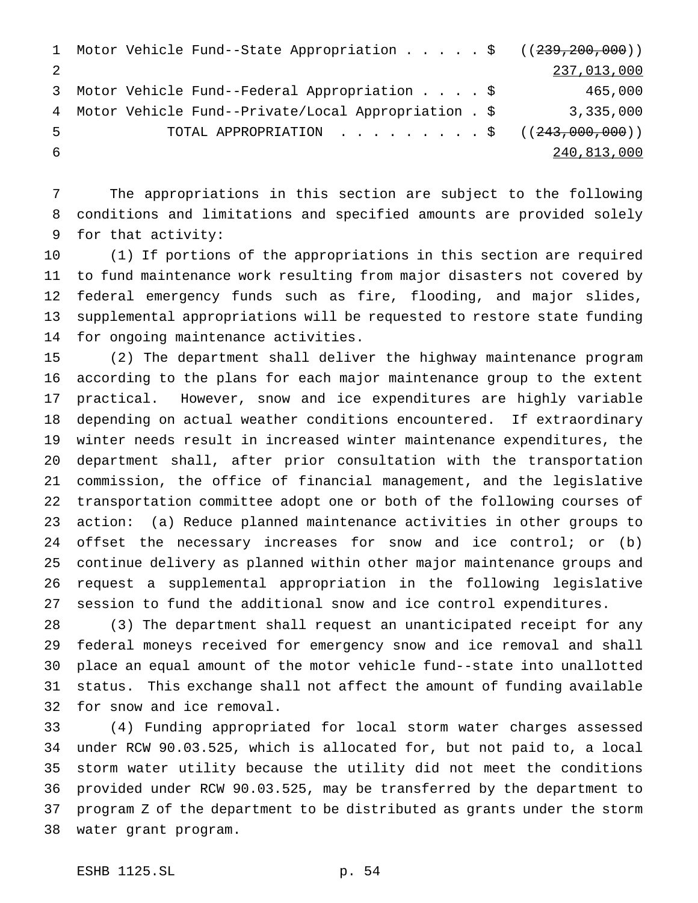| | | |
|---|---|---|
| Motor Vehicle Fund--State Appropriation | $ | ((~~239,200,000~~)) <u>237,013,000</u> |
| Motor Vehicle Fund--Federal Appropriation | $ | 465,000 |
| Motor Vehicle Fund--Private/Local Appropriation | $ | 3,335,000 |
| TOTAL APPROPRIATION | $ | ((~~243,000,000~~)) <u>240,813,000</u> |

The appropriations in this section are subject to the following conditions and limitations and specified amounts are provided solely for that activity:

(1) If portions of the appropriations in this section are required to fund maintenance work resulting from major disasters not covered by federal emergency funds such as fire, flooding, and major slides, supplemental appropriations will be requested to restore state funding for ongoing maintenance activities.

(2) The department shall deliver the highway maintenance program according to the plans for each major maintenance group to the extent practical. However, snow and ice expenditures are highly variable depending on actual weather conditions encountered. If extraordinary winter needs result in increased winter maintenance expenditures, the department shall, after prior consultation with the transportation commission, the office of financial management, and the legislative transportation committee adopt one or both of the following courses of action: (a) Reduce planned maintenance activities in other groups to offset the necessary increases for snow and ice control; or (b) continue delivery as planned within other major maintenance groups and request a supplemental appropriation in the following legislative session to fund the additional snow and ice control expenditures.

(3) The department shall request an unanticipated receipt for any federal moneys received for emergency snow and ice removal and shall place an equal amount of the motor vehicle fund--state into unallotted status. This exchange shall not affect the amount of funding available for snow and ice removal.

(4) Funding appropriated for local storm water charges assessed under RCW 90.03.525, which is allocated for, but not paid to, a local storm water utility because the utility did not meet the conditions provided under RCW 90.03.525, may be transferred by the department to program Z of the department to be distributed as grants under the storm water grant program.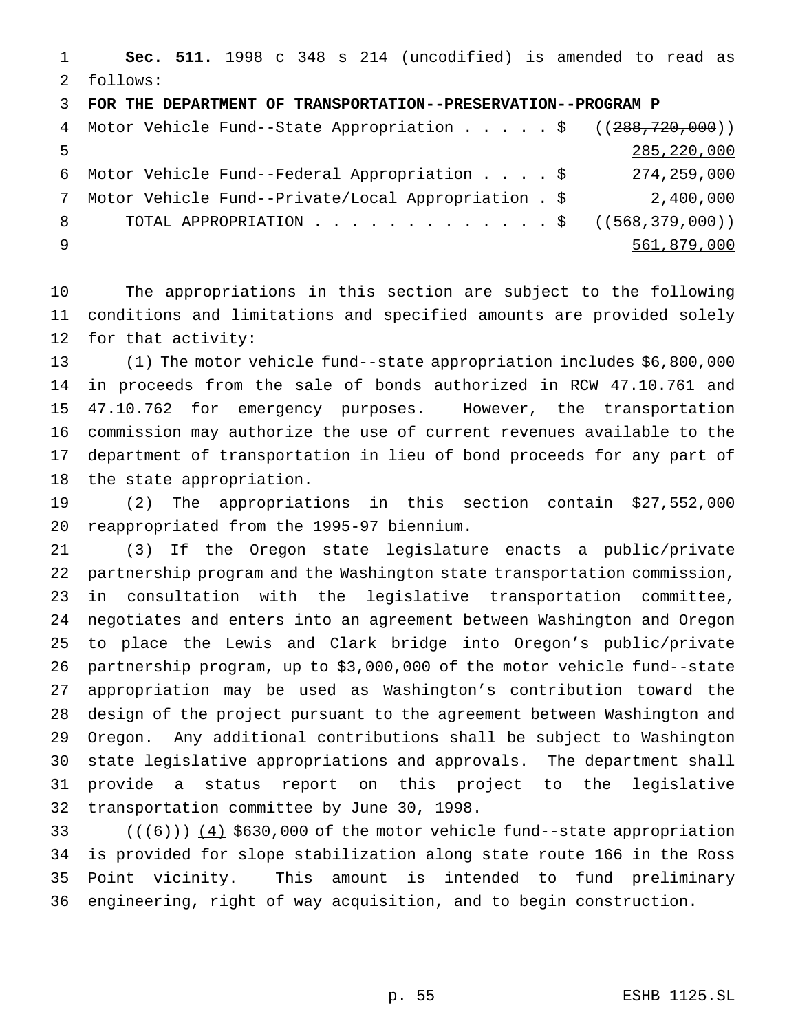**Sec. 511.** 1998 c 348 s 214 (uncodified) is amended to read as follows:

**FOR THE DEPARTMENT OF TRANSPORTATION--PRESERVATION--PROGRAM P**

| | |
|---|---|
| Motor Vehicle Fund--State Appropriation . . . . . $ | ((~~288,720,000~~)) <u>285,220,000</u> |
| Motor Vehicle Fund--Federal Appropriation . . . . $ | 274,259,000 |
| Motor Vehicle Fund--Private/Local Appropriation . $ | 2,400,000 |
| TOTAL APPROPRIATION . . . . . . . . . . . . . $ | ((~~568,379,000~~)) <u>561,879,000</u> |

The appropriations in this section are subject to the following conditions and limitations and specified amounts are provided solely for that activity:

(1) The motor vehicle fund--state appropriation includes $6,800,000 in proceeds from the sale of bonds authorized in RCW 47.10.761 and 47.10.762 for emergency purposes. However, the transportation commission may authorize the use of current revenues available to the department of transportation in lieu of bond proceeds for any part of the state appropriation.

(2) The appropriations in this section contain $27,552,000 reappropriated from the 1995-97 biennium.

(3) If the Oregon state legislature enacts a public/private partnership program and the Washington state transportation commission, in consultation with the legislative transportation committee, negotiates and enters into an agreement between Washington and Oregon to place the Lewis and Clark bridge into Oregon's public/private partnership program, up to $3,000,000 of the motor vehicle fund--state appropriation may be used as Washington's contribution toward the design of the project pursuant to the agreement between Washington and Oregon. Any additional contributions shall be subject to Washington state legislative appropriations and approvals. The department shall provide a status report on this project to the legislative transportation committee by June 30, 1998.

((~~(6)~~)) <u>(4)</u> $630,000 of the motor vehicle fund--state appropriation is provided for slope stabilization along state route 166 in the Ross Point vicinity. This amount is intended to fund preliminary engineering, right of way acquisition, and to begin construction.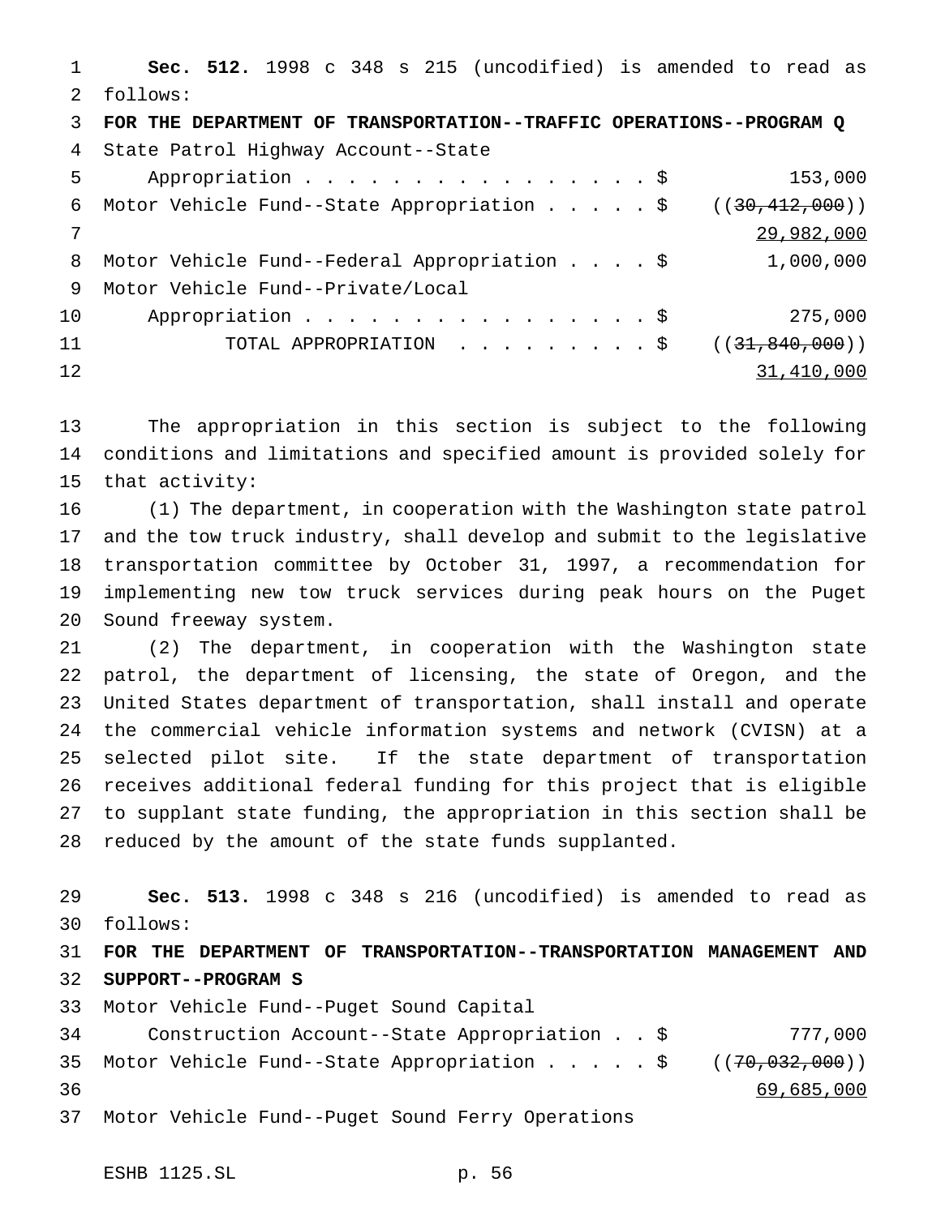**Sec. 512.** 1998 c 348 s 215 (uncodified) is amended to read as follows:

**FOR THE DEPARTMENT OF TRANSPORTATION--TRAFFIC OPERATIONS--PROGRAM Q**

| | |
|---|---|
| State Patrol Highway Account--State Appropriation . . . . . . . . . . . . . . . . . $ | 153,000 |
| Motor Vehicle Fund--State Appropriation . . . . . $ | ((~~30,412,000~~)) <u>29,982,000</u> |
| Motor Vehicle Fund--Federal Appropriation . . . . $ | 1,000,000 |
| Motor Vehicle Fund--Private/Local Appropriation . . . . . . . . . . . . . . . . . $ | 275,000 |
| TOTAL APPROPRIATION . . . . . . . . . $ | ((~~31,840,000~~)) <u>31,410,000</u> |

The appropriation in this section is subject to the following conditions and limitations and specified amount is provided solely for that activity:

(1) The department, in cooperation with the Washington state patrol and the tow truck industry, shall develop and submit to the legislative transportation committee by October 31, 1997, a recommendation for implementing new tow truck services during peak hours on the Puget Sound freeway system.

(2) The department, in cooperation with the Washington state patrol, the department of licensing, the state of Oregon, and the United States department of transportation, shall install and operate the commercial vehicle information systems and network (CVISN) at a selected pilot site. If the state department of transportation receives additional federal funding for this project that is eligible to supplant state funding, the appropriation in this section shall be reduced by the amount of the state funds supplanted.

**Sec. 513.** 1998 c 348 s 216 (uncodified) is amended to read as follows:

**FOR THE DEPARTMENT OF TRANSPORTATION--TRANSPORTATION MANAGEMENT AND SUPPORT--PROGRAM S**

| | |
|---|---|
| Motor Vehicle Fund--Puget Sound Capital Construction Account--State Appropriation . . $ | 777,000 |
| Motor Vehicle Fund--State Appropriation . . . . . $ | ((~~70,032,000~~)) <u>69,685,000</u> |
| Motor Vehicle Fund--Puget Sound Ferry Operations | |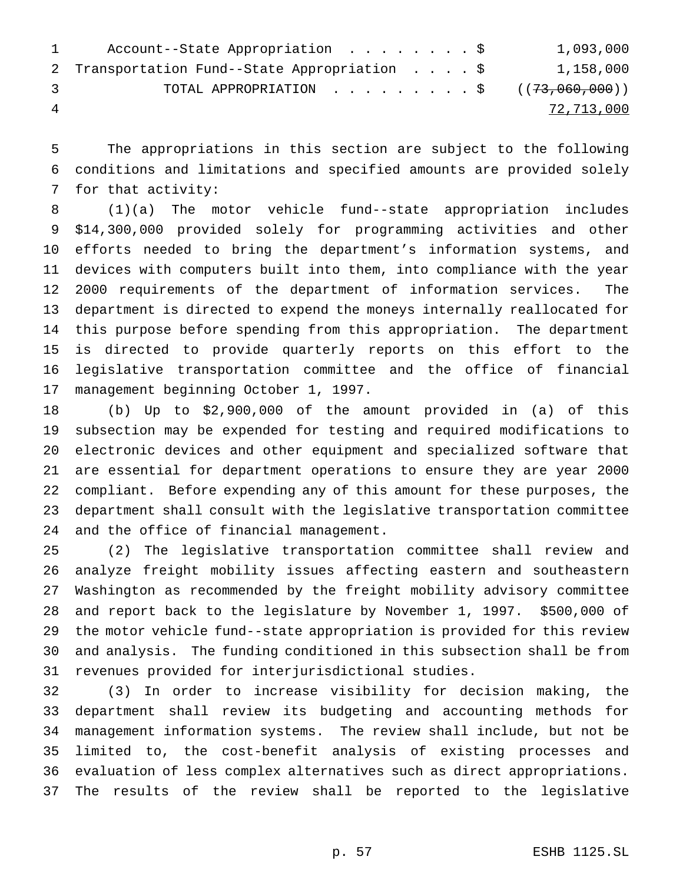Account--State Appropriation . . . . . . . . $ 1,093,000
Transportation Fund--State Appropriation . . . . $ 1,158,000
TOTAL APPROPRIATION . . . . . . . . . $ ((~~73,060,000~~))
72,713,000

The appropriations in this section are subject to the following conditions and limitations and specified amounts are provided solely for that activity:

(1)(a) The motor vehicle fund--state appropriation includes $14,300,000 provided solely for programming activities and other efforts needed to bring the department's information systems, and devices with computers built into them, into compliance with the year 2000 requirements of the department of information services. The department is directed to expend the moneys internally reallocated for this purpose before spending from this appropriation. The department is directed to provide quarterly reports on this effort to the legislative transportation committee and the office of financial management beginning October 1, 1997.

(b) Up to $2,900,000 of the amount provided in (a) of this subsection may be expended for testing and required modifications to electronic devices and other equipment and specialized software that are essential for department operations to ensure they are year 2000 compliant. Before expending any of this amount for these purposes, the department shall consult with the legislative transportation committee and the office of financial management.

(2) The legislative transportation committee shall review and analyze freight mobility issues affecting eastern and southeastern Washington as recommended by the freight mobility advisory committee and report back to the legislature by November 1, 1997. $500,000 of the motor vehicle fund--state appropriation is provided for this review and analysis. The funding conditioned in this subsection shall be from revenues provided for interjurisdictional studies.

(3) In order to increase visibility for decision making, the department shall review its budgeting and accounting methods for management information systems. The review shall include, but not be limited to, the cost-benefit analysis of existing processes and evaluation of less complex alternatives such as direct appropriations. The results of the review shall be reported to the legislative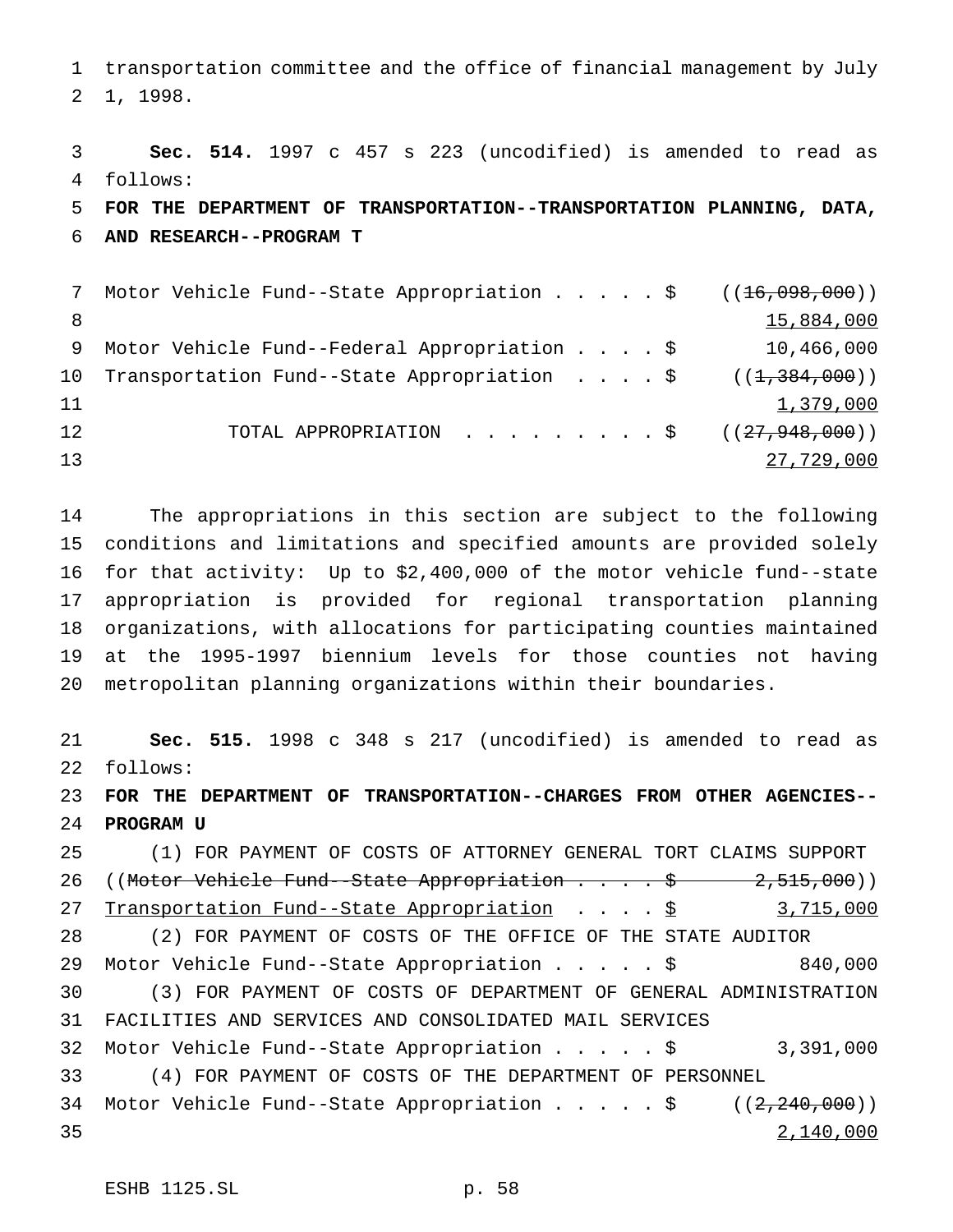transportation committee and the office of financial management by July 1, 1998.

**Sec. 514.** 1997 c 457 s 223 (uncodified) is amended to read as follows:

**FOR THE DEPARTMENT OF TRANSPORTATION--TRANSPORTATION PLANNING, DATA, AND RESEARCH--PROGRAM T**

| | |
|---|---|
| Motor Vehicle Fund--State Appropriation . . . . . $ | ((~~16,098,000~~)) <u>15,884,000</u> |
| Motor Vehicle Fund--Federal Appropriation . . . . $ | 10,466,000 |
| Transportation Fund--State Appropriation . . . . $ | ((~~1,384,000~~)) <u>1,379,000</u> |
| TOTAL APPROPRIATION . . . . . . . . . $ | ((~~27,948,000~~)) <u>27,729,000</u> |

The appropriations in this section are subject to the following conditions and limitations and specified amounts are provided solely for that activity: Up to $2,400,000 of the motor vehicle fund--state appropriation is provided for regional transportation planning organizations, with allocations for participating counties maintained at the 1995-1997 biennium levels for those counties not having metropolitan planning organizations within their boundaries.

**Sec. 515.** 1998 c 348 s 217 (uncodified) is amended to read as follows:

**FOR THE DEPARTMENT OF TRANSPORTATION--CHARGES FROM OTHER AGENCIES--PROGRAM U**

(1) FOR PAYMENT OF COSTS OF ATTORNEY GENERAL TORT CLAIMS SUPPORT

| | |
|---|---|
| ((~~Motor Vehicle Fund--State Appropriation . . . . . $~~ | ~~2,515,000~~)) |
| <u>Transportation Fund--State Appropriation . . . . $</u> | <u>3,715,000</u> |

(2) FOR PAYMENT OF COSTS OF THE OFFICE OF THE STATE AUDITOR

| | |
|---|---|
| Motor Vehicle Fund--State Appropriation . . . . . $ | 840,000 |

(3) FOR PAYMENT OF COSTS OF DEPARTMENT OF GENERAL ADMINISTRATION FACILITIES AND SERVICES AND CONSOLIDATED MAIL SERVICES

| | |
|---|---|
| Motor Vehicle Fund--State Appropriation . . . . . $ | 3,391,000 |

(4) FOR PAYMENT OF COSTS OF THE DEPARTMENT OF PERSONNEL

| | |
|---|---|
| Motor Vehicle Fund--State Appropriation . . . . . $ | ((~~2,240,000~~)) <u>2,140,000</u> |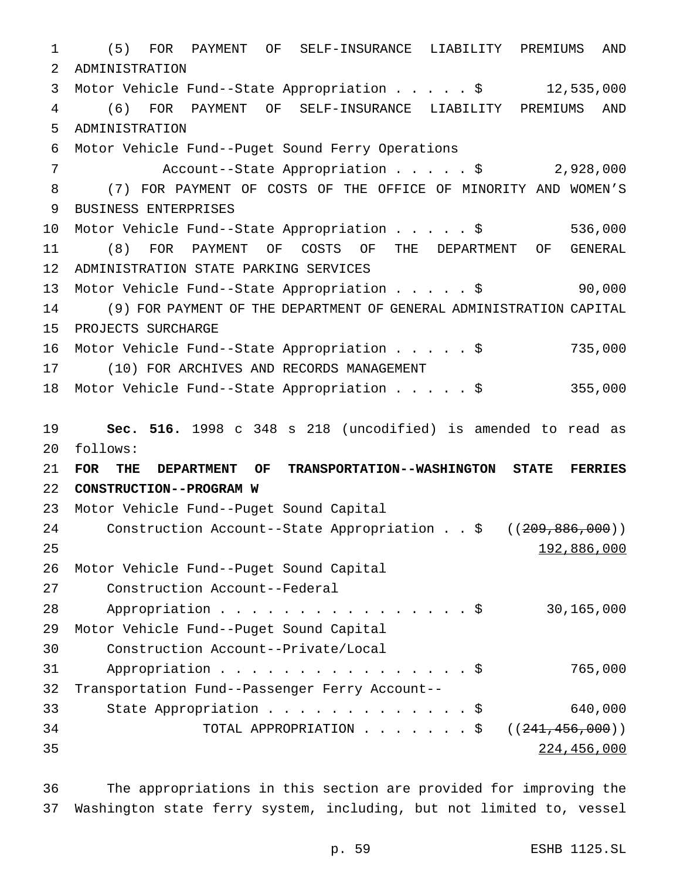(5) FOR PAYMENT OF SELF-INSURANCE LIABILITY PREMIUMS AND ADMINISTRATION

Motor Vehicle Fund--State Appropriation . . . . . $ 12,535,000

(6) FOR PAYMENT OF SELF-INSURANCE LIABILITY PREMIUMS AND ADMINISTRATION

Motor Vehicle Fund--Puget Sound Ferry Operations Account--State Appropriation . . . . . $ 2,928,000

(7) FOR PAYMENT OF COSTS OF THE OFFICE OF MINORITY AND WOMEN'S BUSINESS ENTERPRISES

Motor Vehicle Fund--State Appropriation . . . . . $ 536,000

(8) FOR PAYMENT OF COSTS OF THE DEPARTMENT OF GENERAL ADMINISTRATION STATE PARKING SERVICES

Motor Vehicle Fund--State Appropriation . . . . . $ 90,000

(9) FOR PAYMENT OF THE DEPARTMENT OF GENERAL ADMINISTRATION CAPITAL PROJECTS SURCHARGE

Motor Vehicle Fund--State Appropriation . . . . . $ 735,000

(10) FOR ARCHIVES AND RECORDS MANAGEMENT

Motor Vehicle Fund--State Appropriation . . . . . $ 355,000

**Sec. 516.** 1998 c 348 s 218 (uncodified) is amended to read as follows:

**FOR THE DEPARTMENT OF TRANSPORTATION--WASHINGTON STATE FERRIES CONSTRUCTION--PROGRAM W**

Motor Vehicle Fund--Puget Sound Capital Construction Account--State Appropriation . . $ ((~~209,886,000~~)) 192,886,000

Motor Vehicle Fund--Puget Sound Capital Construction Account--Federal Appropriation . . . . . . . . . . . . . . . . . $ 30,165,000

Motor Vehicle Fund--Puget Sound Capital Construction Account--Private/Local Appropriation . . . . . . . . . . . . . . . . . $ 765,000

Transportation Fund--Passenger Ferry Account--State Appropriation . . . . . . . . . . . . . $ 640,000

TOTAL APPROPRIATION . . . . . . . $ ((~~241,456,000~~)) 224,456,000

The appropriations in this section are provided for improving the Washington state ferry system, including, but not limited to, vessel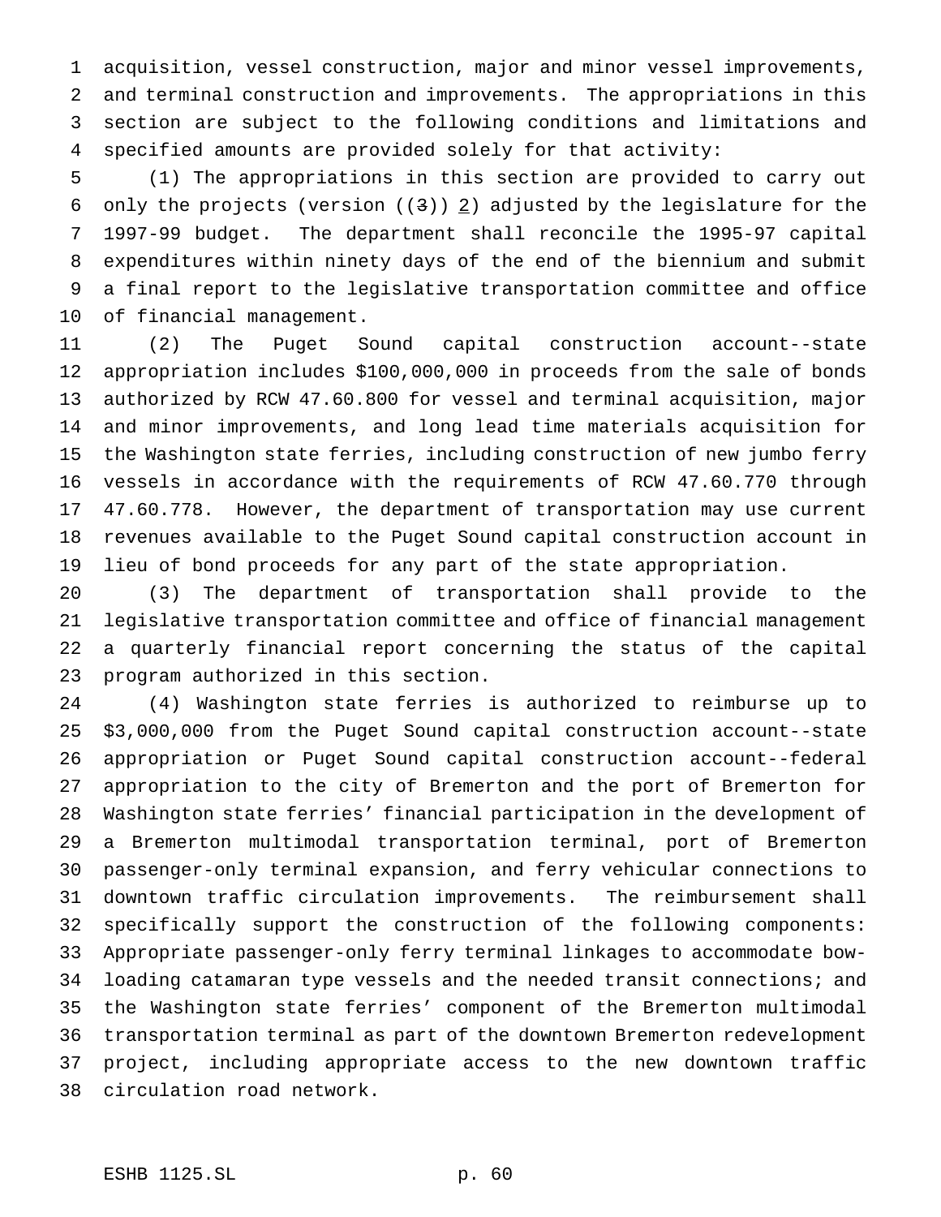acquisition, vessel construction, major and minor vessel improvements, and terminal construction and improvements. The appropriations in this section are subject to the following conditions and limitations and specified amounts are provided solely for that activity:

(1) The appropriations in this section are provided to carry out only the projects (version ((~~3~~)) 2) adjusted by the legislature for the 1997-99 budget. The department shall reconcile the 1995-97 capital expenditures within ninety days of the end of the biennium and submit a final report to the legislative transportation committee and office of financial management.

(2) The Puget Sound capital construction account--state appropriation includes $100,000,000 in proceeds from the sale of bonds authorized by RCW 47.60.800 for vessel and terminal acquisition, major and minor improvements, and long lead time materials acquisition for the Washington state ferries, including construction of new jumbo ferry vessels in accordance with the requirements of RCW 47.60.770 through 47.60.778. However, the department of transportation may use current revenues available to the Puget Sound capital construction account in lieu of bond proceeds for any part of the state appropriation.

(3) The department of transportation shall provide to the legislative transportation committee and office of financial management a quarterly financial report concerning the status of the capital program authorized in this section.

(4) Washington state ferries is authorized to reimburse up to $3,000,000 from the Puget Sound capital construction account--state appropriation or Puget Sound capital construction account--federal appropriation to the city of Bremerton and the port of Bremerton for Washington state ferries' financial participation in the development of a Bremerton multimodal transportation terminal, port of Bremerton passenger-only terminal expansion, and ferry vehicular connections to downtown traffic circulation improvements. The reimbursement shall specifically support the construction of the following components: Appropriate passenger-only ferry terminal linkages to accommodate bow-loading catamaran type vessels and the needed transit connections; and the Washington state ferries' component of the Bremerton multimodal transportation terminal as part of the downtown Bremerton redevelopment project, including appropriate access to the new downtown traffic circulation road network.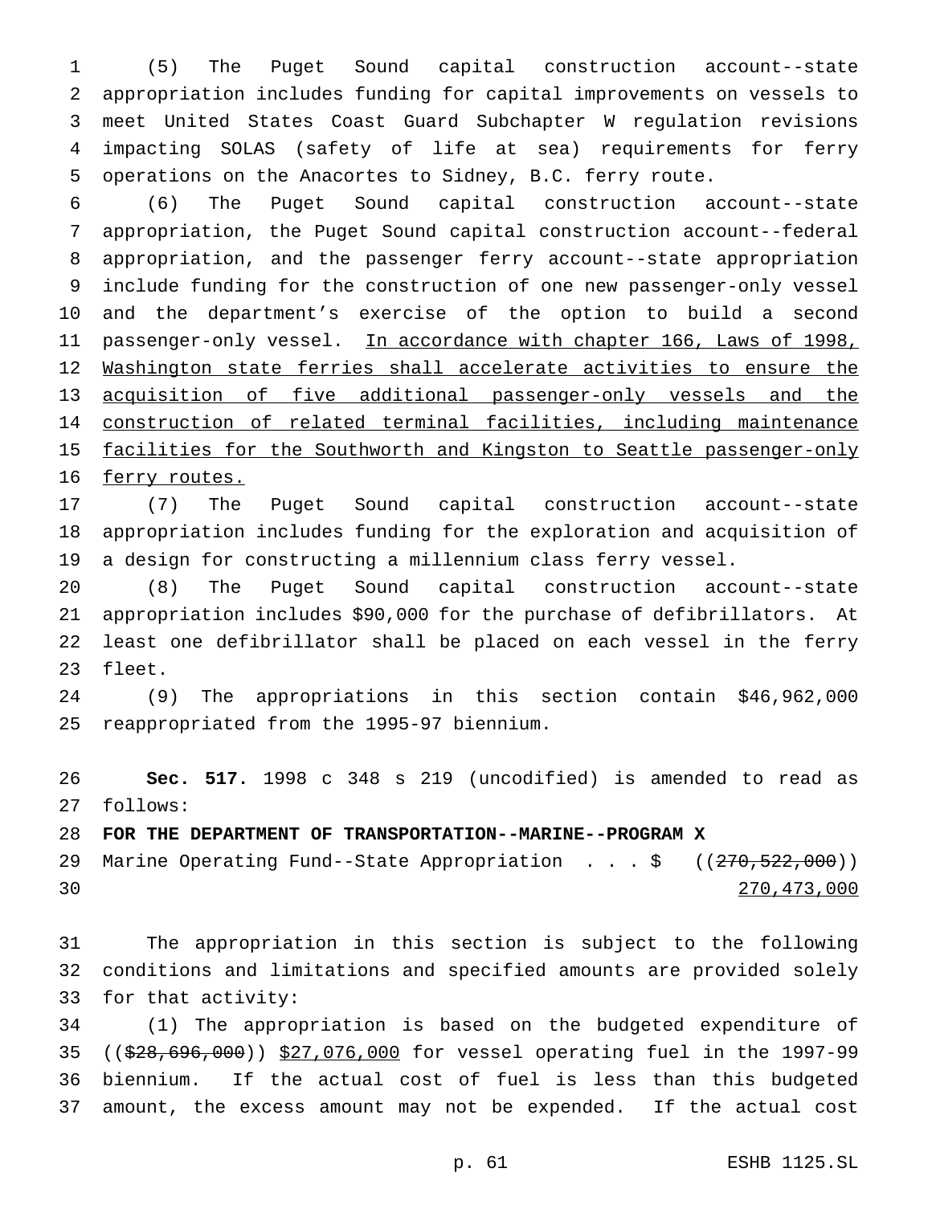(5) The Puget Sound capital construction account--state appropriation includes funding for capital improvements on vessels to meet United States Coast Guard Subchapter W regulation revisions impacting SOLAS (safety of life at sea) requirements for ferry operations on the Anacortes to Sidney, B.C. ferry route.

(6) The Puget Sound capital construction account--state appropriation, the Puget Sound capital construction account--federal appropriation, and the passenger ferry account--state appropriation include funding for the construction of one new passenger-only vessel and the department's exercise of the option to build a second passenger-only vessel. In accordance with chapter 166, Laws of 1998, Washington state ferries shall accelerate activities to ensure the acquisition of five additional passenger-only vessels and the construction of related terminal facilities, including maintenance facilities for the Southworth and Kingston to Seattle passenger-only ferry routes.

(7) The Puget Sound capital construction account--state appropriation includes funding for the exploration and acquisition of a design for constructing a millennium class ferry vessel.

(8) The Puget Sound capital construction account--state appropriation includes $90,000 for the purchase of defibrillators. At least one defibrillator shall be placed on each vessel in the ferry fleet.

(9) The appropriations in this section contain $46,962,000 reappropriated from the 1995-97 biennium.

**Sec. 517.** 1998 c 348 s 219 (uncodified) is amended to read as follows:

**FOR THE DEPARTMENT OF TRANSPORTATION--MARINE--PROGRAM X**

Marine Operating Fund--State Appropriation . . . $ ((~~270,522,000~~))
270,473,000

The appropriation in this section is subject to the following conditions and limitations and specified amounts are provided solely for that activity:

(1) The appropriation is based on the budgeted expenditure of ((~~$28,696,000~~)) $27,076,000 for vessel operating fuel in the 1997-99 biennium. If the actual cost of fuel is less than this budgeted amount, the excess amount may not be expended. If the actual cost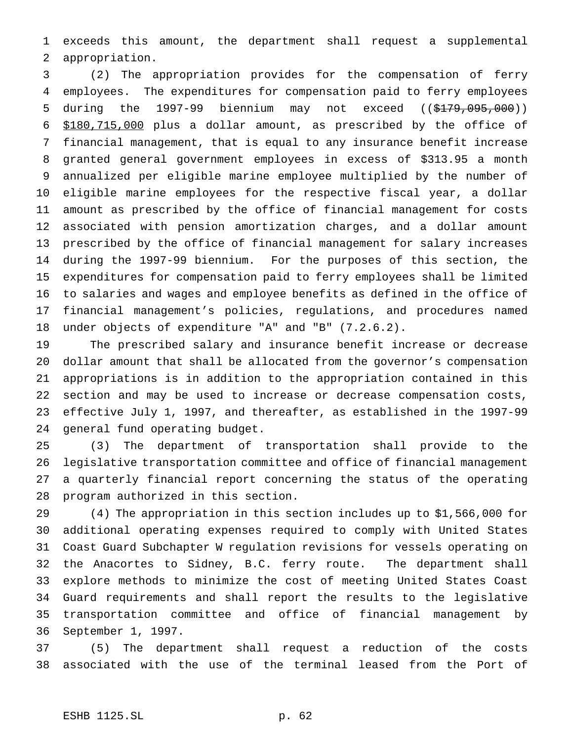exceeds this amount, the department shall request a supplemental appropriation.

(2) The appropriation provides for the compensation of ferry employees. The expenditures for compensation paid to ferry employees during the 1997-99 biennium may not exceed (( ~~$179,095,000~~ )) $180,715,000 plus a dollar amount, as prescribed by the office of financial management, that is equal to any insurance benefit increase granted general government employees in excess of $313.95 a month annualized per eligible marine employee multiplied by the number of eligible marine employees for the respective fiscal year, a dollar amount as prescribed by the office of financial management for costs associated with pension amortization charges, and a dollar amount prescribed by the office of financial management for salary increases during the 1997-99 biennium. For the purposes of this section, the expenditures for compensation paid to ferry employees shall be limited to salaries and wages and employee benefits as defined in the office of financial management's policies, regulations, and procedures named under objects of expenditure "A" and "B" (7.2.6.2).

The prescribed salary and insurance benefit increase or decrease dollar amount that shall be allocated from the governor's compensation appropriations is in addition to the appropriation contained in this section and may be used to increase or decrease compensation costs, effective July 1, 1997, and thereafter, as established in the 1997-99 general fund operating budget.

(3) The department of transportation shall provide to the legislative transportation committee and office of financial management a quarterly financial report concerning the status of the operating program authorized in this section.

(4) The appropriation in this section includes up to $1,566,000 for additional operating expenses required to comply with United States Coast Guard Subchapter W regulation revisions for vessels operating on the Anacortes to Sidney, B.C. ferry route. The department shall explore methods to minimize the cost of meeting United States Coast Guard requirements and shall report the results to the legislative transportation committee and office of financial management by September 1, 1997.

(5) The department shall request a reduction of the costs associated with the use of the terminal leased from the Port of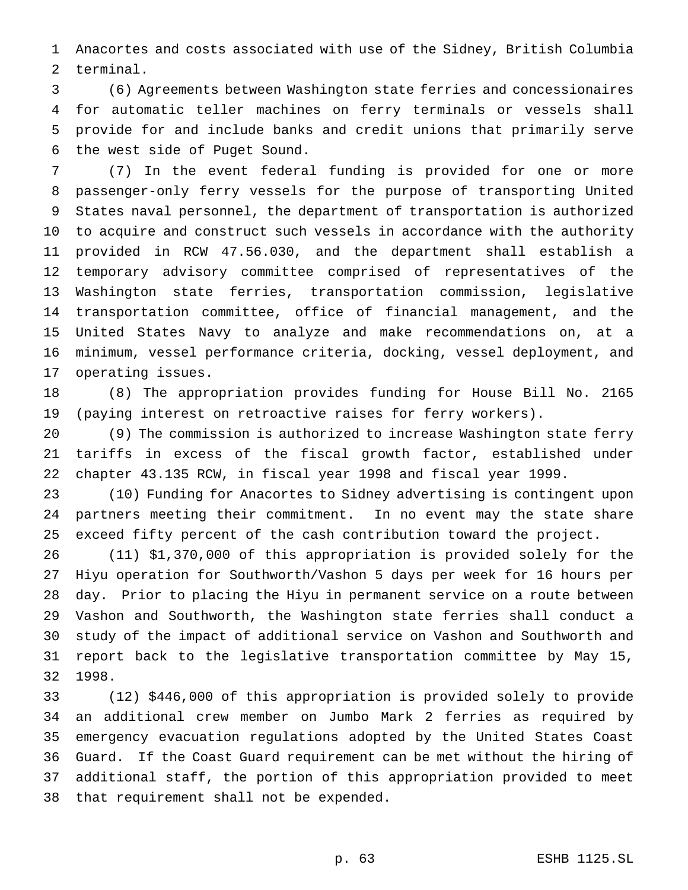Anacortes and costs associated with use of the Sidney, British Columbia terminal.

(6) Agreements between Washington state ferries and concessionaires for automatic teller machines on ferry terminals or vessels shall provide for and include banks and credit unions that primarily serve the west side of Puget Sound.

(7) In the event federal funding is provided for one or more passenger-only ferry vessels for the purpose of transporting United States naval personnel, the department of transportation is authorized to acquire and construct such vessels in accordance with the authority provided in RCW 47.56.030, and the department shall establish a temporary advisory committee comprised of representatives of the Washington state ferries, transportation commission, legislative transportation committee, office of financial management, and the United States Navy to analyze and make recommendations on, at a minimum, vessel performance criteria, docking, vessel deployment, and operating issues.

(8) The appropriation provides funding for House Bill No. 2165 (paying interest on retroactive raises for ferry workers).

(9) The commission is authorized to increase Washington state ferry tariffs in excess of the fiscal growth factor, established under chapter 43.135 RCW, in fiscal year 1998 and fiscal year 1999.

(10) Funding for Anacortes to Sidney advertising is contingent upon partners meeting their commitment. In no event may the state share exceed fifty percent of the cash contribution toward the project.

(11) $1,370,000 of this appropriation is provided solely for the Hiyu operation for Southworth/Vashon 5 days per week for 16 hours per day. Prior to placing the Hiyu in permanent service on a route between Vashon and Southworth, the Washington state ferries shall conduct a study of the impact of additional service on Vashon and Southworth and report back to the legislative transportation committee by May 15, 1998.

(12) $446,000 of this appropriation is provided solely to provide an additional crew member on Jumbo Mark 2 ferries as required by emergency evacuation regulations adopted by the United States Coast Guard. If the Coast Guard requirement can be met without the hiring of additional staff, the portion of this appropriation provided to meet that requirement shall not be expended.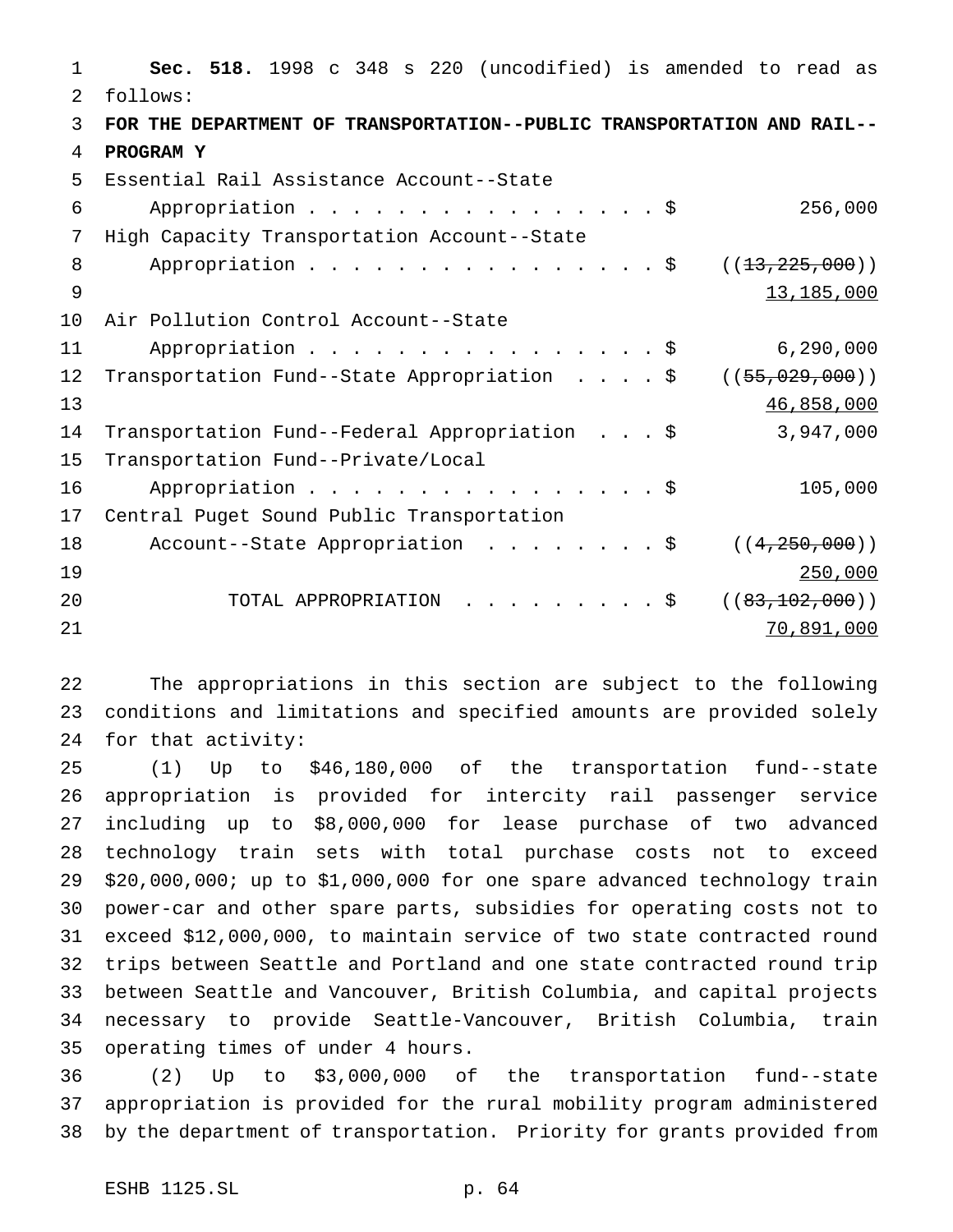**Sec. 518.** 1998 c 348 s 220 (uncodified) is amended to read as follows:

**FOR THE DEPARTMENT OF TRANSPORTATION--PUBLIC TRANSPORTATION AND RAIL--PROGRAM Y**

| | |
|---|---|
| Essential Rail Assistance Account--State Appropriation . . . . . . . . . . . . . . . . . $ | 256,000 |
| High Capacity Transportation Account--State Appropriation . . . . . . . . . . . . . . . . . $ | ((~~13,225,000~~)) <u>13,185,000</u> |
| Air Pollution Control Account--State Appropriation . . . . . . . . . . . . . . . . . $ | 6,290,000 |
| Transportation Fund--State Appropriation . . . . $ | ((~~55,029,000~~)) <u>46,858,000</u> |
| Transportation Fund--Federal Appropriation . . . $ | 3,947,000 |
| Transportation Fund--Private/Local Appropriation . . . . . . . . . . . . . . . . . $ | 105,000 |
| Central Puget Sound Public Transportation Account--State Appropriation . . . . . . . . $ | ((~~4,250,000~~)) <u>250,000</u> |
| TOTAL APPROPRIATION . . . . . . . . . $ | ((~~83,102,000~~)) <u>70,891,000</u> |

The appropriations in this section are subject to the following conditions and limitations and specified amounts are provided solely for that activity:

(1) Up to $46,180,000 of the transportation fund--state appropriation is provided for intercity rail passenger service including up to $8,000,000 for lease purchase of two advanced technology train sets with total purchase costs not to exceed $20,000,000; up to $1,000,000 for one spare advanced technology train power-car and other spare parts, subsidies for operating costs not to exceed $12,000,000, to maintain service of two state contracted round trips between Seattle and Portland and one state contracted round trip between Seattle and Vancouver, British Columbia, and capital projects necessary to provide Seattle-Vancouver, British Columbia, train operating times of under 4 hours.

(2) Up to $3,000,000 of the transportation fund--state appropriation is provided for the rural mobility program administered by the department of transportation. Priority for grants provided from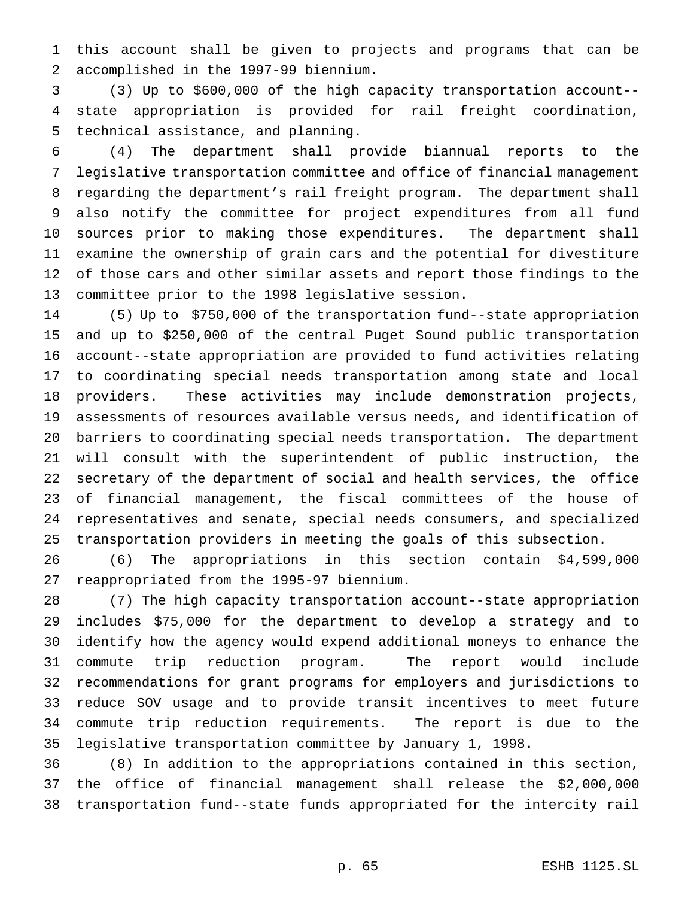this account shall be given to projects and programs that can be accomplished in the 1997-99 biennium.

(3) Up to $600,000 of the high capacity transportation account--state appropriation is provided for rail freight coordination, technical assistance, and planning.

(4) The department shall provide biannual reports to the legislative transportation committee and office of financial management regarding the department's rail freight program. The department shall also notify the committee for project expenditures from all fund sources prior to making those expenditures. The department shall examine the ownership of grain cars and the potential for divestiture of those cars and other similar assets and report those findings to the committee prior to the 1998 legislative session.

(5) Up to $750,000 of the transportation fund--state appropriation and up to $250,000 of the central Puget Sound public transportation account--state appropriation are provided to fund activities relating to coordinating special needs transportation among state and local providers. These activities may include demonstration projects, assessments of resources available versus needs, and identification of barriers to coordinating special needs transportation. The department will consult with the superintendent of public instruction, the secretary of the department of social and health services, the office of financial management, the fiscal committees of the house of representatives and senate, special needs consumers, and specialized transportation providers in meeting the goals of this subsection.

(6) The appropriations in this section contain $4,599,000 reappropriated from the 1995-97 biennium.

(7) The high capacity transportation account--state appropriation includes $75,000 for the department to develop a strategy and to identify how the agency would expend additional moneys to enhance the commute trip reduction program. The report would include recommendations for grant programs for employers and jurisdictions to reduce SOV usage and to provide transit incentives to meet future commute trip reduction requirements. The report is due to the legislative transportation committee by January 1, 1998.

(8) In addition to the appropriations contained in this section, the office of financial management shall release the $2,000,000 transportation fund--state funds appropriated for the intercity rail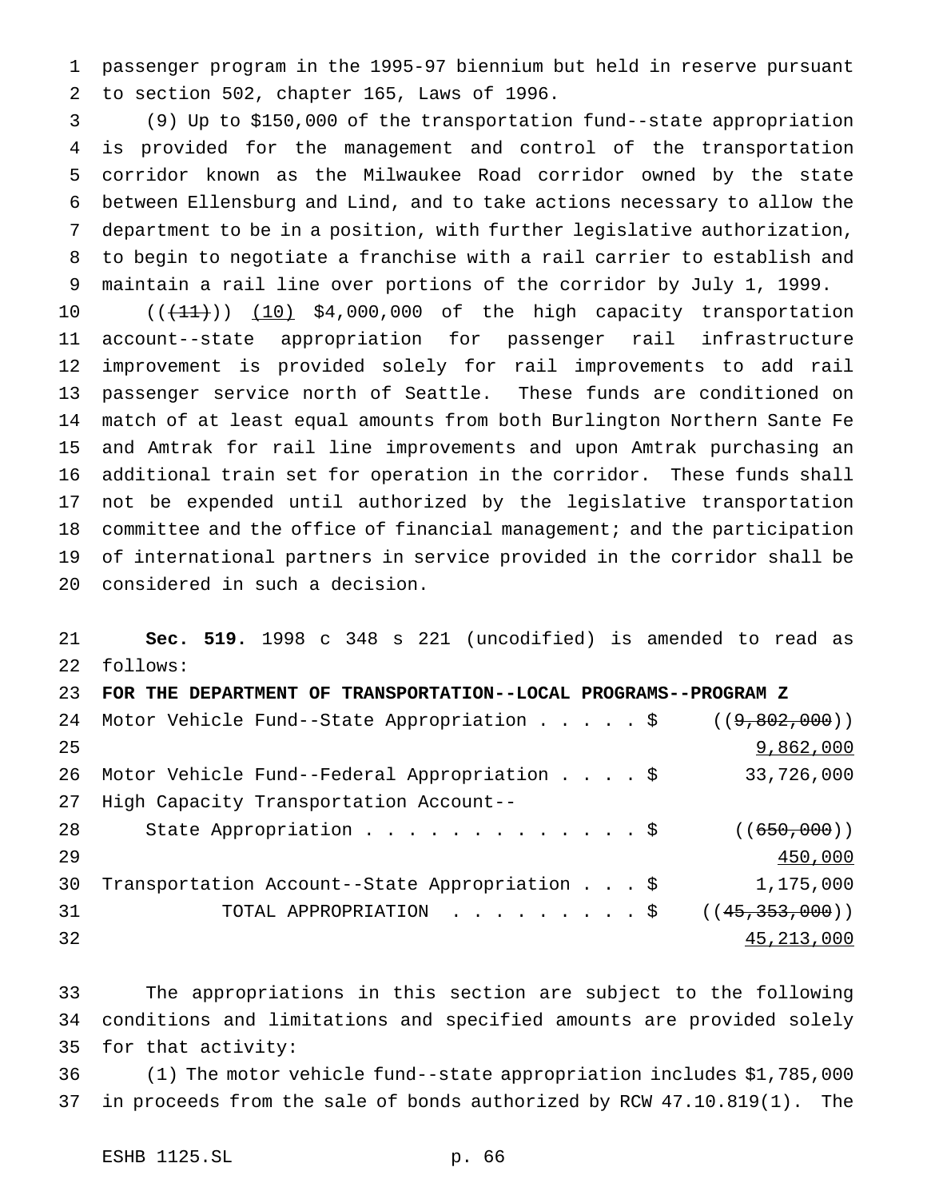passenger program in the 1995-97 biennium but held in reserve pursuant to section 502, chapter 165, Laws of 1996.

(9) Up to $150,000 of the transportation fund--state appropriation is provided for the management and control of the transportation corridor known as the Milwaukee Road corridor owned by the state between Ellensburg and Lind, and to take actions necessary to allow the department to be in a position, with further legislative authorization, to begin to negotiate a franchise with a rail carrier to establish and maintain a rail line over portions of the corridor by July 1, 1999.

(((11))) (10) $4,000,000 of the high capacity transportation account--state appropriation for passenger rail infrastructure improvement is provided solely for rail improvements to add rail passenger service north of Seattle. These funds are conditioned on match of at least equal amounts from both Burlington Northern Sante Fe and Amtrak for rail line improvements and upon Amtrak purchasing an additional train set for operation in the corridor. These funds shall not be expended until authorized by the legislative transportation committee and the office of financial management; and the participation of international partners in service provided in the corridor shall be considered in such a decision.

**Sec. 519.** 1998 c 348 s 221 (uncodified) is amended to read as follows:

**FOR THE DEPARTMENT OF TRANSPORTATION--LOCAL PROGRAMS--PROGRAM Z**

| | |
|---|---|
| Motor Vehicle Fund--State Appropriation . . . . . $ | ((~~9,802,000~~)) <u>9,862,000</u> |
| Motor Vehicle Fund--Federal Appropriation . . . . $ | 33,726,000 |
| High Capacity Transportation Account--State Appropriation . . . . . . . . . . . . . $ | ((~~650,000~~)) <u>450,000</u> |
| Transportation Account--State Appropriation . . . $ | 1,175,000 |
| TOTAL APPROPRIATION . . . . . . . . . $ | ((~~45,353,000~~)) <u>45,213,000</u> |

The appropriations in this section are subject to the following conditions and limitations and specified amounts are provided solely for that activity:

(1) The motor vehicle fund--state appropriation includes $1,785,000 in proceeds from the sale of bonds authorized by RCW 47.10.819(1). The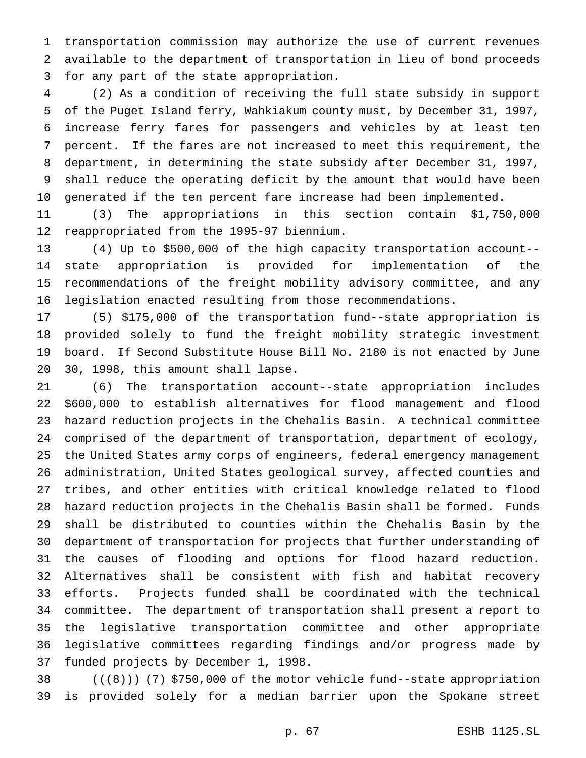transportation commission may authorize the use of current revenues available to the department of transportation in lieu of bond proceeds for any part of the state appropriation.

(2) As a condition of receiving the full state subsidy in support of the Puget Island ferry, Wahkiakum county must, by December 31, 1997, increase ferry fares for passengers and vehicles by at least ten percent. If the fares are not increased to meet this requirement, the department, in determining the state subsidy after December 31, 1997, shall reduce the operating deficit by the amount that would have been generated if the ten percent fare increase had been implemented.

(3) The appropriations in this section contain $1,750,000 reappropriated from the 1995-97 biennium.

(4) Up to $500,000 of the high capacity transportation account--state appropriation is provided for implementation of the recommendations of the freight mobility advisory committee, and any legislation enacted resulting from those recommendations.

(5) $175,000 of the transportation fund--state appropriation is provided solely to fund the freight mobility strategic investment board. If Second Substitute House Bill No. 2180 is not enacted by June 30, 1998, this amount shall lapse.

(6) The transportation account--state appropriation includes $600,000 to establish alternatives for flood management and flood hazard reduction projects in the Chehalis Basin. A technical committee comprised of the department of transportation, department of ecology, the United States army corps of engineers, federal emergency management administration, United States geological survey, affected counties and tribes, and other entities with critical knowledge related to flood hazard reduction projects in the Chehalis Basin shall be formed. Funds shall be distributed to counties within the Chehalis Basin by the department of transportation for projects that further understanding of the causes of flooding and options for flood hazard reduction. Alternatives shall be consistent with fish and habitat recovery efforts. Projects funded shall be coordinated with the technical committee. The department of transportation shall present a report to the legislative transportation committee and other appropriate legislative committees regarding findings and/or progress made by funded projects by December 1, 1998.

((~~(8)~~)) (7) $750,000 of the motor vehicle fund--state appropriation is provided solely for a median barrier upon the Spokane street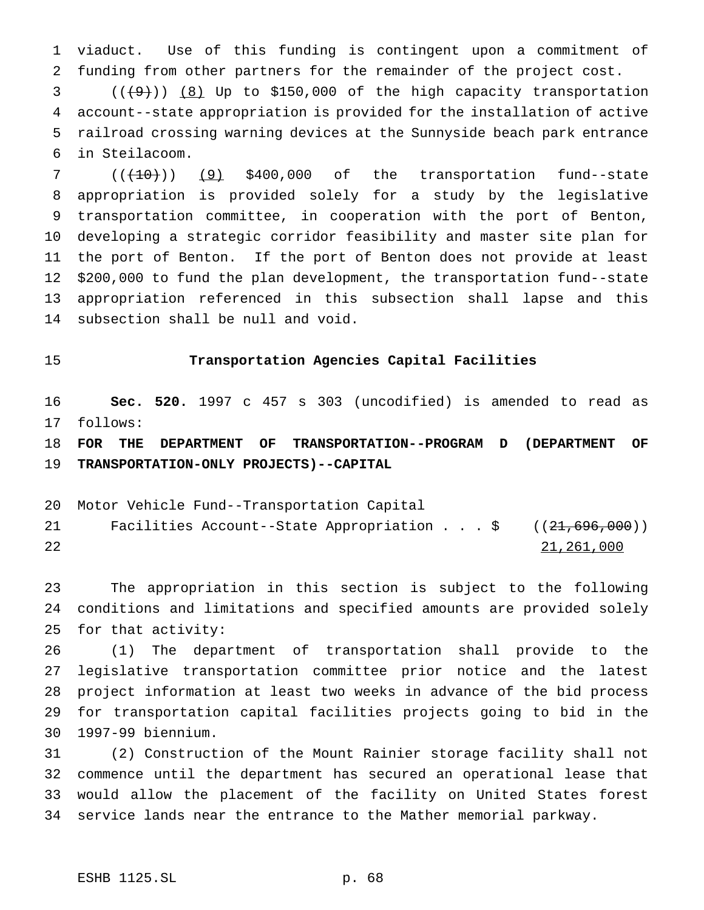viaduct. Use of this funding is contingent upon a commitment of funding from other partners for the remainder of the project cost.

(((9))) (8) Up to $150,000 of the high capacity transportation account--state appropriation is provided for the installation of active railroad crossing warning devices at the Sunnyside beach park entrance in Steilacoom.

(((10))) (9) $400,000 of the transportation fund--state appropriation is provided solely for a study by the legislative transportation committee, in cooperation with the port of Benton, developing a strategic corridor feasibility and master site plan for the port of Benton. If the port of Benton does not provide at least $200,000 to fund the plan development, the transportation fund--state appropriation referenced in this subsection shall lapse and this subsection shall be null and void.

## Transportation Agencies Capital Facilities

**Sec. 520.** 1997 c 457 s 303 (uncodified) is amended to read as follows:

**FOR THE DEPARTMENT OF TRANSPORTATION--PROGRAM D (DEPARTMENT OF TRANSPORTATION-ONLY PROJECTS)--CAPITAL**

Motor Vehicle Fund--Transportation Capital Facilities Account--State Appropriation . . . $ ((21,696,000)) 21,261,000

The appropriation in this section is subject to the following conditions and limitations and specified amounts are provided solely for that activity:

(1) The department of transportation shall provide to the legislative transportation committee prior notice and the latest project information at least two weeks in advance of the bid process for transportation capital facilities projects going to bid in the 1997-99 biennium.

(2) Construction of the Mount Rainier storage facility shall not commence until the department has secured an operational lease that would allow the placement of the facility on United States forest service lands near the entrance to the Mather memorial parkway.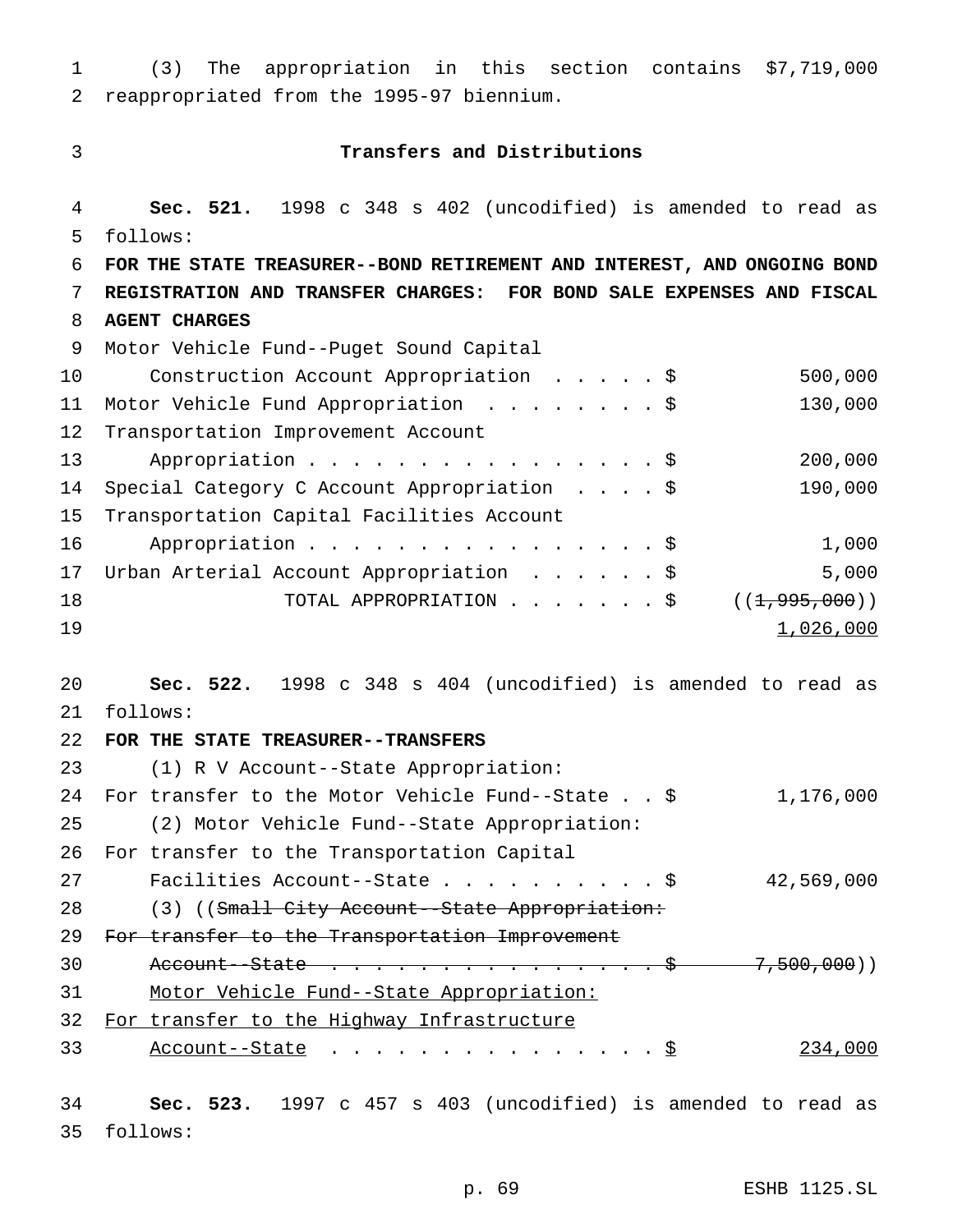(3) The appropriation in this section contains $7,719,000 reappropriated from the 1995-97 biennium.

### Transfers and Distributions

**Sec. 521.** 1998 c 348 s 402 (uncodified) is amended to read as follows:

**FOR THE STATE TREASURER--BOND RETIREMENT AND INTEREST, AND ONGOING BOND REGISTRATION AND TRANSFER CHARGES: FOR BOND SALE EXPENSES AND FISCAL AGENT CHARGES**

| | |
|---|---|
| Motor Vehicle Fund--Puget Sound Capital Construction Account Appropriation . . . . . $ | 500,000 |
| Motor Vehicle Fund Appropriation . . . . . . . . $ | 130,000 |
| Transportation Improvement Account Appropriation . . . . . . . . . . . . . . . . . $ | 200,000 |
| Special Category C Account Appropriation . . . . $ | 190,000 |
| Transportation Capital Facilities Account Appropriation . . . . . . . . . . . . . . . . . $ | 1,000 |
| Urban Arterial Account Appropriation . . . . . . $ | 5,000 |
| TOTAL APPROPRIATION . . . . . . . $ | ((~~1,995,000~~)) <u>1,026,000</u> |

**Sec. 522.** 1998 c 348 s 404 (uncodified) is amended to read as follows:

**FOR THE STATE TREASURER--TRANSFERS**

(1) R V Account--State Appropriation:
For transfer to the Motor Vehicle Fund--State . . $ 1,176,000

(2) Motor Vehicle Fund--State Appropriation:
For transfer to the Transportation Capital Facilities Account--State . . . . . . . . . . $ 42,569,000

(3) ((~~Small City Account--State Appropriation:~~
~~For transfer to the Transportation Improvement Account--State . . . . . . . . . . . . . . . . . $ 7,500,000~~))
<u>Motor Vehicle Fund--State Appropriation:</u>
<u>For transfer to the Highway Infrastructure Account--State . . . . . . . . . . . . . . . . $ 234,000</u>

**Sec. 523.** 1997 c 457 s 403 (uncodified) is amended to read as follows: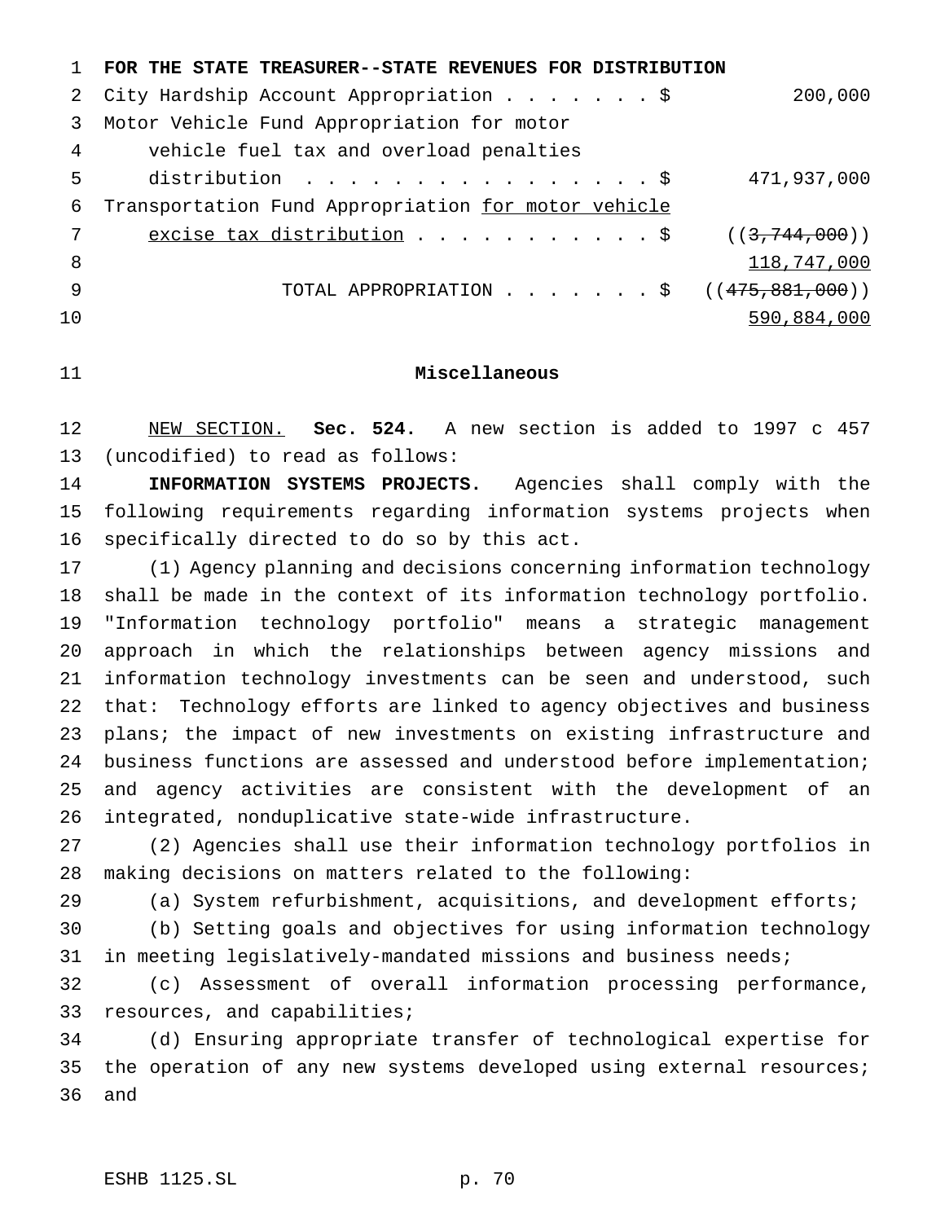**FOR THE STATE TREASURER--STATE REVENUES FOR DISTRIBUTION**

| | |
|---|---|
| City Hardship Account Appropriation . . . . . . . $ | 200,000 |
| Motor Vehicle Fund Appropriation for motor vehicle fuel tax and overload penalties distribution . . . . . . . . . . . . . . . . . $ | 471,937,000 |
| Transportation Fund Appropriation for motor vehicle excise tax distribution . . . . . . . . . . . $ | ((~~3,744,000~~)) 118,747,000 |
| TOTAL APPROPRIATION . . . . . . . $ | ((~~475,881,000~~)) 590,884,000 |

**Miscellaneous**

NEW SECTION. **Sec. 524.** A new section is added to 1997 c 457 (uncodified) to read as follows:

**INFORMATION SYSTEMS PROJECTS.** Agencies shall comply with the following requirements regarding information systems projects when specifically directed to do so by this act.

(1) Agency planning and decisions concerning information technology shall be made in the context of its information technology portfolio. "Information technology portfolio" means a strategic management approach in which the relationships between agency missions and information technology investments can be seen and understood, such that: Technology efforts are linked to agency objectives and business plans; the impact of new investments on existing infrastructure and business functions are assessed and understood before implementation; and agency activities are consistent with the development of an integrated, nonduplicative state-wide infrastructure.

(2) Agencies shall use their information technology portfolios in making decisions on matters related to the following:

(a) System refurbishment, acquisitions, and development efforts;

(b) Setting goals and objectives for using information technology in meeting legislatively-mandated missions and business needs;

(c) Assessment of overall information processing performance, resources, and capabilities;

(d) Ensuring appropriate transfer of technological expertise for the operation of any new systems developed using external resources; and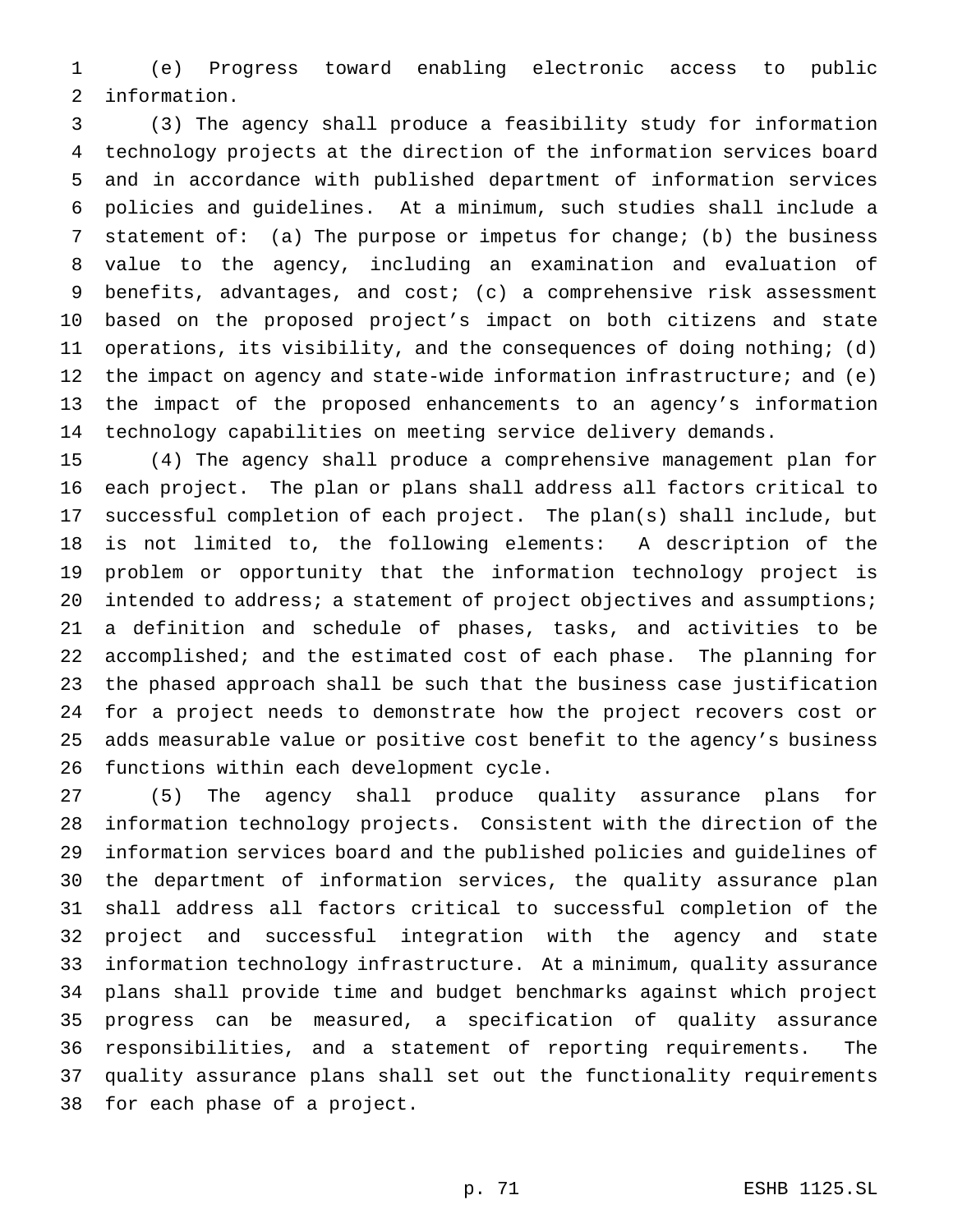(e) Progress toward enabling electronic access to public information.

(3) The agency shall produce a feasibility study for information technology projects at the direction of the information services board and in accordance with published department of information services policies and guidelines. At a minimum, such studies shall include a statement of: (a) The purpose or impetus for change; (b) the business value to the agency, including an examination and evaluation of benefits, advantages, and cost; (c) a comprehensive risk assessment based on the proposed project's impact on both citizens and state operations, its visibility, and the consequences of doing nothing; (d) the impact on agency and state-wide information infrastructure; and (e) the impact of the proposed enhancements to an agency's information technology capabilities on meeting service delivery demands.

(4) The agency shall produce a comprehensive management plan for each project. The plan or plans shall address all factors critical to successful completion of each project. The plan(s) shall include, but is not limited to, the following elements: A description of the problem or opportunity that the information technology project is intended to address; a statement of project objectives and assumptions; a definition and schedule of phases, tasks, and activities to be accomplished; and the estimated cost of each phase. The planning for the phased approach shall be such that the business case justification for a project needs to demonstrate how the project recovers cost or adds measurable value or positive cost benefit to the agency's business functions within each development cycle.

(5) The agency shall produce quality assurance plans for information technology projects. Consistent with the direction of the information services board and the published policies and guidelines of the department of information services, the quality assurance plan shall address all factors critical to successful completion of the project and successful integration with the agency and state information technology infrastructure. At a minimum, quality assurance plans shall provide time and budget benchmarks against which project progress can be measured, a specification of quality assurance responsibilities, and a statement of reporting requirements. The quality assurance plans shall set out the functionality requirements for each phase of a project.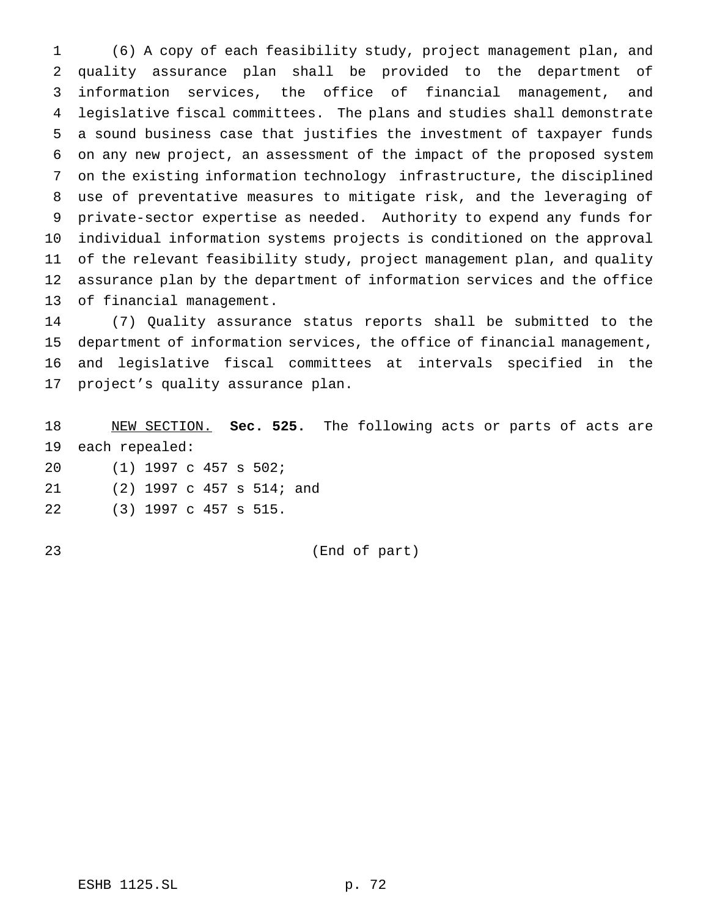(6) A copy of each feasibility study, project management plan, and quality assurance plan shall be provided to the department of information services, the office of financial management, and legislative fiscal committees. The plans and studies shall demonstrate a sound business case that justifies the investment of taxpayer funds on any new project, an assessment of the impact of the proposed system on the existing information technology infrastructure, the disciplined use of preventative measures to mitigate risk, and the leveraging of private-sector expertise as needed. Authority to expend any funds for individual information systems projects is conditioned on the approval of the relevant feasibility study, project management plan, and quality assurance plan by the department of information services and the office of financial management.

(7) Quality assurance status reports shall be submitted to the department of information services, the office of financial management, and legislative fiscal committees at intervals specified in the project's quality assurance plan.

NEW SECTION. **Sec. 525.** The following acts or parts of acts are each repealed:

(1) 1997 c 457 s 502;

(2) 1997 c 457 s 514; and

(3) 1997 c 457 s 515.

(End of part)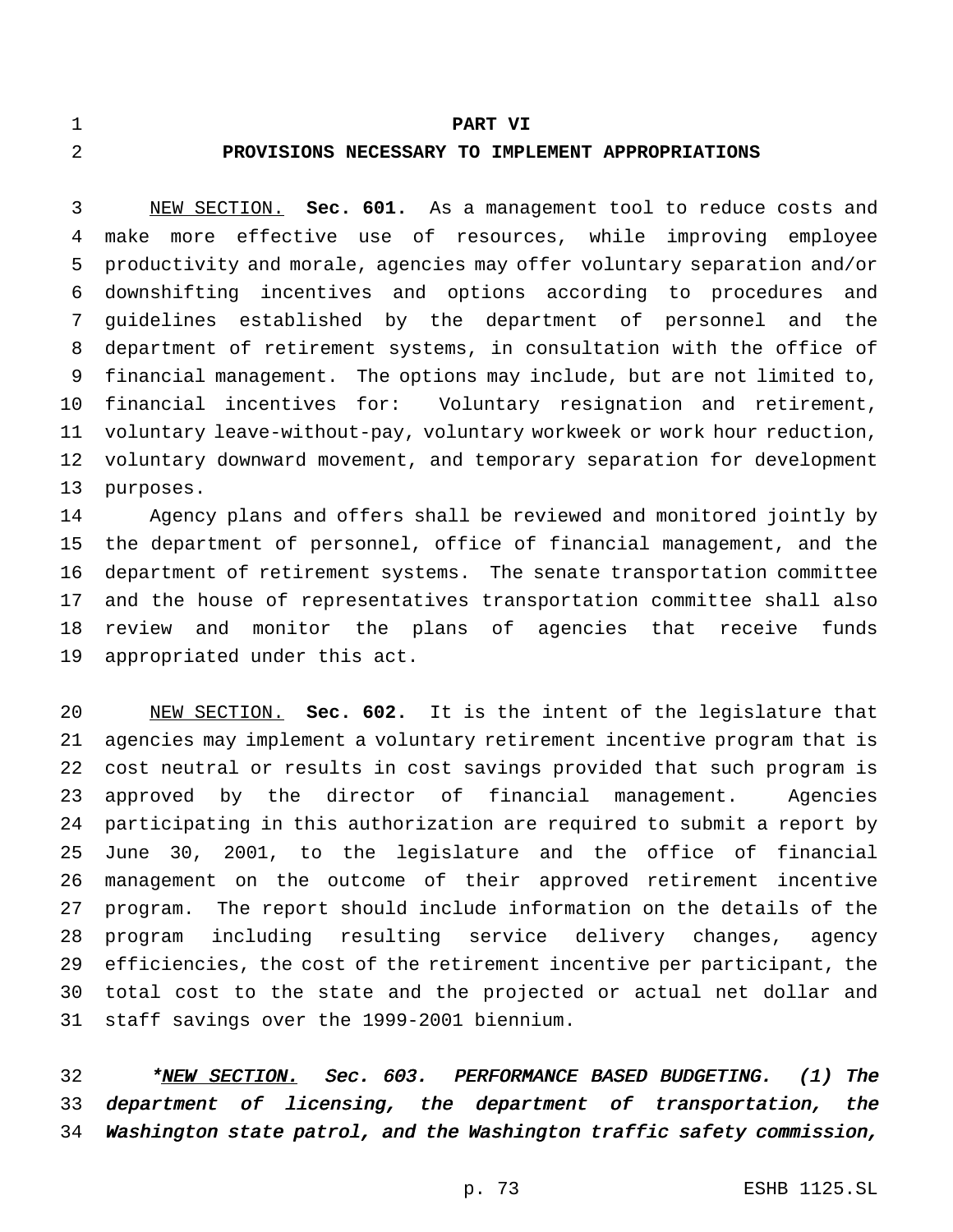# PART VI

## PROVISIONS NECESSARY TO IMPLEMENT APPROPRIATIONS

<u>NEW SECTION.</u> **Sec. 601.** As a management tool to reduce costs and make more effective use of resources, while improving employee productivity and morale, agencies may offer voluntary separation and/or downshifting incentives and options according to procedures and guidelines established by the department of personnel and the department of retirement systems, in consultation with the office of financial management. The options may include, but are not limited to, financial incentives for: Voluntary resignation and retirement, voluntary leave-without-pay, voluntary workweek or work hour reduction, voluntary downward movement, and temporary separation for development purposes.

Agency plans and offers shall be reviewed and monitored jointly by the department of personnel, office of financial management, and the department of retirement systems. The senate transportation committee and the house of representatives transportation committee shall also review and monitor the plans of agencies that receive funds appropriated under this act.

<u>NEW SECTION.</u> **Sec. 602.** It is the intent of the legislature that agencies may implement a voluntary retirement incentive program that is cost neutral or results in cost savings provided that such program is approved by the director of financial management. Agencies participating in this authorization are required to submit a report by June 30, 2001, to the legislature and the office of financial management on the outcome of their approved retirement incentive program. The report should include information on the details of the program including resulting service delivery changes, agency efficiencies, the cost of the retirement incentive per participant, the total cost to the state and the projected or actual net dollar and staff savings over the 1999-2001 biennium.

*\*<u>NEW SECTION.</u> Sec. 603. PERFORMANCE BASED BUDGETING. (1) The department of licensing, the department of transportation, the Washington state patrol, and the Washington traffic safety commission,*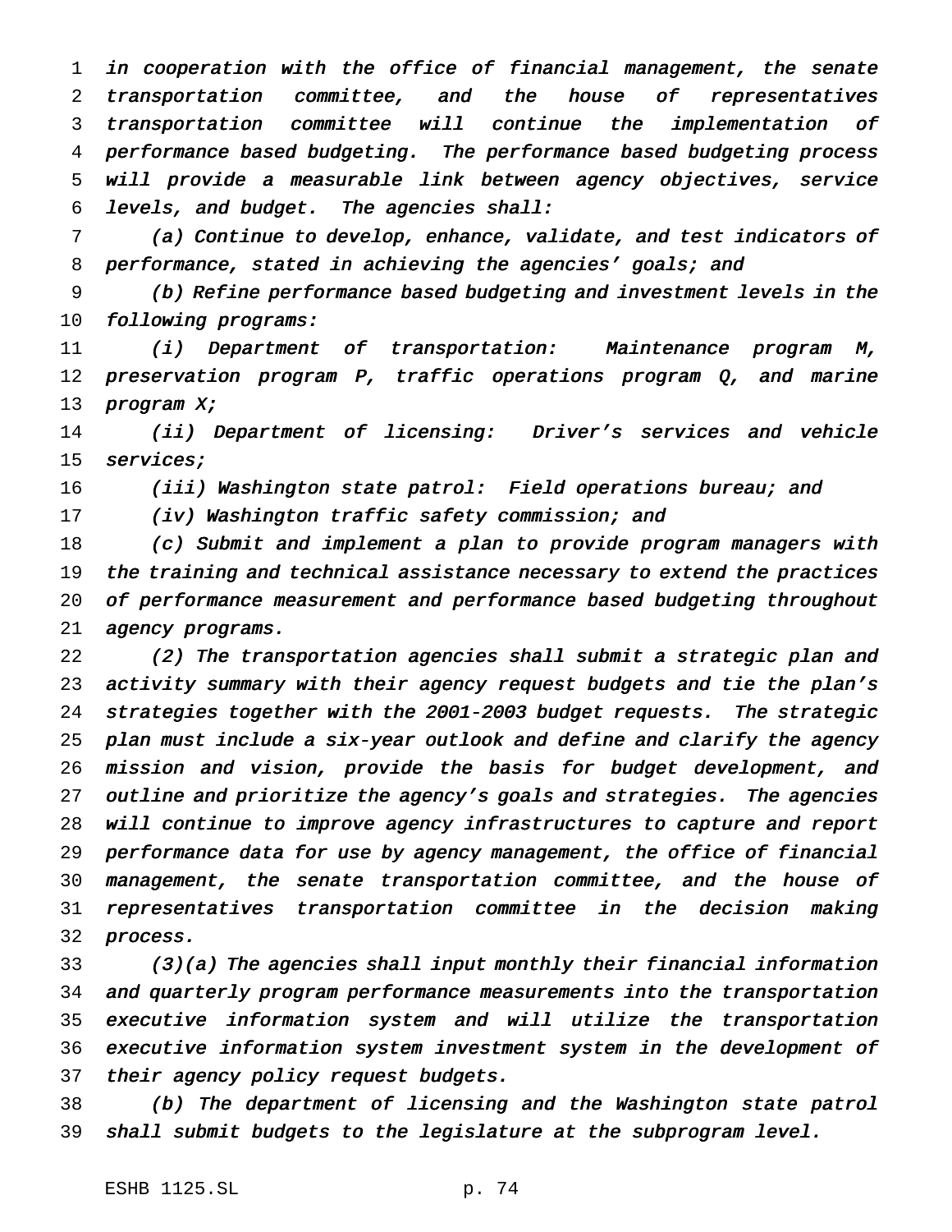*in cooperation with the office of financial management, the senate transportation committee, and the house of representatives transportation committee will continue the implementation of performance based budgeting. The performance based budgeting process will provide a measurable link between agency objectives, service levels, and budget. The agencies shall:*

*(a) Continue to develop, enhance, validate, and test indicators of performance, stated in achieving the agencies' goals; and*

*(b) Refine performance based budgeting and investment levels in the following programs:*

*(i) Department of transportation: Maintenance program M, preservation program P, traffic operations program Q, and marine program X;*

*(ii) Department of licensing: Driver's services and vehicle services;*

*(iii) Washington state patrol: Field operations bureau; and*

*(iv) Washington traffic safety commission; and*

*(c) Submit and implement a plan to provide program managers with the training and technical assistance necessary to extend the practices of performance measurement and performance based budgeting throughout agency programs.*

*(2) The transportation agencies shall submit a strategic plan and activity summary with their agency request budgets and tie the plan's strategies together with the 2001-2003 budget requests. The strategic plan must include a six-year outlook and define and clarify the agency mission and vision, provide the basis for budget development, and outline and prioritize the agency's goals and strategies. The agencies will continue to improve agency infrastructures to capture and report performance data for use by agency management, the office of financial management, the senate transportation committee, and the house of representatives transportation committee in the decision making process.*

*(3)(a) The agencies shall input monthly their financial information and quarterly program performance measurements into the transportation executive information system and will utilize the transportation executive information system investment system in the development of their agency policy request budgets.*

*(b) The department of licensing and the Washington state patrol shall submit budgets to the legislature at the subprogram level.*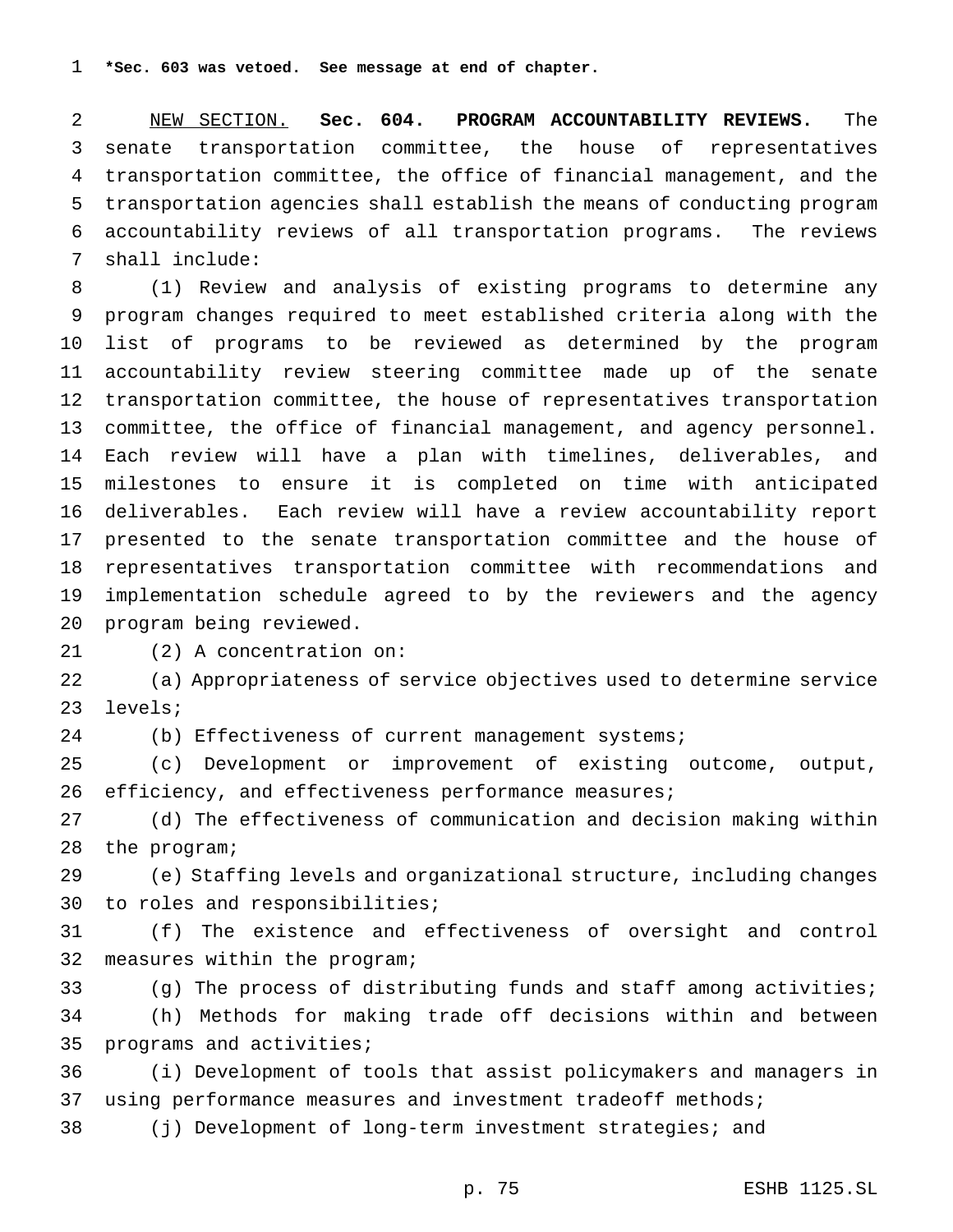***Sec. 603 was vetoed. See message at end of chapter.**

NEW SECTION. **Sec. 604. PROGRAM ACCOUNTABILITY REVIEWS.** The senate transportation committee, the house of representatives transportation committee, the office of financial management, and the transportation agencies shall establish the means of conducting program accountability reviews of all transportation programs. The reviews shall include:

(1) Review and analysis of existing programs to determine any program changes required to meet established criteria along with the list of programs to be reviewed as determined by the program accountability review steering committee made up of the senate transportation committee, the house of representatives transportation committee, the office of financial management, and agency personnel. Each review will have a plan with timelines, deliverables, and milestones to ensure it is completed on time with anticipated deliverables. Each review will have a review accountability report presented to the senate transportation committee and the house of representatives transportation committee with recommendations and implementation schedule agreed to by the reviewers and the agency program being reviewed.

(2) A concentration on:

(a) Appropriateness of service objectives used to determine service levels;

(b) Effectiveness of current management systems;

(c) Development or improvement of existing outcome, output, efficiency, and effectiveness performance measures;

(d) The effectiveness of communication and decision making within the program;

(e) Staffing levels and organizational structure, including changes to roles and responsibilities;

(f) The existence and effectiveness of oversight and control measures within the program;

(g) The process of distributing funds and staff among activities;

(h) Methods for making trade off decisions within and between programs and activities;

(i) Development of tools that assist policymakers and managers in using performance measures and investment tradeoff methods;

(j) Development of long-term investment strategies; and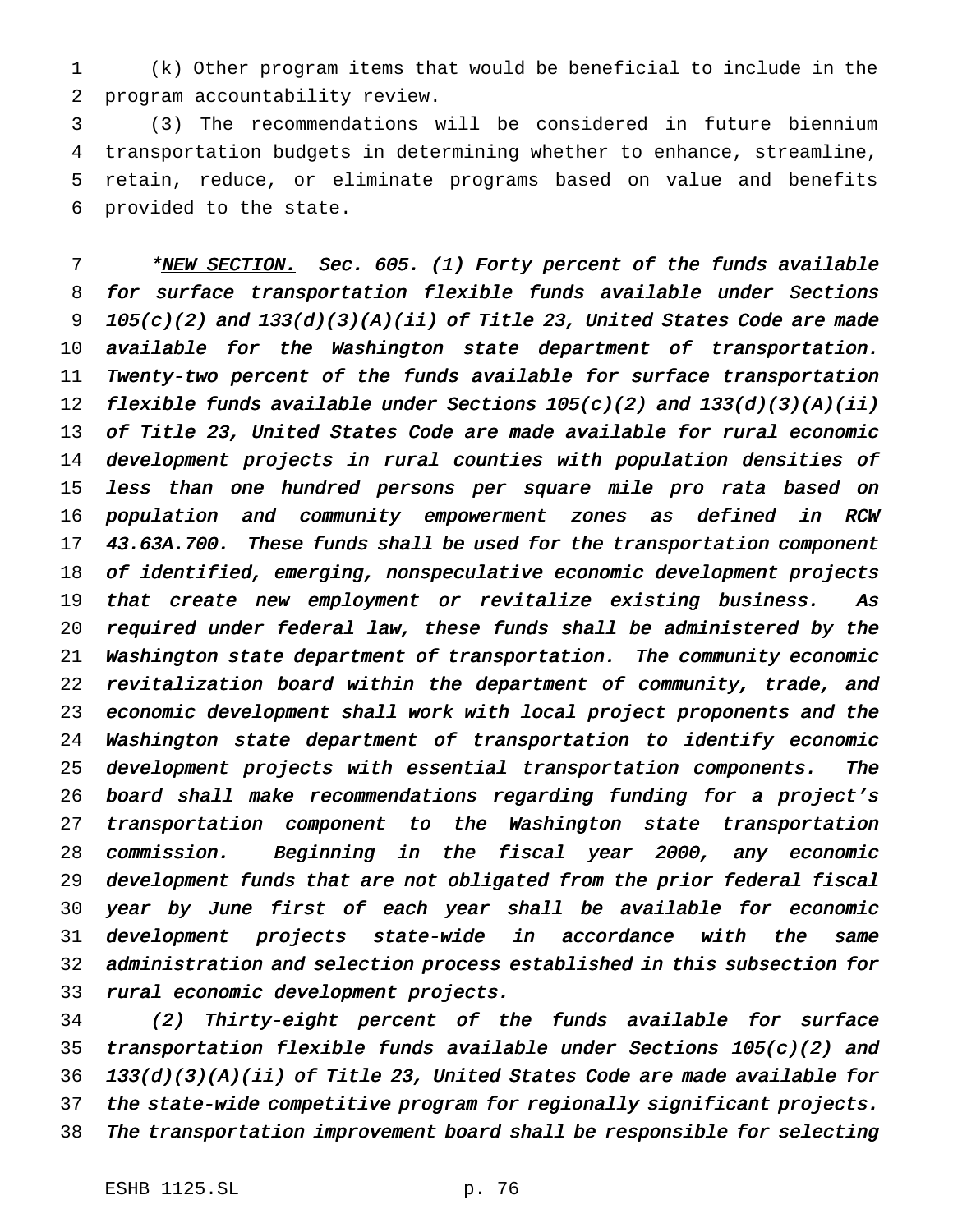(k) Other program items that would be beneficial to include in the program accountability review.

(3) The recommendations will be considered in future biennium transportation budgets in determining whether to enhance, streamline, retain, reduce, or eliminate programs based on value and benefits provided to the state.

*\*<u>NEW SECTION.</u> Sec. 605. (1) Forty percent of the funds available for surface transportation flexible funds available under Sections 105(c)(2) and 133(d)(3)(A)(ii) of Title 23, United States Code are made available for the Washington state department of transportation. Twenty-two percent of the funds available for surface transportation flexible funds available under Sections 105(c)(2) and 133(d)(3)(A)(ii) of Title 23, United States Code are made available for rural economic development projects in rural counties with population densities of less than one hundred persons per square mile pro rata based on population and community empowerment zones as defined in RCW 43.63A.700. These funds shall be used for the transportation component of identified, emerging, nonspeculative economic development projects that create new employment or revitalize existing business. As required under federal law, these funds shall be administered by the Washington state department of transportation. The community economic revitalization board within the department of community, trade, and economic development shall work with local project proponents and the Washington state department of transportation to identify economic development projects with essential transportation components. The board shall make recommendations regarding funding for a project's transportation component to the Washington state transportation commission. Beginning in the fiscal year 2000, any economic development funds that are not obligated from the prior federal fiscal year by June first of each year shall be available for economic development projects state-wide in accordance with the same administration and selection process established in this subsection for rural economic development projects.*

*(2) Thirty-eight percent of the funds available for surface transportation flexible funds available under Sections 105(c)(2) and 133(d)(3)(A)(ii) of Title 23, United States Code are made available for the state-wide competitive program for regionally significant projects. The transportation improvement board shall be responsible for selecting*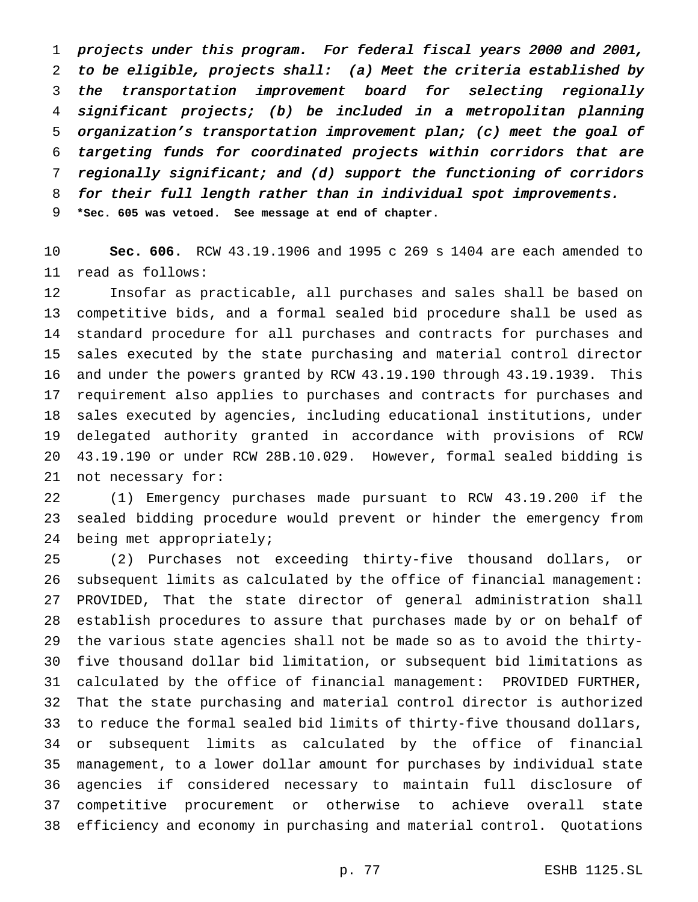*projects under this program. For federal fiscal years 2000 and 2001, to be eligible, projects shall: (a) Meet the criteria established by the transportation improvement board for selecting regionally significant projects; (b) be included in a metropolitan planning organization's transportation improvement plan; (c) meet the goal of targeting funds for coordinated projects within corridors that are regionally significant; and (d) support the functioning of corridors for their full length rather than in individual spot improvements.*

**\*Sec. 605 was vetoed. See message at end of chapter.**

**Sec. 606.** RCW 43.19.1906 and 1995 c 269 s 1404 are each amended to read as follows:

Insofar as practicable, all purchases and sales shall be based on competitive bids, and a formal sealed bid procedure shall be used as standard procedure for all purchases and contracts for purchases and sales executed by the state purchasing and material control director and under the powers granted by RCW 43.19.190 through 43.19.1939. This requirement also applies to purchases and contracts for purchases and sales executed by agencies, including educational institutions, under delegated authority granted in accordance with provisions of RCW 43.19.190 or under RCW 28B.10.029. However, formal sealed bidding is not necessary for:

(1) Emergency purchases made pursuant to RCW 43.19.200 if the sealed bidding procedure would prevent or hinder the emergency from being met appropriately;

(2) Purchases not exceeding thirty-five thousand dollars, or subsequent limits as calculated by the office of financial management: PROVIDED, That the state director of general administration shall establish procedures to assure that purchases made by or on behalf of the various state agencies shall not be made so as to avoid the thirty-five thousand dollar bid limitation, or subsequent bid limitations as calculated by the office of financial management: PROVIDED FURTHER, That the state purchasing and material control director is authorized to reduce the formal sealed bid limits of thirty-five thousand dollars, or subsequent limits as calculated by the office of financial management, to a lower dollar amount for purchases by individual state agencies if considered necessary to maintain full disclosure of competitive procurement or otherwise to achieve overall state efficiency and economy in purchasing and material control. Quotations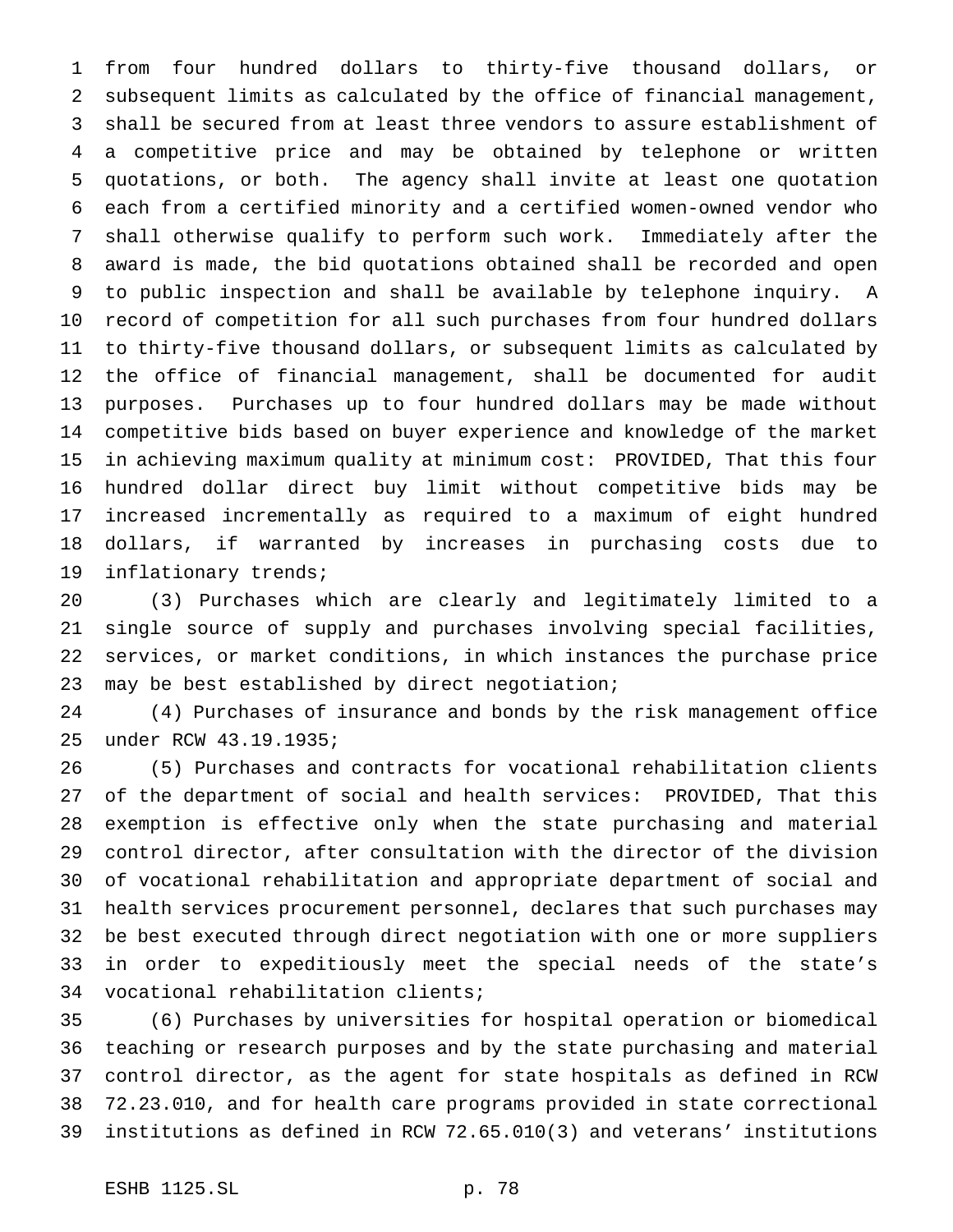from four hundred dollars to thirty-five thousand dollars, or subsequent limits as calculated by the office of financial management, shall be secured from at least three vendors to assure establishment of a competitive price and may be obtained by telephone or written quotations, or both. The agency shall invite at least one quotation each from a certified minority and a certified women-owned vendor who shall otherwise qualify to perform such work. Immediately after the award is made, the bid quotations obtained shall be recorded and open to public inspection and shall be available by telephone inquiry. A record of competition for all such purchases from four hundred dollars to thirty-five thousand dollars, or subsequent limits as calculated by the office of financial management, shall be documented for audit purposes. Purchases up to four hundred dollars may be made without competitive bids based on buyer experience and knowledge of the market in achieving maximum quality at minimum cost: PROVIDED, That this four hundred dollar direct buy limit without competitive bids may be increased incrementally as required to a maximum of eight hundred dollars, if warranted by increases in purchasing costs due to inflationary trends;

(3) Purchases which are clearly and legitimately limited to a single source of supply and purchases involving special facilities, services, or market conditions, in which instances the purchase price may be best established by direct negotiation;

(4) Purchases of insurance and bonds by the risk management office under RCW 43.19.1935;

(5) Purchases and contracts for vocational rehabilitation clients of the department of social and health services: PROVIDED, That this exemption is effective only when the state purchasing and material control director, after consultation with the director of the division of vocational rehabilitation and appropriate department of social and health services procurement personnel, declares that such purchases may be best executed through direct negotiation with one or more suppliers in order to expeditiously meet the special needs of the state's vocational rehabilitation clients;

(6) Purchases by universities for hospital operation or biomedical teaching or research purposes and by the state purchasing and material control director, as the agent for state hospitals as defined in RCW 72.23.010, and for health care programs provided in state correctional institutions as defined in RCW 72.65.010(3) and veterans' institutions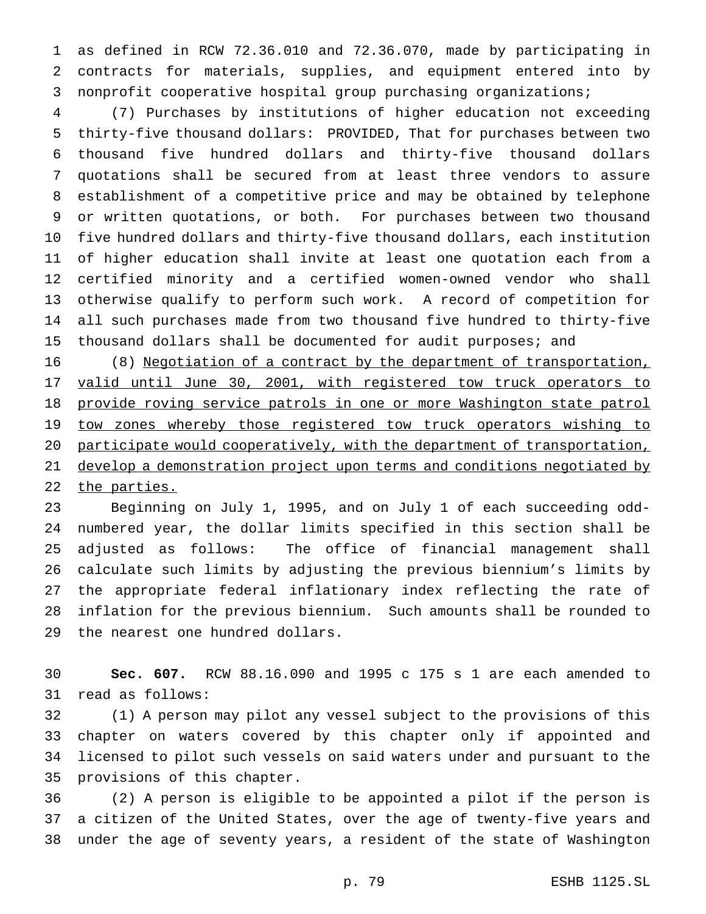as defined in RCW 72.36.010 and 72.36.070, made by participating in contracts for materials, supplies, and equipment entered into by nonprofit cooperative hospital group purchasing organizations;

(7) Purchases by institutions of higher education not exceeding thirty-five thousand dollars: PROVIDED, That for purchases between two thousand five hundred dollars and thirty-five thousand dollars quotations shall be secured from at least three vendors to assure establishment of a competitive price and may be obtained by telephone or written quotations, or both. For purchases between two thousand five hundred dollars and thirty-five thousand dollars, each institution of higher education shall invite at least one quotation each from a certified minority and a certified women-owned vendor who shall otherwise qualify to perform such work. A record of competition for all such purchases made from two thousand five hundred to thirty-five thousand dollars shall be documented for audit purposes; and

(8) Negotiation of a contract by the department of transportation, valid until June 30, 2001, with registered tow truck operators to provide roving service patrols in one or more Washington state patrol tow zones whereby those registered tow truck operators wishing to participate would cooperatively, with the department of transportation, develop a demonstration project upon terms and conditions negotiated by the parties.

Beginning on July 1, 1995, and on July 1 of each succeeding odd-numbered year, the dollar limits specified in this section shall be adjusted as follows: The office of financial management shall calculate such limits by adjusting the previous biennium's limits by the appropriate federal inflationary index reflecting the rate of inflation for the previous biennium. Such amounts shall be rounded to the nearest one hundred dollars.

**Sec. 607.** RCW 88.16.090 and 1995 c 175 s 1 are each amended to read as follows:

(1) A person may pilot any vessel subject to the provisions of this chapter on waters covered by this chapter only if appointed and licensed to pilot such vessels on said waters under and pursuant to the provisions of this chapter.

(2) A person is eligible to be appointed a pilot if the person is a citizen of the United States, over the age of twenty-five years and under the age of seventy years, a resident of the state of Washington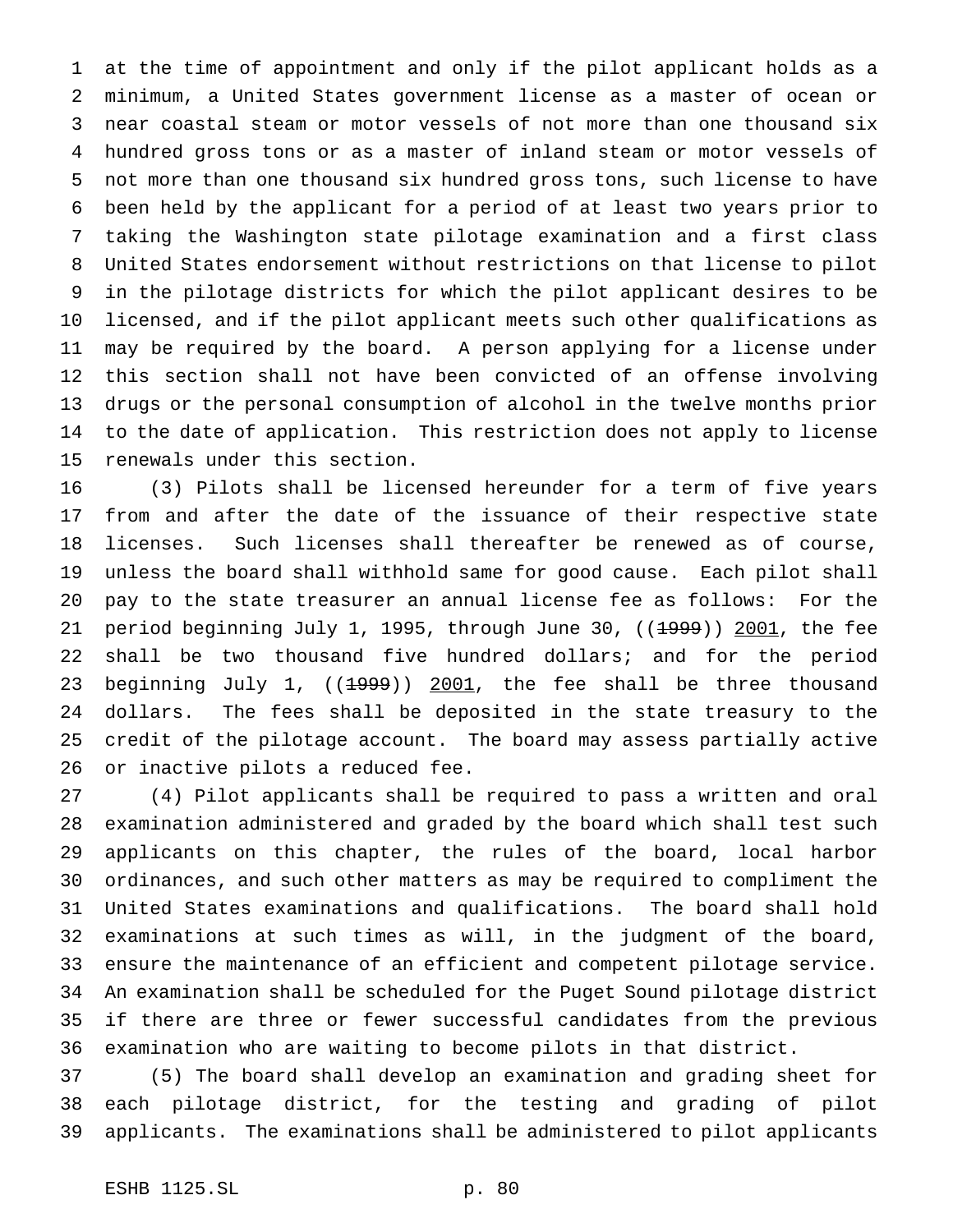at the time of appointment and only if the pilot applicant holds as a minimum, a United States government license as a master of ocean or near coastal steam or motor vessels of not more than one thousand six hundred gross tons or as a master of inland steam or motor vessels of not more than one thousand six hundred gross tons, such license to have been held by the applicant for a period of at least two years prior to taking the Washington state pilotage examination and a first class United States endorsement without restrictions on that license to pilot in the pilotage districts for which the pilot applicant desires to be licensed, and if the pilot applicant meets such other qualifications as may be required by the board. A person applying for a license under this section shall not have been convicted of an offense involving drugs or the personal consumption of alcohol in the twelve months prior to the date of application. This restriction does not apply to license renewals under this section.

(3) Pilots shall be licensed hereunder for a term of five years from and after the date of the issuance of their respective state licenses. Such licenses shall thereafter be renewed as of course, unless the board shall withhold same for good cause. Each pilot shall pay to the state treasurer an annual license fee as follows: For the period beginning July 1, 1995, through June 30, ((~~1999~~)) 2001, the fee shall be two thousand five hundred dollars; and for the period beginning July 1, ((~~1999~~)) 2001, the fee shall be three thousand dollars. The fees shall be deposited in the state treasury to the credit of the pilotage account. The board may assess partially active or inactive pilots a reduced fee.

(4) Pilot applicants shall be required to pass a written and oral examination administered and graded by the board which shall test such applicants on this chapter, the rules of the board, local harbor ordinances, and such other matters as may be required to compliment the United States examinations and qualifications. The board shall hold examinations at such times as will, in the judgment of the board, ensure the maintenance of an efficient and competent pilotage service. An examination shall be scheduled for the Puget Sound pilotage district if there are three or fewer successful candidates from the previous examination who are waiting to become pilots in that district.

(5) The board shall develop an examination and grading sheet for each pilotage district, for the testing and grading of pilot applicants. The examinations shall be administered to pilot applicants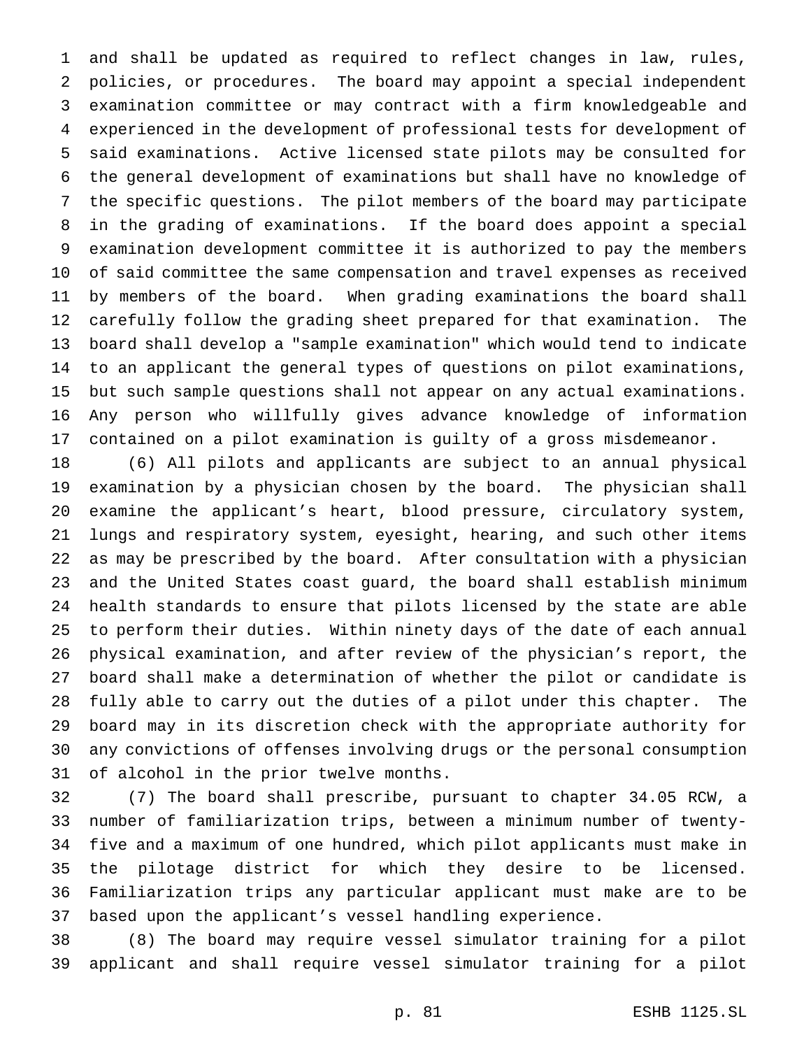and shall be updated as required to reflect changes in law, rules, policies, or procedures. The board may appoint a special independent examination committee or may contract with a firm knowledgeable and experienced in the development of professional tests for development of said examinations. Active licensed state pilots may be consulted for the general development of examinations but shall have no knowledge of the specific questions. The pilot members of the board may participate in the grading of examinations. If the board does appoint a special examination development committee it is authorized to pay the members of said committee the same compensation and travel expenses as received by members of the board. When grading examinations the board shall carefully follow the grading sheet prepared for that examination. The board shall develop a "sample examination" which would tend to indicate to an applicant the general types of questions on pilot examinations, but such sample questions shall not appear on any actual examinations. Any person who willfully gives advance knowledge of information contained on a pilot examination is guilty of a gross misdemeanor.

(6) All pilots and applicants are subject to an annual physical examination by a physician chosen by the board. The physician shall examine the applicant's heart, blood pressure, circulatory system, lungs and respiratory system, eyesight, hearing, and such other items as may be prescribed by the board. After consultation with a physician and the United States coast guard, the board shall establish minimum health standards to ensure that pilots licensed by the state are able to perform their duties. Within ninety days of the date of each annual physical examination, and after review of the physician's report, the board shall make a determination of whether the pilot or candidate is fully able to carry out the duties of a pilot under this chapter. The board may in its discretion check with the appropriate authority for any convictions of offenses involving drugs or the personal consumption of alcohol in the prior twelve months.

(7) The board shall prescribe, pursuant to chapter 34.05 RCW, a number of familiarization trips, between a minimum number of twenty-five and a maximum of one hundred, which pilot applicants must make in the pilotage district for which they desire to be licensed. Familiarization trips any particular applicant must make are to be based upon the applicant's vessel handling experience.

(8) The board may require vessel simulator training for a pilot applicant and shall require vessel simulator training for a pilot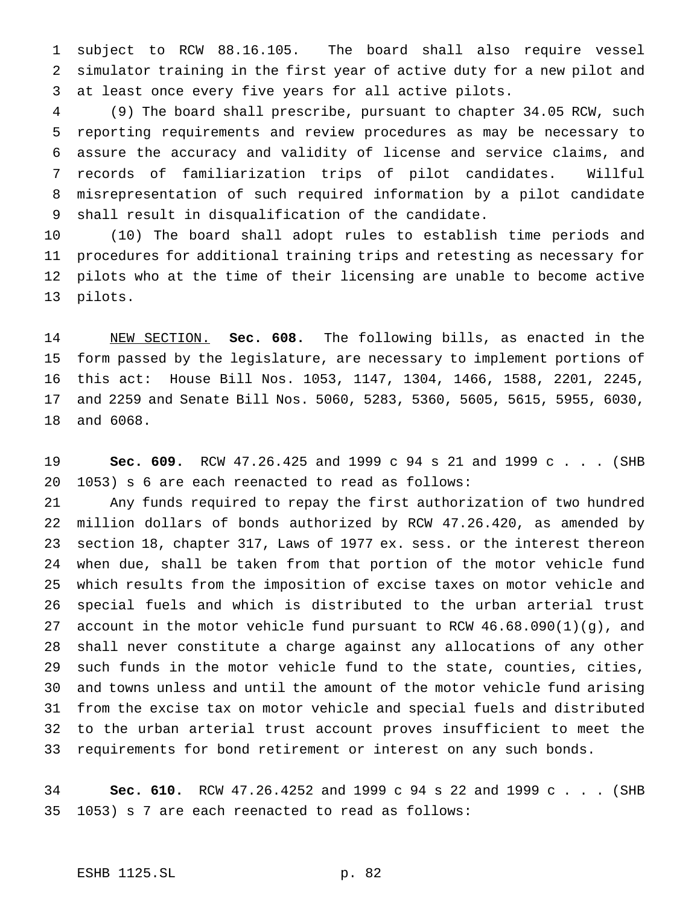subject to RCW 88.16.105. The board shall also require vessel simulator training in the first year of active duty for a new pilot and at least once every five years for all active pilots.

(9) The board shall prescribe, pursuant to chapter 34.05 RCW, such reporting requirements and review procedures as may be necessary to assure the accuracy and validity of license and service claims, and records of familiarization trips of pilot candidates. Willful misrepresentation of such required information by a pilot candidate shall result in disqualification of the candidate.

(10) The board shall adopt rules to establish time periods and procedures for additional training trips and retesting as necessary for pilots who at the time of their licensing are unable to become active pilots.

NEW SECTION. **Sec. 608.** The following bills, as enacted in the form passed by the legislature, are necessary to implement portions of this act: House Bill Nos. 1053, 1147, 1304, 1466, 1588, 2201, 2245, and 2259 and Senate Bill Nos. 5060, 5283, 5360, 5605, 5615, 5955, 6030, and 6068.

**Sec. 609.** RCW 47.26.425 and 1999 c 94 s 21 and 1999 c . . . (SHB 1053) s 6 are each reenacted to read as follows:

Any funds required to repay the first authorization of two hundred million dollars of bonds authorized by RCW 47.26.420, as amended by section 18, chapter 317, Laws of 1977 ex. sess. or the interest thereon when due, shall be taken from that portion of the motor vehicle fund which results from the imposition of excise taxes on motor vehicle and special fuels and which is distributed to the urban arterial trust account in the motor vehicle fund pursuant to RCW 46.68.090(1)(g), and shall never constitute a charge against any allocations of any other such funds in the motor vehicle fund to the state, counties, cities, and towns unless and until the amount of the motor vehicle fund arising from the excise tax on motor vehicle and special fuels and distributed to the urban arterial trust account proves insufficient to meet the requirements for bond retirement or interest on any such bonds.

**Sec. 610.** RCW 47.26.4252 and 1999 c 94 s 22 and 1999 c . . . (SHB 1053) s 7 are each reenacted to read as follows: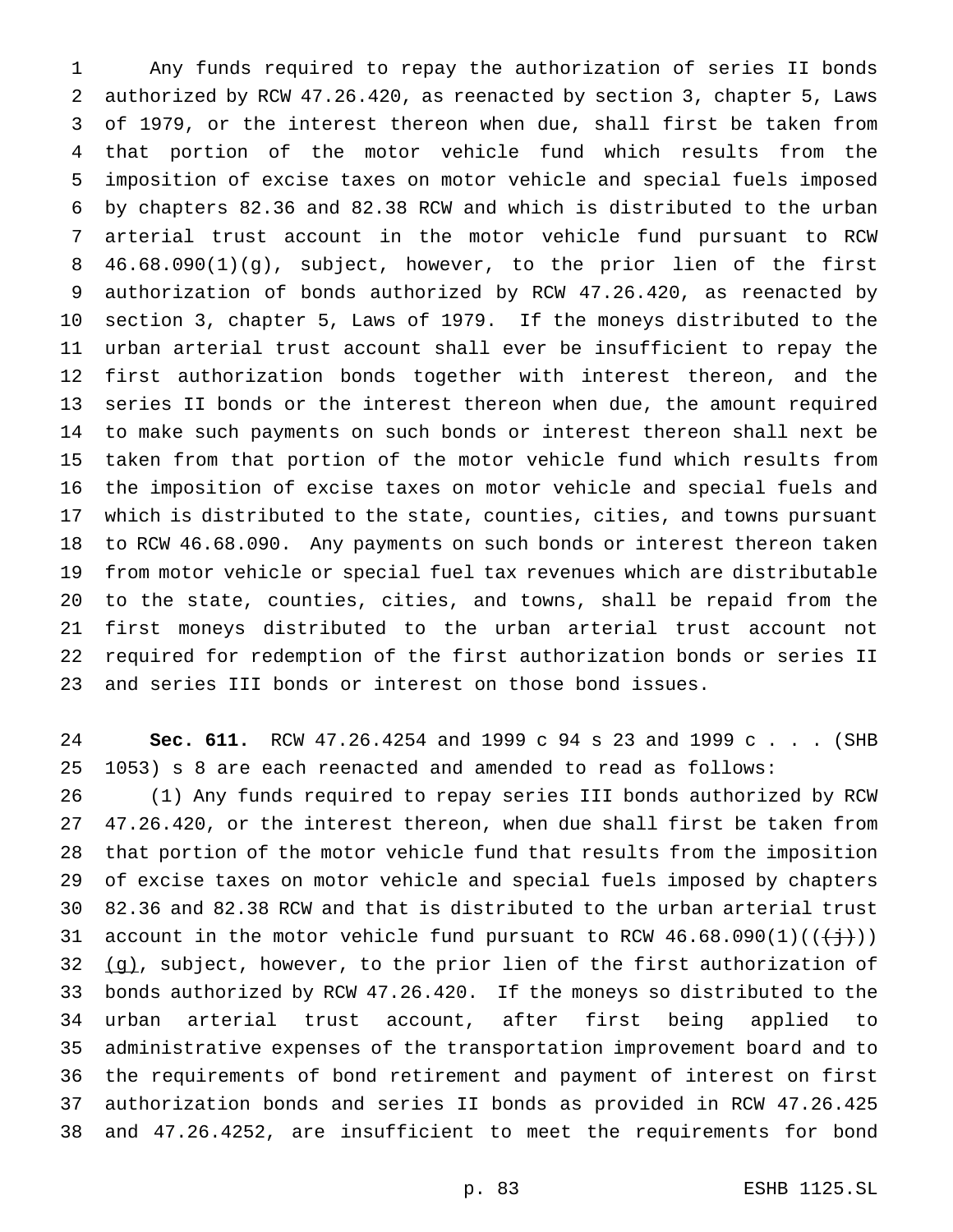Any funds required to repay the authorization of series II bonds authorized by RCW 47.26.420, as reenacted by section 3, chapter 5, Laws of 1979, or the interest thereon when due, shall first be taken from that portion of the motor vehicle fund which results from the imposition of excise taxes on motor vehicle and special fuels imposed by chapters 82.36 and 82.38 RCW and which is distributed to the urban arterial trust account in the motor vehicle fund pursuant to RCW 46.68.090(1)(g), subject, however, to the prior lien of the first authorization of bonds authorized by RCW 47.26.420, as reenacted by section 3, chapter 5, Laws of 1979. If the moneys distributed to the urban arterial trust account shall ever be insufficient to repay the first authorization bonds together with interest thereon, and the series II bonds or the interest thereon when due, the amount required to make such payments on such bonds or interest thereon shall next be taken from that portion of the motor vehicle fund which results from the imposition of excise taxes on motor vehicle and special fuels and which is distributed to the state, counties, cities, and towns pursuant to RCW 46.68.090. Any payments on such bonds or interest thereon taken from motor vehicle or special fuel tax revenues which are distributable to the state, counties, cities, and towns, shall be repaid from the first moneys distributed to the urban arterial trust account not required for redemption of the first authorization bonds or series II and series III bonds or interest on those bond issues.

**Sec. 611.** RCW 47.26.4254 and 1999 c 94 s 23 and 1999 c . . . (SHB 1053) s 8 are each reenacted and amended to read as follows:

(1) Any funds required to repay series III bonds authorized by RCW 47.26.420, or the interest thereon, when due shall first be taken from that portion of the motor vehicle fund that results from the imposition of excise taxes on motor vehicle and special fuels imposed by chapters 82.36 and 82.38 RCW and that is distributed to the urban arterial trust account in the motor vehicle fund pursuant to RCW 46.68.090(1)((~~(j)~~)) (g), subject, however, to the prior lien of the first authorization of bonds authorized by RCW 47.26.420. If the moneys so distributed to the urban arterial trust account, after first being applied to administrative expenses of the transportation improvement board and to the requirements of bond retirement and payment of interest on first authorization bonds and series II bonds as provided in RCW 47.26.425 and 47.26.4252, are insufficient to meet the requirements for bond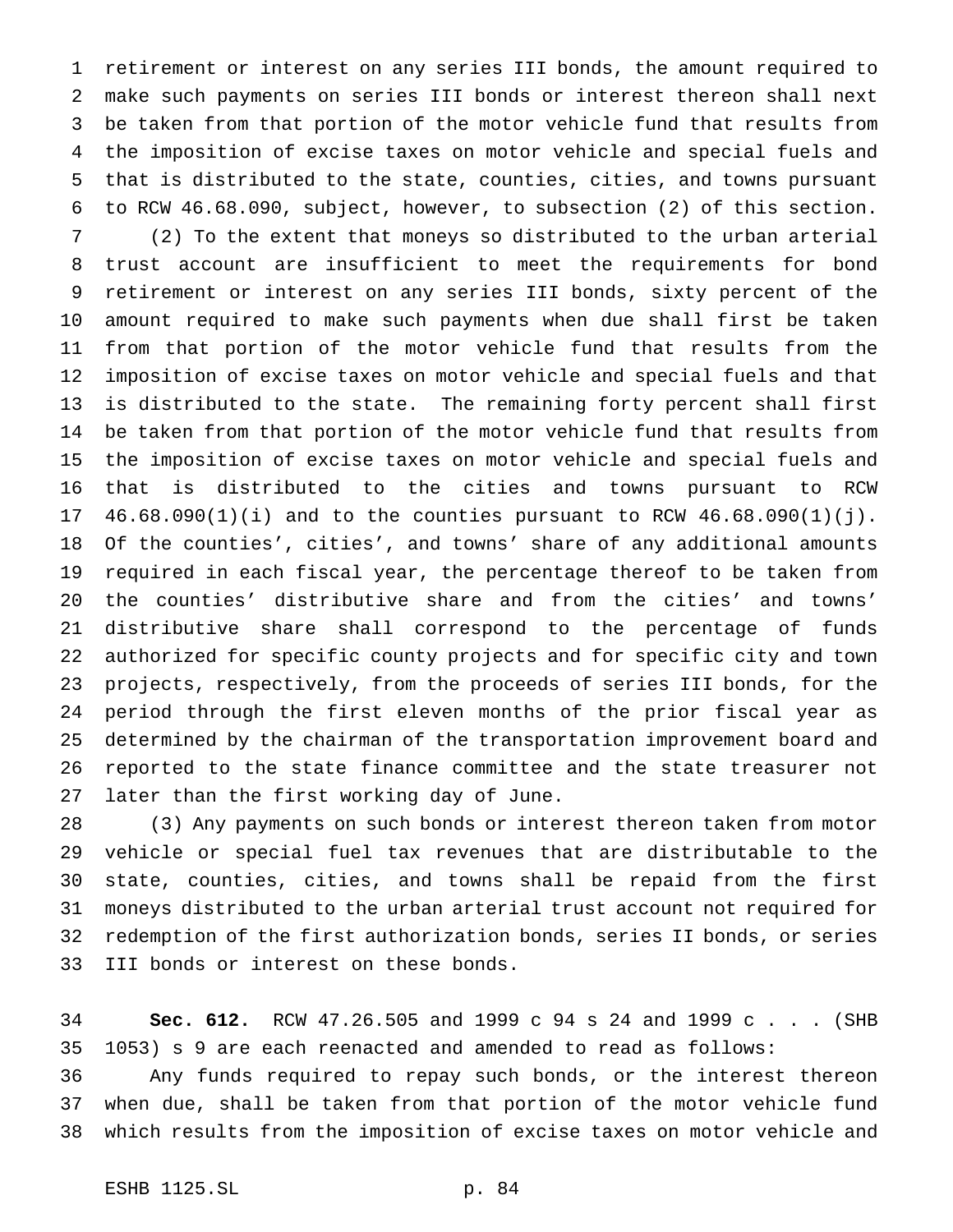retirement or interest on any series III bonds, the amount required to make such payments on series III bonds or interest thereon shall next be taken from that portion of the motor vehicle fund that results from the imposition of excise taxes on motor vehicle and special fuels and that is distributed to the state, counties, cities, and towns pursuant to RCW 46.68.090, subject, however, to subsection (2) of this section.

(2) To the extent that moneys so distributed to the urban arterial trust account are insufficient to meet the requirements for bond retirement or interest on any series III bonds, sixty percent of the amount required to make such payments when due shall first be taken from that portion of the motor vehicle fund that results from the imposition of excise taxes on motor vehicle and special fuels and that is distributed to the state. The remaining forty percent shall first be taken from that portion of the motor vehicle fund that results from the imposition of excise taxes on motor vehicle and special fuels and that is distributed to the cities and towns pursuant to RCW 46.68.090(1)(i) and to the counties pursuant to RCW 46.68.090(1)(j). Of the counties', cities', and towns' share of any additional amounts required in each fiscal year, the percentage thereof to be taken from the counties' distributive share and from the cities' and towns' distributive share shall correspond to the percentage of funds authorized for specific county projects and for specific city and town projects, respectively, from the proceeds of series III bonds, for the period through the first eleven months of the prior fiscal year as determined by the chairman of the transportation improvement board and reported to the state finance committee and the state treasurer not later than the first working day of June.

(3) Any payments on such bonds or interest thereon taken from motor vehicle or special fuel tax revenues that are distributable to the state, counties, cities, and towns shall be repaid from the first moneys distributed to the urban arterial trust account not required for redemption of the first authorization bonds, series II bonds, or series III bonds or interest on these bonds.

**Sec. 612.** RCW 47.26.505 and 1999 c 94 s 24 and 1999 c . . . (SHB 1053) s 9 are each reenacted and amended to read as follows:

Any funds required to repay such bonds, or the interest thereon when due, shall be taken from that portion of the motor vehicle fund which results from the imposition of excise taxes on motor vehicle and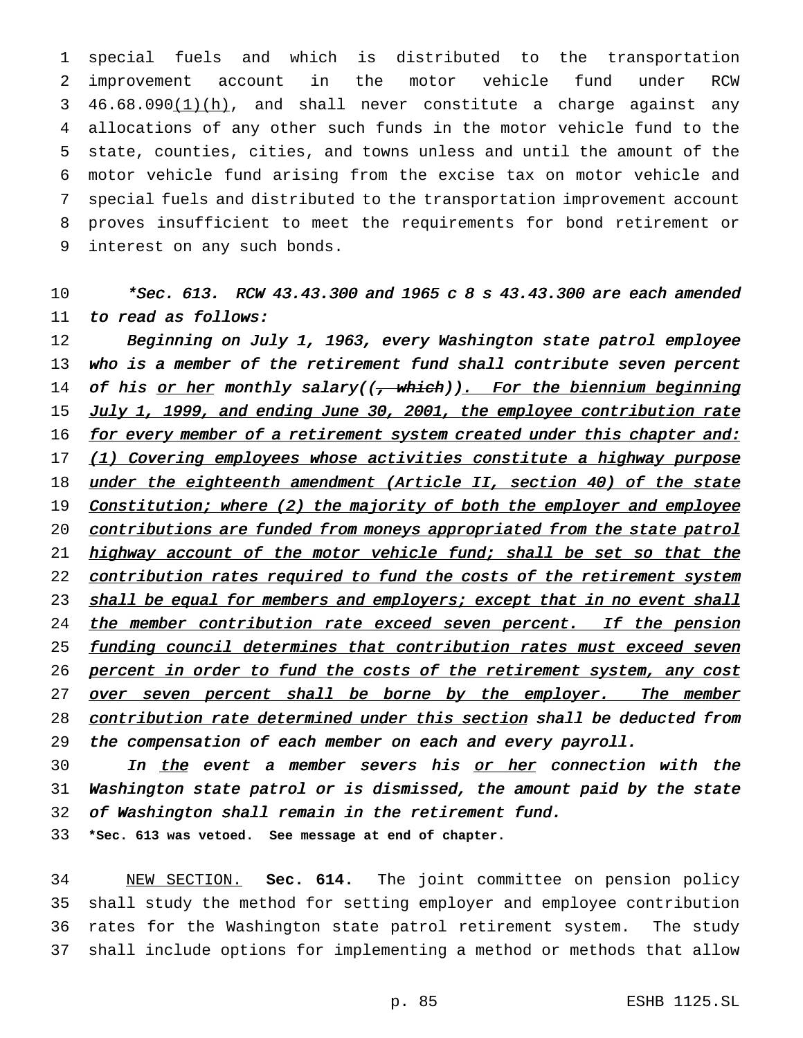special fuels and which is distributed to the transportation improvement account in the motor vehicle fund under RCW 46.68.090<u>(1)(h)</u>, and shall never constitute a charge against any allocations of any other such funds in the motor vehicle fund to the state, counties, cities, and towns unless and until the amount of the motor vehicle fund arising from the excise tax on motor vehicle and special fuels and distributed to the transportation improvement account proves insufficient to meet the requirements for bond retirement or interest on any such bonds.

*\*Sec. 613. RCW 43.43.300 and 1965 c 8 s 43.43.300 are each amended to read as follows:*

*Beginning on July 1, 1963, every Washington state patrol employee who is a member of the retirement fund shall contribute seven percent of his <u>or her</u> monthly salary((~~, which~~))<u>. For the biennium beginning July 1, 1999, and ending June 30, 2001, the employee contribution rate for every member of a retirement system created under this chapter and: (1) Covering employees whose activities constitute a highway purpose under the eighteenth amendment (Article II, section 40) of the state Constitution; where (2) the majority of both the employer and employee contributions are funded from moneys appropriated from the state patrol highway account of the motor vehicle fund; shall be set so that the contribution rates required to fund the costs of the retirement system shall be equal for members and employers; except that in no event shall the member contribution rate exceed seven percent. If the pension funding council determines that contribution rates must exceed seven percent in order to fund the costs of the retirement system, any cost over seven percent shall be borne by the employer. The member contribution rate determined under this section</u> shall be deducted from the compensation of each member on each and every payroll.*

*In <u>the</u> event a member severs his <u>or her</u> connection with the Washington state patrol or is dismissed, the amount paid by the state of Washington shall remain in the retirement fund.*

**\*Sec. 613 was vetoed. See message at end of chapter.**

<u>NEW SECTION.</u> **Sec. 614.** The joint committee on pension policy shall study the method for setting employer and employee contribution rates for the Washington state patrol retirement system. The study shall include options for implementing a method or methods that allow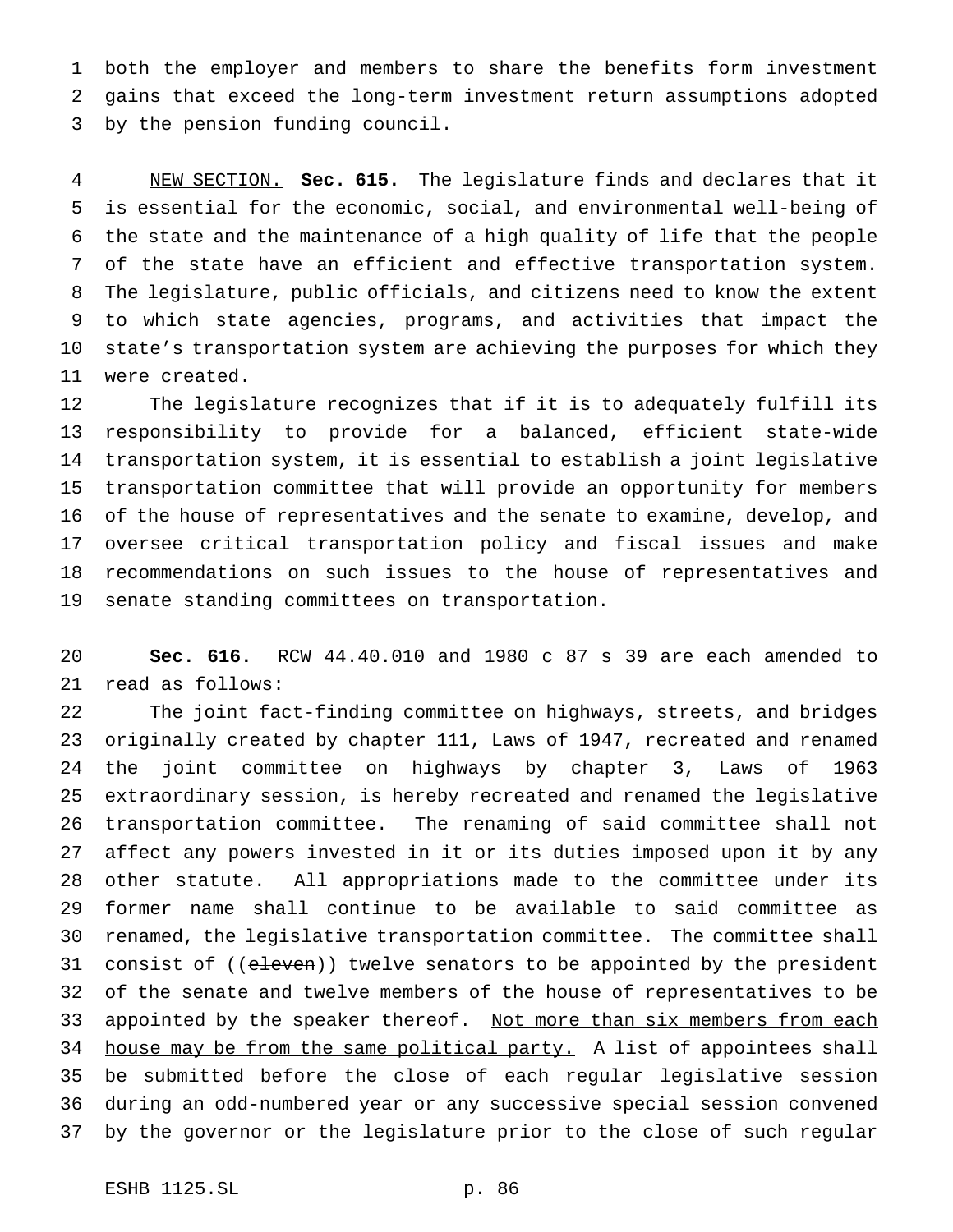both the employer and members to share the benefits form investment gains that exceed the long-term investment return assumptions adopted by the pension funding council.

NEW SECTION. **Sec. 615.** The legislature finds and declares that it is essential for the economic, social, and environmental well-being of the state and the maintenance of a high quality of life that the people of the state have an efficient and effective transportation system. The legislature, public officials, and citizens need to know the extent to which state agencies, programs, and activities that impact the state's transportation system are achieving the purposes for which they were created.

The legislature recognizes that if it is to adequately fulfill its responsibility to provide for a balanced, efficient state-wide transportation system, it is essential to establish a joint legislative transportation committee that will provide an opportunity for members of the house of representatives and the senate to examine, develop, and oversee critical transportation policy and fiscal issues and make recommendations on such issues to the house of representatives and senate standing committees on transportation.

**Sec. 616.** RCW 44.40.010 and 1980 c 87 s 39 are each amended to read as follows:

The joint fact-finding committee on highways, streets, and bridges originally created by chapter 111, Laws of 1947, recreated and renamed the joint committee on highways by chapter 3, Laws of 1963 extraordinary session, is hereby recreated and renamed the legislative transportation committee. The renaming of said committee shall not affect any powers invested in it or its duties imposed upon it by any other statute. All appropriations made to the committee under its former name shall continue to be available to said committee as renamed, the legislative transportation committee. The committee shall consist of ((~~eleven~~)) <u>twelve</u> senators to be appointed by the president of the senate and twelve members of the house of representatives to be appointed by the speaker thereof. <u>Not more than six members from each house may be from the same political party.</u> A list of appointees shall be submitted before the close of each regular legislative session during an odd-numbered year or any successive special session convened by the governor or the legislature prior to the close of such regular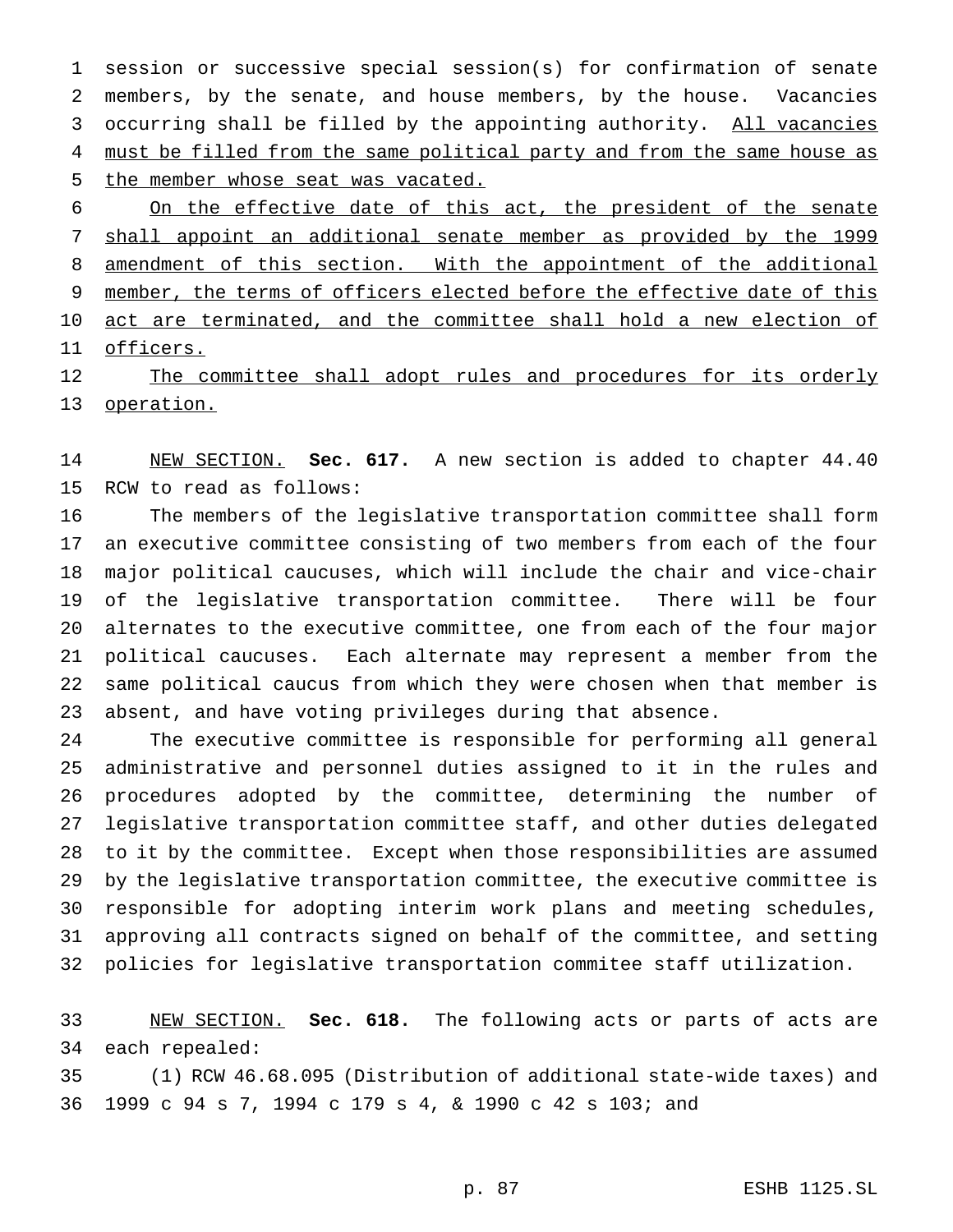session or successive special session(s) for confirmation of senate members, by the senate, and house members, by the house. Vacancies occurring shall be filled by the appointing authority. <u>All vacancies must be filled from the same political party and from the same house as the member whose seat was vacated.</u>

<u>On the effective date of this act, the president of the senate shall appoint an additional senate member as provided by the 1999 amendment of this section. With the appointment of the additional member, the terms of officers elected before the effective date of this act are terminated, and the committee shall hold a new election of officers.</u>

<u>The committee shall adopt rules and procedures for its orderly operation.</u>

<u>NEW SECTION.</u> **Sec. 617.** A new section is added to chapter 44.40 RCW to read as follows:

The members of the legislative transportation committee shall form an executive committee consisting of two members from each of the four major political caucuses, which will include the chair and vice-chair of the legislative transportation committee. There will be four alternates to the executive committee, one from each of the four major political caucuses. Each alternate may represent a member from the same political caucus from which they were chosen when that member is absent, and have voting privileges during that absence.

The executive committee is responsible for performing all general administrative and personnel duties assigned to it in the rules and procedures adopted by the committee, determining the number of legislative transportation committee staff, and other duties delegated to it by the committee. Except when those responsibilities are assumed by the legislative transportation committee, the executive committee is responsible for adopting interim work plans and meeting schedules, approving all contracts signed on behalf of the committee, and setting policies for legislative transportation commitee staff utilization.

<u>NEW SECTION.</u> **Sec. 618.** The following acts or parts of acts are each repealed:

(1) RCW 46.68.095 (Distribution of additional state-wide taxes) and 1999 c 94 s 7, 1994 c 179 s 4, & 1990 c 42 s 103; and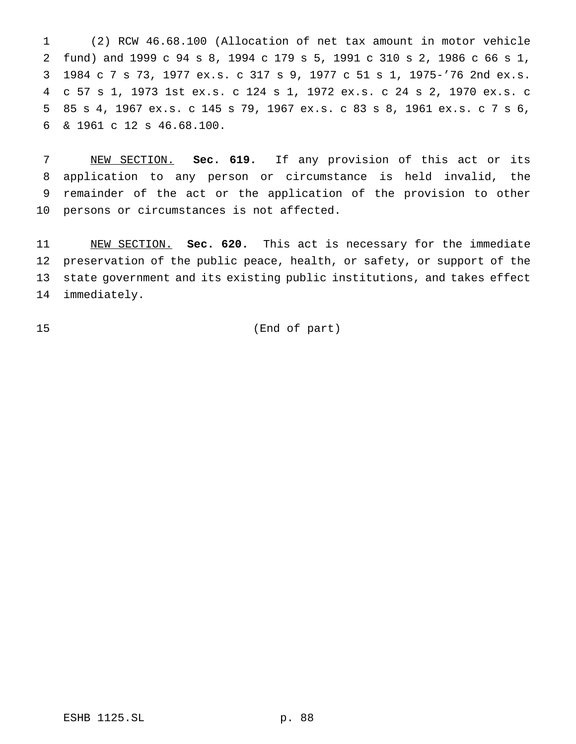(2) RCW 46.68.100 (Allocation of net tax amount in motor vehicle fund) and 1999 c 94 s 8, 1994 c 179 s 5, 1991 c 310 s 2, 1986 c 66 s 1, 1984 c 7 s 73, 1977 ex.s. c 317 s 9, 1977 c 51 s 1, 1975-'76 2nd ex.s. c 57 s 1, 1973 1st ex.s. c 124 s 1, 1972 ex.s. c 24 s 2, 1970 ex.s. c 85 s 4, 1967 ex.s. c 145 s 79, 1967 ex.s. c 83 s 8, 1961 ex.s. c 7 s 6, & 1961 c 12 s 46.68.100.

NEW SECTION. **Sec. 619.** If any provision of this act or its application to any person or circumstance is held invalid, the remainder of the act or the application of the provision to other persons or circumstances is not affected.

NEW SECTION. **Sec. 620.** This act is necessary for the immediate preservation of the public peace, health, or safety, or support of the state government and its existing public institutions, and takes effect immediately.

(End of part)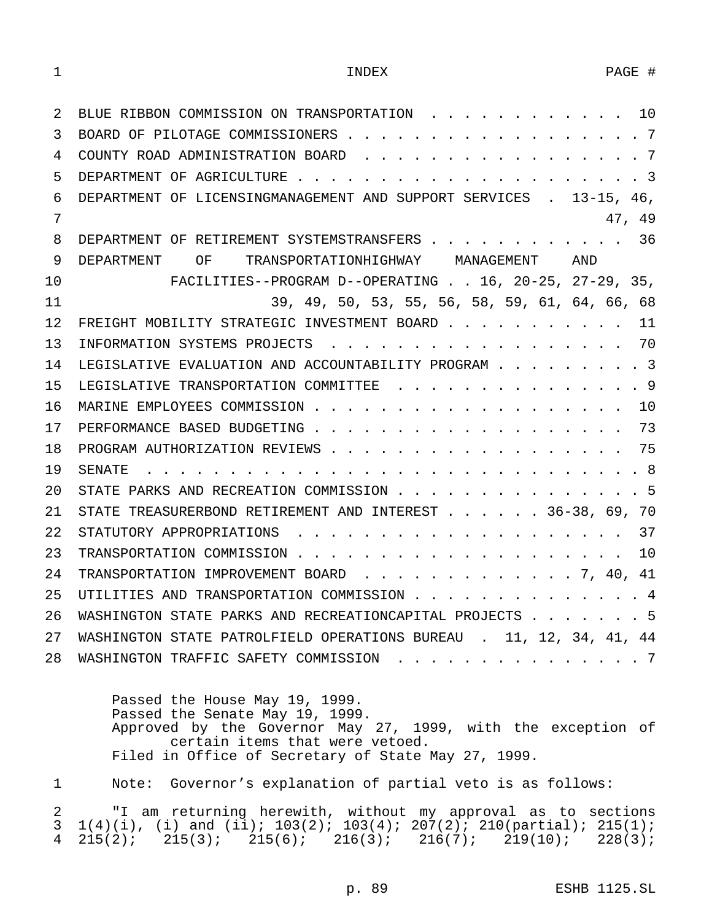| INDEX | PAGE # |
|---|---|
| BLUE RIBBON COMMISSION ON TRANSPORTATION | 10 |
| BOARD OF PILOTAGE COMMISSIONERS | 7 |
| COUNTY ROAD ADMINISTRATION BOARD | 7 |
| DEPARTMENT OF AGRICULTURE | 3 |
| DEPARTMENT OF LICENSINGMANAGEMENT AND SUPPORT SERVICES | 13-15, 46, 47, 49 |
| DEPARTMENT OF RETIREMENT SYSTEMSTRANSFERS | 36 |
| DEPARTMENT OF TRANSPORTATIONHIGHWAY MANAGEMENT AND FACILITIES--PROGRAM D--OPERATING | 16, 20-25, 27-29, 35, 39, 49, 50, 53, 55, 56, 58, 59, 61, 64, 66, 68 |
| FREIGHT MOBILITY STRATEGIC INVESTMENT BOARD | 11 |
| INFORMATION SYSTEMS PROJECTS | 70 |
| LEGISLATIVE EVALUATION AND ACCOUNTABILITY PROGRAM | 3 |
| LEGISLATIVE TRANSPORTATION COMMITTEE | 9 |
| MARINE EMPLOYEES COMMISSION | 10 |
| PERFORMANCE BASED BUDGETING | 73 |
| PROGRAM AUTHORIZATION REVIEWS | 75 |
| SENATE | 8 |
| STATE PARKS AND RECREATION COMMISSION | 5 |
| STATE TREASURERBOND RETIREMENT AND INTEREST | 36-38, 69, 70 |
| STATUTORY APPROPRIATIONS | 37 |
| TRANSPORTATION COMMISSION | 10 |
| TRANSPORTATION IMPROVEMENT BOARD | 7, 40, 41 |
| UTILITIES AND TRANSPORTATION COMMISSION | 4 |
| WASHINGTON STATE PARKS AND RECREATIONCAPITAL PROJECTS | 5 |
| WASHINGTON STATE PATROLFIELD OPERATIONS BUREAU | 11, 12, 34, 41, 44 |
| WASHINGTON TRAFFIC SAFETY COMMISSION | 7 |

Passed the House May 19, 1999.
Passed the Senate May 19, 1999.
Approved by the Governor May 27, 1999, with the exception of certain items that were vetoed.
Filed in Office of Secretary of State May 27, 1999.

Note: Governor's explanation of partial veto is as follows:

"I am returning herewith, without my approval as to sections 1(4)(i), (i) and (ii); 103(2); 103(4); 207(2); 210(partial); 215(1); 215(2); 215(3); 215(6); 216(3); 216(7); 219(10); 228(3);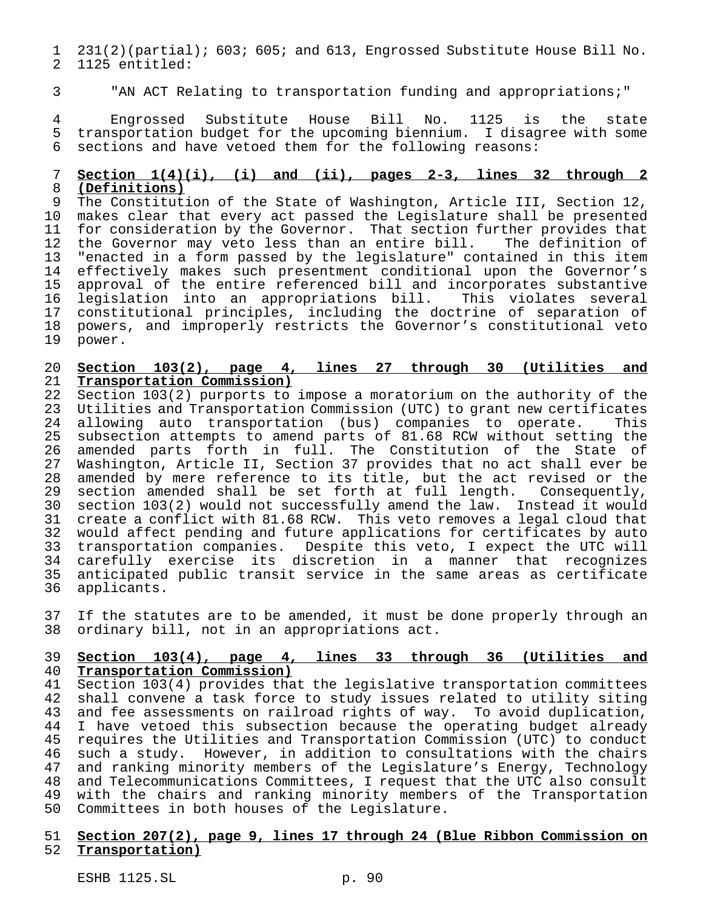231(2)(partial); 603; 605; and 613, Engrossed Substitute House Bill No. 1125 entitled:

"AN ACT Relating to transportation funding and appropriations;"

Engrossed Substitute House Bill No. 1125 is the state transportation budget for the upcoming biennium. I disagree with some sections and have vetoed them for the following reasons:

**Section 1(4)(i), (i) and (ii), pages 2-3, lines 32 through 2 (Definitions)**

The Constitution of the State of Washington, Article III, Section 12, makes clear that every act passed the Legislature shall be presented for consideration by the Governor. That section further provides that the Governor may veto less than an entire bill. The definition of "enacted in a form passed by the legislature" contained in this item effectively makes such presentment conditional upon the Governor's approval of the entire referenced bill and incorporates substantive legislation into an appropriations bill. This violates several constitutional principles, including the doctrine of separation of powers, and improperly restricts the Governor's constitutional veto power.

**Section 103(2), page 4, lines 27 through 30 (Utilities and Transportation Commission)**

Section 103(2) purports to impose a moratorium on the authority of the Utilities and Transportation Commission (UTC) to grant new certificates allowing auto transportation (bus) companies to operate. This subsection attempts to amend parts of 81.68 RCW without setting the amended parts forth in full. The Constitution of the State of Washington, Article II, Section 37 provides that no act shall ever be amended by mere reference to its title, but the act revised or the section amended shall be set forth at full length. Consequently, section 103(2) would not successfully amend the law. Instead it would create a conflict with 81.68 RCW. This veto removes a legal cloud that would affect pending and future applications for certificates by auto transportation companies. Despite this veto, I expect the UTC will carefully exercise its discretion in a manner that recognizes anticipated public transit service in the same areas as certificate applicants.

If the statutes are to be amended, it must be done properly through an ordinary bill, not in an appropriations act.

**Section 103(4), page 4, lines 33 through 36 (Utilities and Transportation Commission)**

Section 103(4) provides that the legislative transportation committees shall convene a task force to study issues related to utility siting and fee assessments on railroad rights of way. To avoid duplication, I have vetoed this subsection because the operating budget already requires the Utilities and Transportation Commission (UTC) to conduct such a study. However, in addition to consultations with the chairs and ranking minority members of the Legislature's Energy, Technology and Telecommunications Committees, I request that the UTC also consult with the chairs and ranking minority members of the Transportation Committees in both houses of the Legislature.

**Section 207(2), page 9, lines 17 through 24 (Blue Ribbon Commission on Transportation)**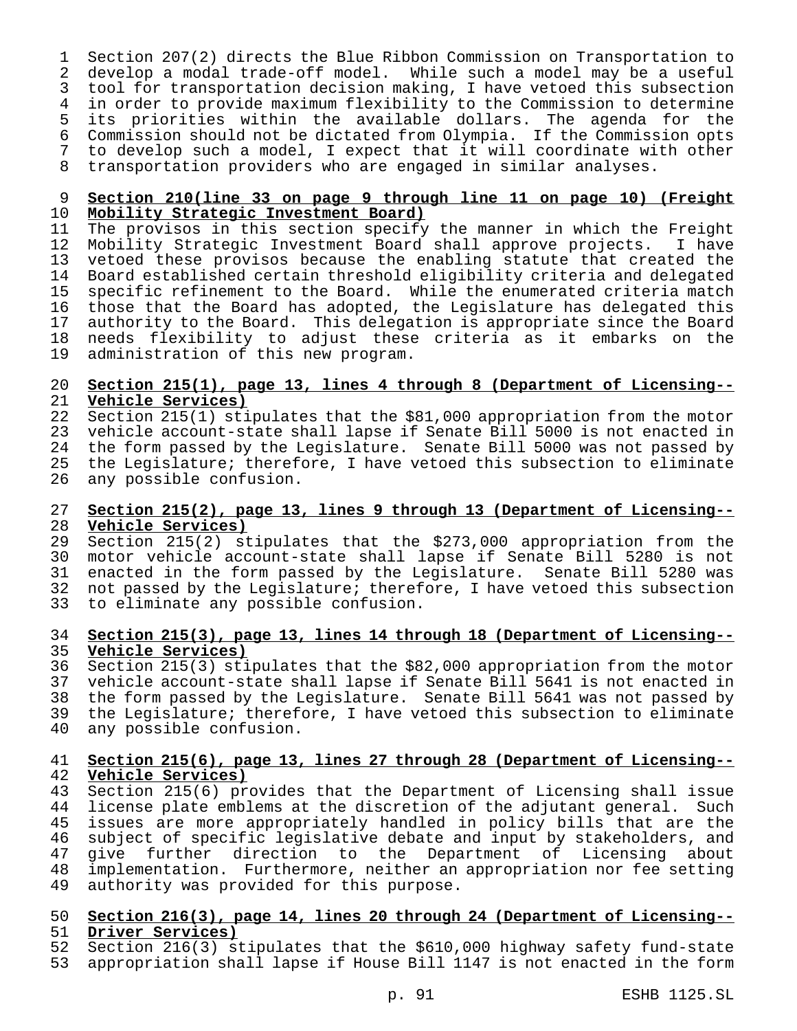Section 207(2) directs the Blue Ribbon Commission on Transportation to develop a modal trade-off model. While such a model may be a useful tool for transportation decision making, I have vetoed this subsection in order to provide maximum flexibility to the Commission to determine its priorities within the available dollars. The agenda for the Commission should not be dictated from Olympia. If the Commission opts to develop such a model, I expect that it will coordinate with other transportation providers who are engaged in similar analyses.

**Section 210(line 33 on page 9 through line 11 on page 10) (Freight Mobility Strategic Investment Board)**

The provisos in this section specify the manner in which the Freight Mobility Strategic Investment Board shall approve projects. I have vetoed these provisos because the enabling statute that created the Board established certain threshold eligibility criteria and delegated specific refinement to the Board. While the enumerated criteria match those that the Board has adopted, the Legislature has delegated this authority to the Board. This delegation is appropriate since the Board needs flexibility to adjust these criteria as it embarks on the administration of this new program.

**Section 215(1), page 13, lines 4 through 8 (Department of Licensing--Vehicle Services)**

Section 215(1) stipulates that the $81,000 appropriation from the motor vehicle account-state shall lapse if Senate Bill 5000 is not enacted in the form passed by the Legislature. Senate Bill 5000 was not passed by the Legislature; therefore, I have vetoed this subsection to eliminate any possible confusion.

**Section 215(2), page 13, lines 9 through 13 (Department of Licensing--Vehicle Services)**

Section 215(2) stipulates that the $273,000 appropriation from the motor vehicle account-state shall lapse if Senate Bill 5280 is not enacted in the form passed by the Legislature. Senate Bill 5280 was not passed by the Legislature; therefore, I have vetoed this subsection to eliminate any possible confusion.

**Section 215(3), page 13, lines 14 through 18 (Department of Licensing--Vehicle Services)**

Section 215(3) stipulates that the $82,000 appropriation from the motor vehicle account-state shall lapse if Senate Bill 5641 is not enacted in the form passed by the Legislature. Senate Bill 5641 was not passed by the Legislature; therefore, I have vetoed this subsection to eliminate any possible confusion.

**Section 215(6), page 13, lines 27 through 28 (Department of Licensing--Vehicle Services)**

Section 215(6) provides that the Department of Licensing shall issue license plate emblems at the discretion of the adjutant general. Such issues are more appropriately handled in policy bills that are the subject of specific legislative debate and input by stakeholders, and give further direction to the Department of Licensing about implementation. Furthermore, neither an appropriation nor fee setting authority was provided for this purpose.

**Section 216(3), page 14, lines 20 through 24 (Department of Licensing--Driver Services)**

Section 216(3) stipulates that the $610,000 highway safety fund-state appropriation shall lapse if House Bill 1147 is not enacted in the form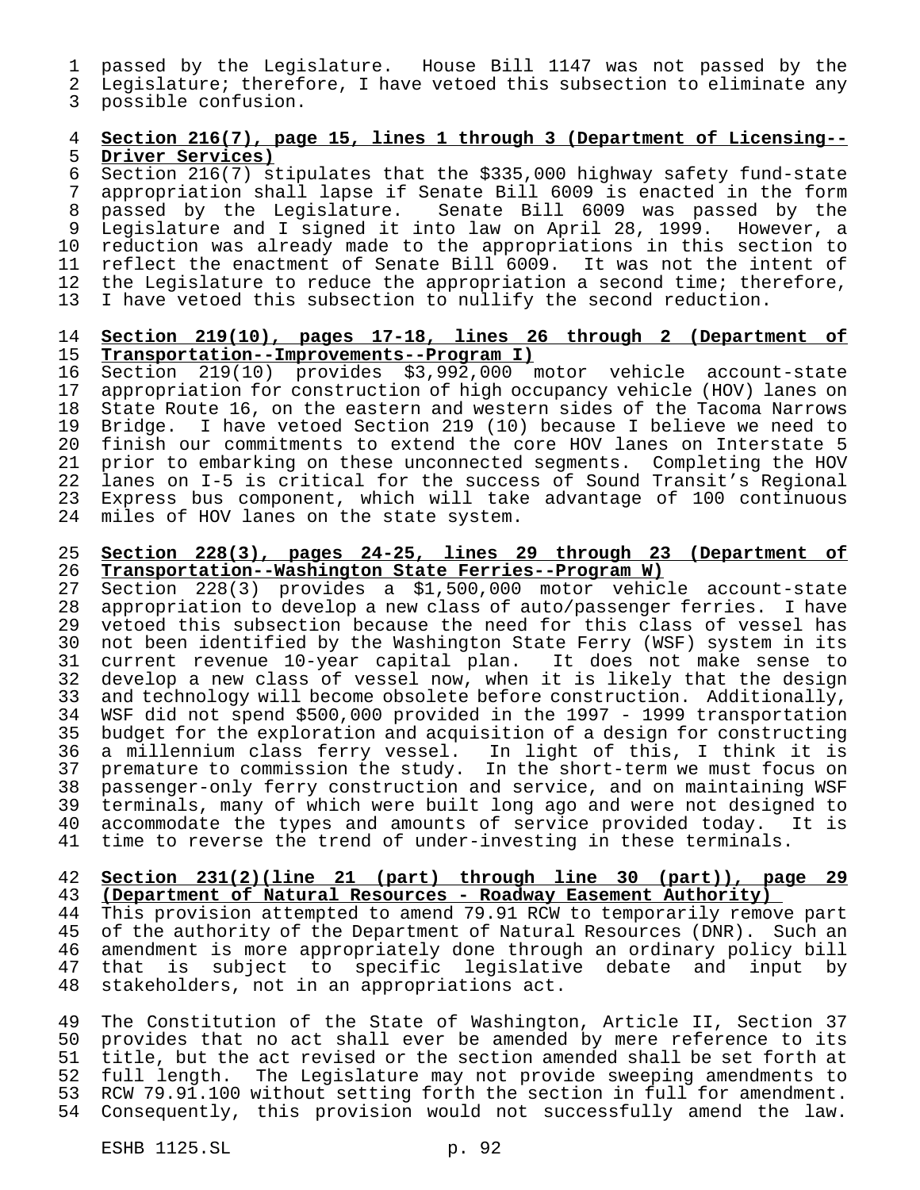passed by the Legislature. House Bill 1147 was not passed by the Legislature; therefore, I have vetoed this subsection to eliminate any possible confusion.

**Section 216(7), page 15, lines 1 through 3 (Department of Licensing--Driver Services)**

Section 216(7) stipulates that the $335,000 highway safety fund-state appropriation shall lapse if Senate Bill 6009 is enacted in the form passed by the Legislature. Senate Bill 6009 was passed by the Legislature and I signed it into law on April 28, 1999. However, a reduction was already made to the appropriations in this section to reflect the enactment of Senate Bill 6009. It was not the intent of the Legislature to reduce the appropriation a second time; therefore, I have vetoed this subsection to nullify the second reduction.

**Section 219(10), pages 17-18, lines 26 through 2 (Department of Transportation--Improvements--Program I)**

Section 219(10) provides $3,992,000 motor vehicle account-state appropriation for construction of high occupancy vehicle (HOV) lanes on State Route 16, on the eastern and western sides of the Tacoma Narrows Bridge. I have vetoed Section 219 (10) because I believe we need to finish our commitments to extend the core HOV lanes on Interstate 5 prior to embarking on these unconnected segments. Completing the HOV lanes on I-5 is critical for the success of Sound Transit's Regional Express bus component, which will take advantage of 100 continuous miles of HOV lanes on the state system.

**Section 228(3), pages 24-25, lines 29 through 23 (Department of Transportation--Washington State Ferries--Program W)**

Section 228(3) provides a $1,500,000 motor vehicle account-state appropriation to develop a new class of auto/passenger ferries. I have vetoed this subsection because the need for this class of vessel has not been identified by the Washington State Ferry (WSF) system in its current revenue 10-year capital plan. It does not make sense to develop a new class of vessel now, when it is likely that the design and technology will become obsolete before construction. Additionally, WSF did not spend $500,000 provided in the 1997 - 1999 transportation budget for the exploration and acquisition of a design for constructing a millennium class ferry vessel. In light of this, I think it is premature to commission the study. In the short-term we must focus on passenger-only ferry construction and service, and on maintaining WSF terminals, many of which were built long ago and were not designed to accommodate the types and amounts of service provided today. It is time to reverse the trend of under-investing in these terminals.

**Section 231(2)(line 21 (part) through line 30 (part)), page 29 (Department of Natural Resources - Roadway Easement Authority)**

This provision attempted to amend 79.91 RCW to temporarily remove part of the authority of the Department of Natural Resources (DNR). Such an amendment is more appropriately done through an ordinary policy bill that is subject to specific legislative debate and input by stakeholders, not in an appropriations act.

The Constitution of the State of Washington, Article II, Section 37 provides that no act shall ever be amended by mere reference to its title, but the act revised or the section amended shall be set forth at full length. The Legislature may not provide sweeping amendments to RCW 79.91.100 without setting forth the section in full for amendment. Consequently, this provision would not successfully amend the law.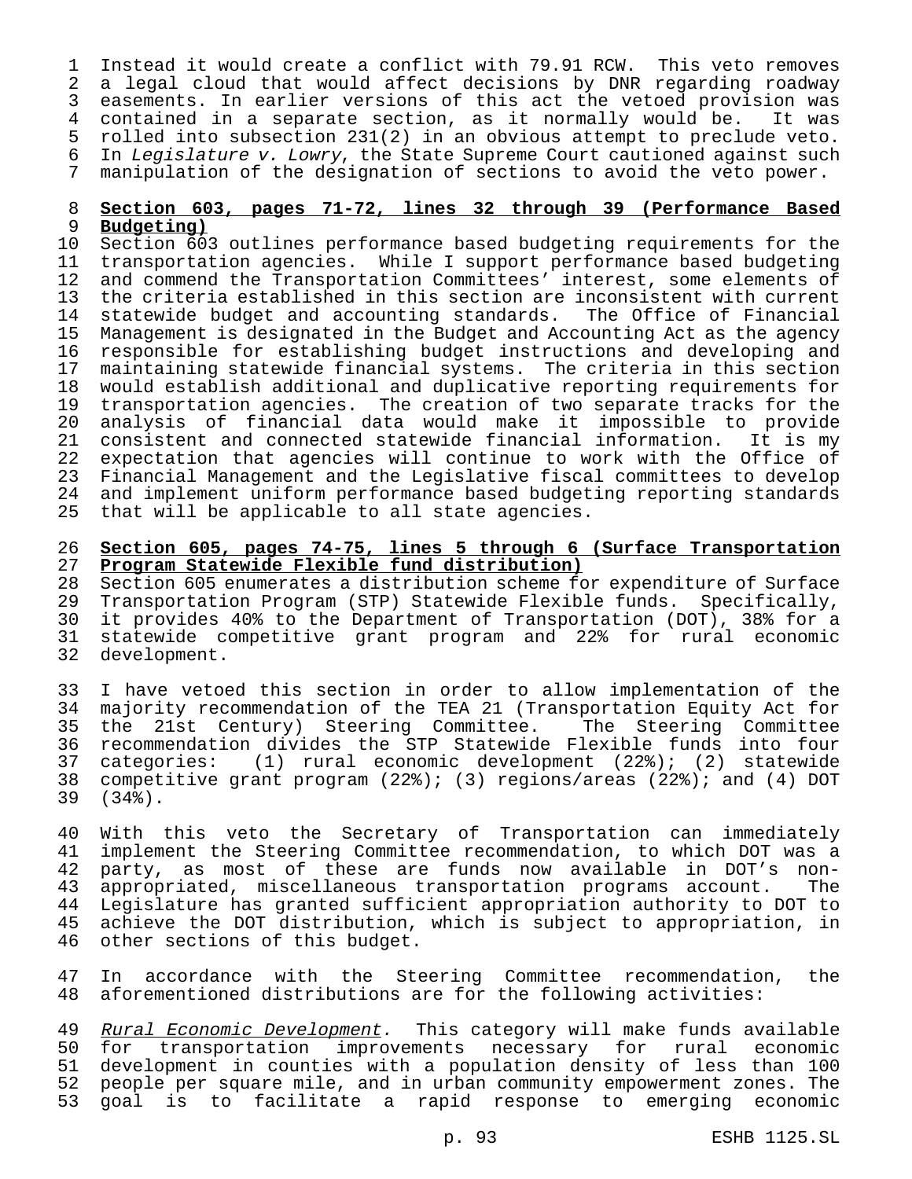Instead it would create a conflict with 79.91 RCW. This veto removes a legal cloud that would affect decisions by DNR regarding roadway easements. In earlier versions of this act the vetoed provision was contained in a separate section, as it normally would be. It was rolled into subsection 231(2) in an obvious attempt to preclude veto. In *Legislature v. Lowry*, the State Supreme Court cautioned against such manipulation of the designation of sections to avoid the veto power.

**Section 603, pages 71-72, lines 32 through 39 (Performance Based Budgeting)**

Section 603 outlines performance based budgeting requirements for the transportation agencies. While I support performance based budgeting and commend the Transportation Committees' interest, some elements of the criteria established in this section are inconsistent with current statewide budget and accounting standards. The Office of Financial Management is designated in the Budget and Accounting Act as the agency responsible for establishing budget instructions and developing and maintaining statewide financial systems. The criteria in this section would establish additional and duplicative reporting requirements for transportation agencies. The creation of two separate tracks for the analysis of financial data would make it impossible to provide consistent and connected statewide financial information. It is my expectation that agencies will continue to work with the Office of Financial Management and the Legislative fiscal committees to develop and implement uniform performance based budgeting reporting standards that will be applicable to all state agencies.

**Section 605, pages 74-75, lines 5 through 6 (Surface Transportation Program Statewide Flexible fund distribution)**

Section 605 enumerates a distribution scheme for expenditure of Surface Transportation Program (STP) Statewide Flexible funds. Specifically, it provides 40% to the Department of Transportation (DOT), 38% for a statewide competitive grant program and 22% for rural economic development.

I have vetoed this section in order to allow implementation of the majority recommendation of the TEA 21 (Transportation Equity Act for the 21st Century) Steering Committee. The Steering Committee recommendation divides the STP Statewide Flexible funds into four categories: (1) rural economic development (22%); (2) statewide competitive grant program (22%); (3) regions/areas (22%); and (4) DOT (34%).

With this veto the Secretary of Transportation can immediately implement the Steering Committee recommendation, to which DOT was a party, as most of these are funds now available in DOT's non-appropriated, miscellaneous transportation programs account. The Legislature has granted sufficient appropriation authority to DOT to achieve the DOT distribution, which is subject to appropriation, in other sections of this budget.

In accordance with the Steering Committee recommendation, the aforementioned distributions are for the following activities:

*Rural Economic Development.* This category will make funds available for transportation improvements necessary for rural economic development in counties with a population density of less than 100 people per square mile, and in urban community empowerment zones. The goal is to facilitate a rapid response to emerging economic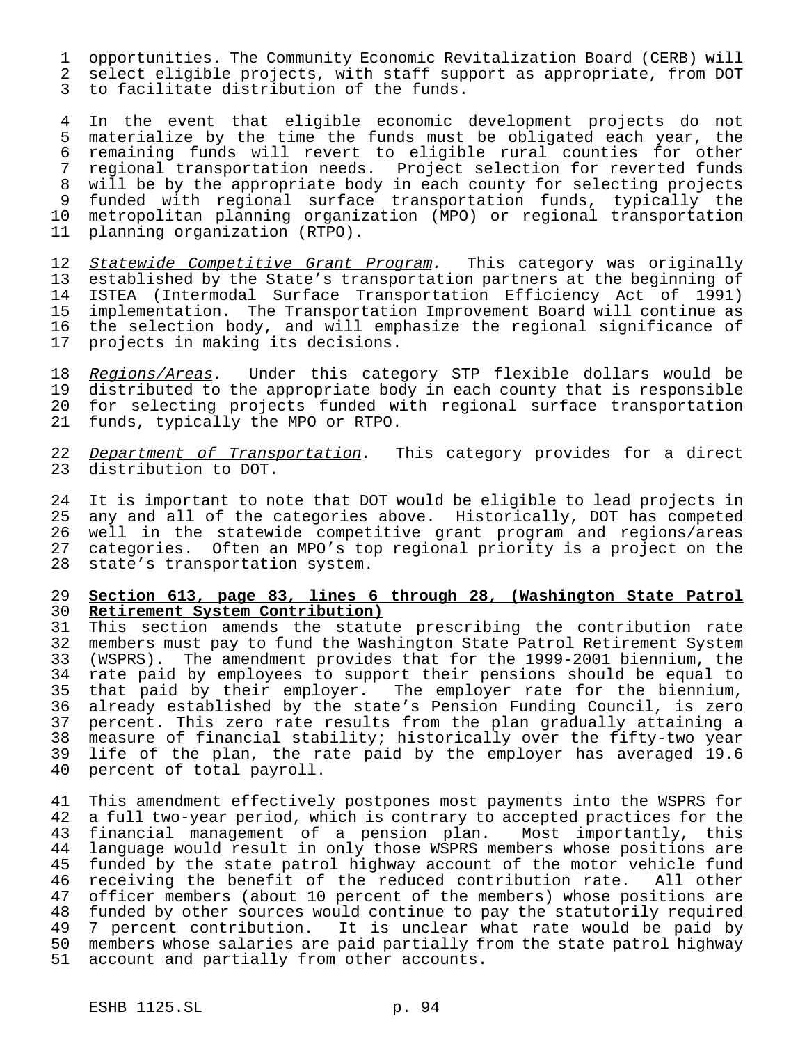opportunities. The Community Economic Revitalization Board (CERB) will select eligible projects, with staff support as appropriate, from DOT to facilitate distribution of the funds.

In the event that eligible economic development projects do not materialize by the time the funds must be obligated each year, the remaining funds will revert to eligible rural counties for other regional transportation needs. Project selection for reverted funds will be by the appropriate body in each county for selecting projects funded with regional surface transportation funds, typically the metropolitan planning organization (MPO) or regional transportation planning organization (RTPO).

*Statewide Competitive Grant Program.* This category was originally established by the State's transportation partners at the beginning of ISTEA (Intermodal Surface Transportation Efficiency Act of 1991) implementation. The Transportation Improvement Board will continue as the selection body, and will emphasize the regional significance of projects in making its decisions.

*Regions/Areas.* Under this category STP flexible dollars would be distributed to the appropriate body in each county that is responsible for selecting projects funded with regional surface transportation funds, typically the MPO or RTPO.

*Department of Transportation.* This category provides for a direct distribution to DOT.

It is important to note that DOT would be eligible to lead projects in any and all of the categories above. Historically, DOT has competed well in the statewide competitive grant program and regions/areas categories. Often an MPO's top regional priority is a project on the state's transportation system.

**Section 613, page 83, lines 6 through 28, (Washington State Patrol Retirement System Contribution)**

This section amends the statute prescribing the contribution rate members must pay to fund the Washington State Patrol Retirement System (WSPRS). The amendment provides that for the 1999-2001 biennium, the rate paid by employees to support their pensions should be equal to that paid by their employer. The employer rate for the biennium, already established by the state's Pension Funding Council, is zero percent. This zero rate results from the plan gradually attaining a measure of financial stability; historically over the fifty-two year life of the plan, the rate paid by the employer has averaged 19.6 percent of total payroll.

This amendment effectively postpones most payments into the WSPRS for a full two-year period, which is contrary to accepted practices for the financial management of a pension plan. Most importantly, this language would result in only those WSPRS members whose positions are funded by the state patrol highway account of the motor vehicle fund receiving the benefit of the reduced contribution rate. All other officer members (about 10 percent of the members) whose positions are funded by other sources would continue to pay the statutorily required 7 percent contribution. It is unclear what rate would be paid by members whose salaries are paid partially from the state patrol highway account and partially from other accounts.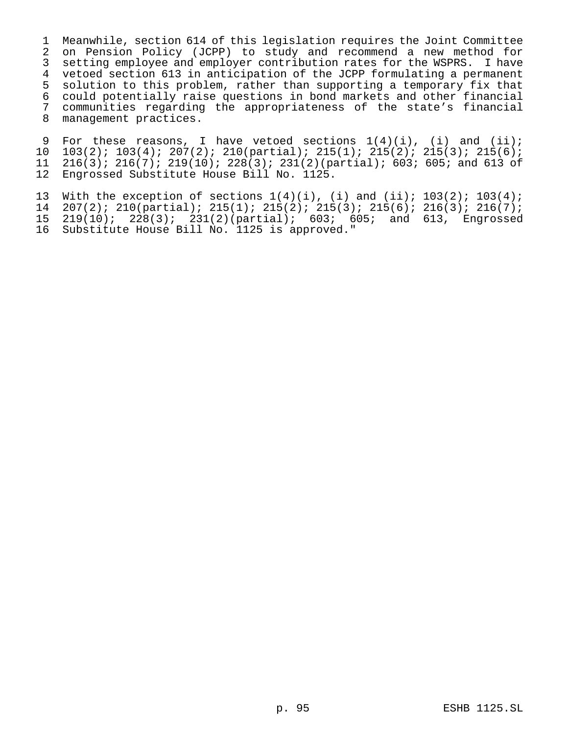Meanwhile, section 614 of this legislation requires the Joint Committee on Pension Policy (JCPP) to study and recommend a new method for setting employee and employer contribution rates for the WSPRS. I have vetoed section 613 in anticipation of the JCPP formulating a permanent solution to this problem, rather than supporting a temporary fix that could potentially raise questions in bond markets and other financial communities regarding the appropriateness of the state's financial management practices.

For these reasons, I have vetoed sections 1(4)(i), (i) and (ii); 103(2); 103(4); 207(2); 210(partial); 215(1); 215(2); 215(3); 215(6); 216(3); 216(7); 219(10); 228(3); 231(2)(partial); 603; 605; and 613 of Engrossed Substitute House Bill No. 1125.

With the exception of sections 1(4)(i), (i) and (ii); 103(2); 103(4); 207(2); 210(partial); 215(1); 215(2); 215(3); 215(6); 216(3); 216(7); 219(10); 228(3); 231(2)(partial); 603; 605; and 613, Engrossed Substitute House Bill No. 1125 is approved."